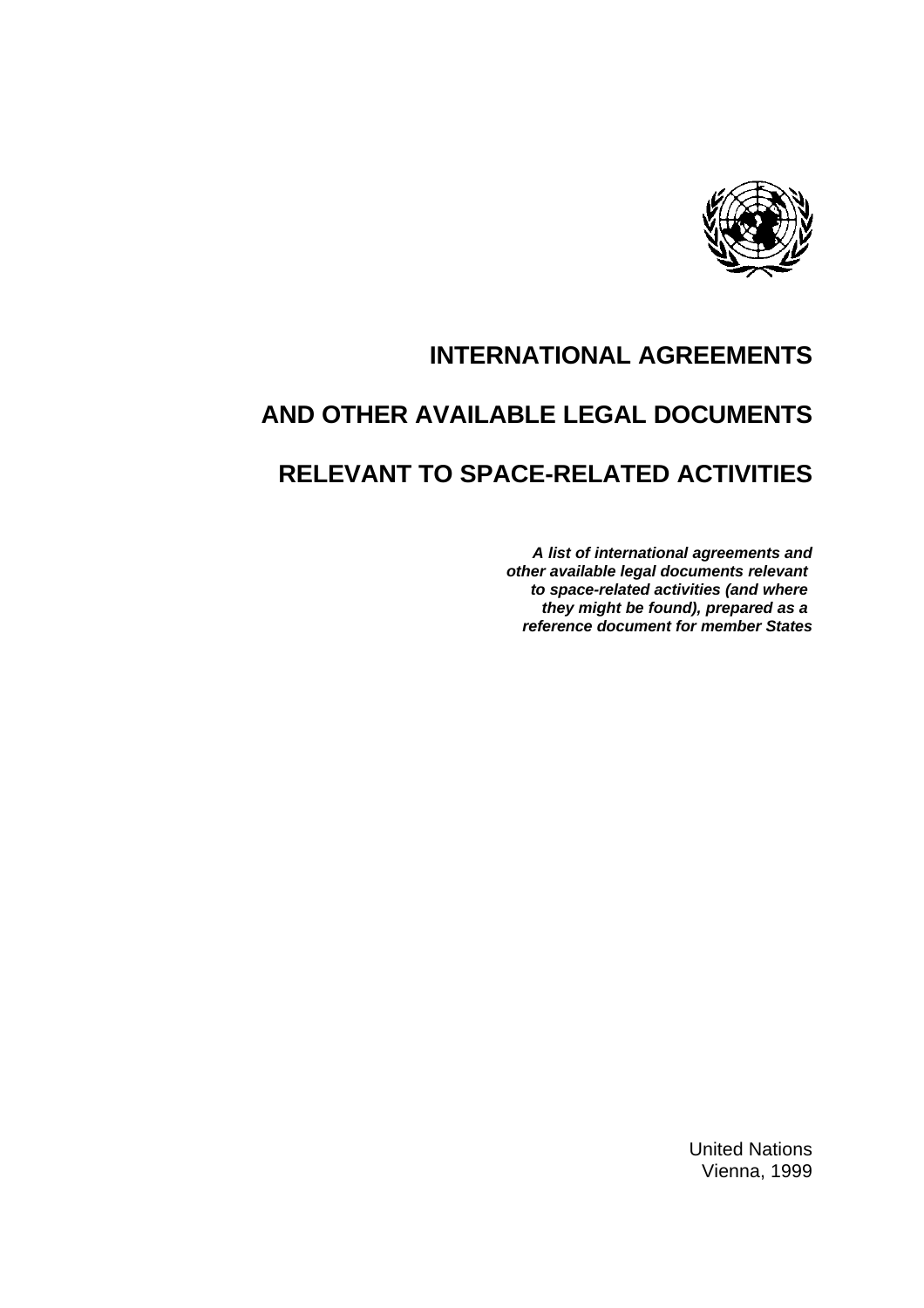# INTERNATIONAL AGREEMENTS

# AND OTHER AVAILABLE LEGAL DOCUMENTS

# RELEVANT TO SPACE-RELATED ACTIVITIES

***A list of international agreements and other available legal documents relevant to space-related activities (and where they might be found), prepared as a reference document for member States***

United Nations
Vienna, 1999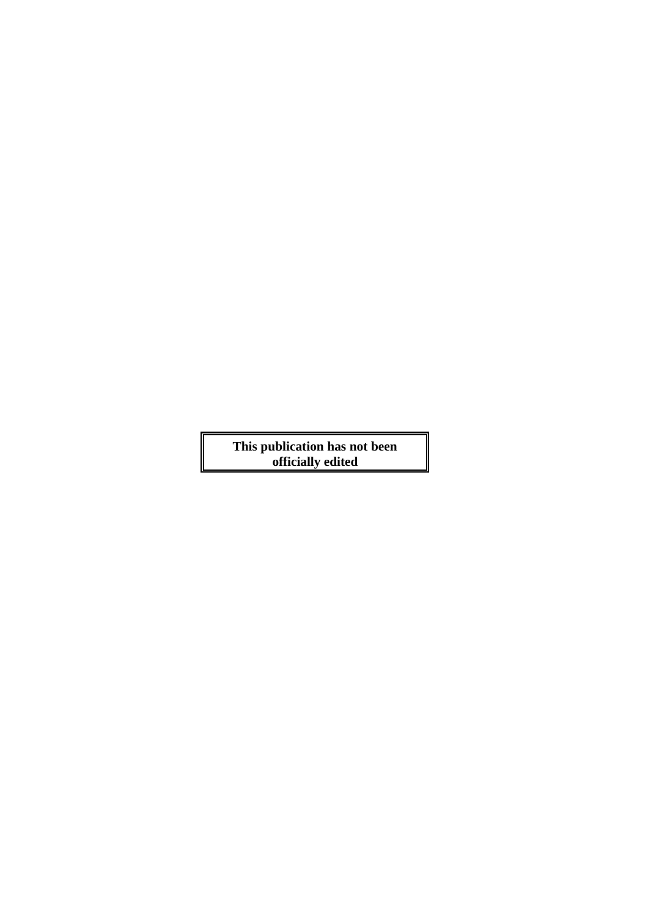**This publication has not been officially edited**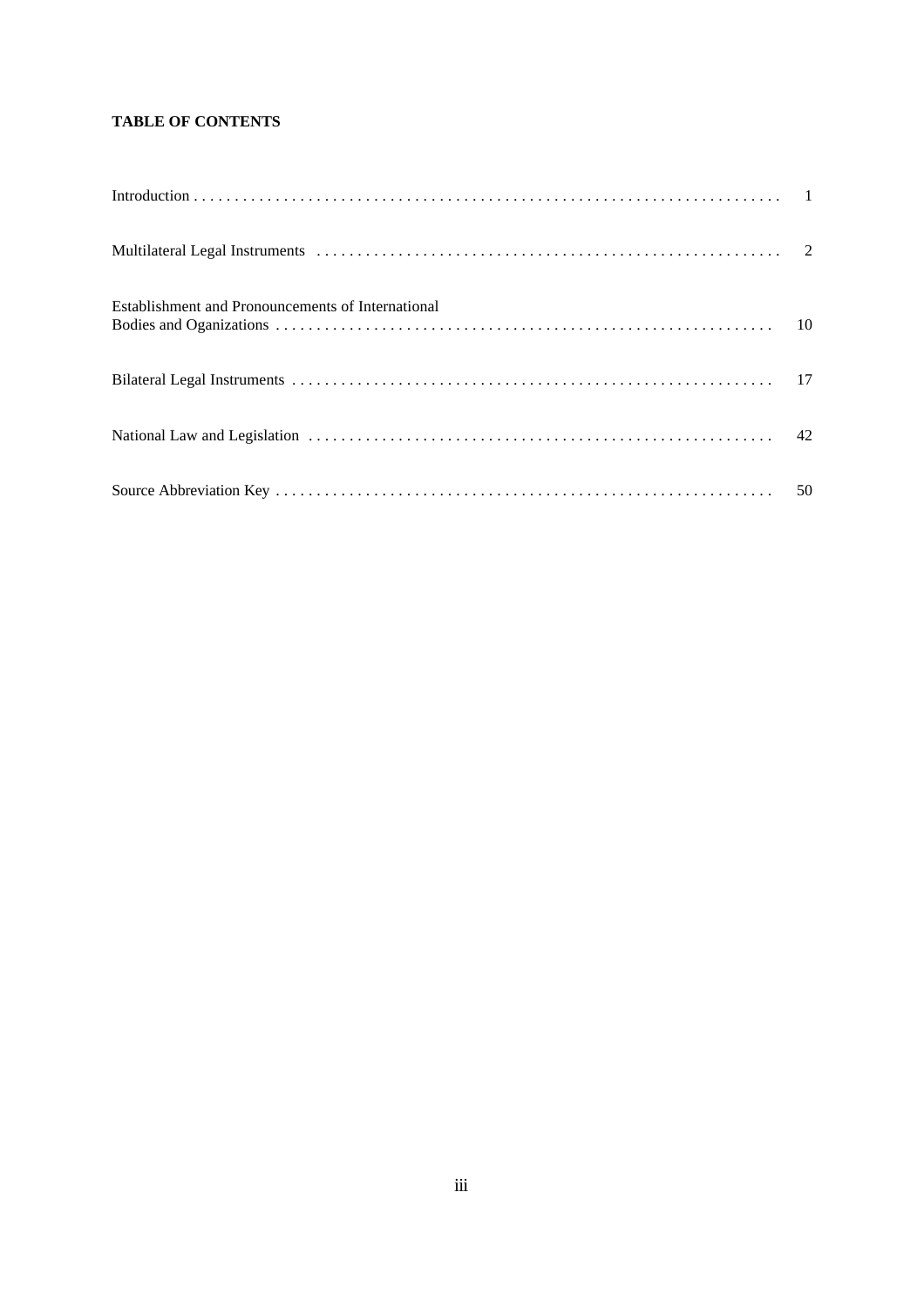**TABLE OF CONTENTS**

| | |
|---|---|
| Introduction | 1 |
| Multilateral Legal Instruments | 2 |
| Establishment and Pronouncements of International Bodies and Oganizations | 10 |
| Bilateral Legal Instruments | 17 |
| National Law and Legislation | 42 |
| Source Abbreviation Key | 50 |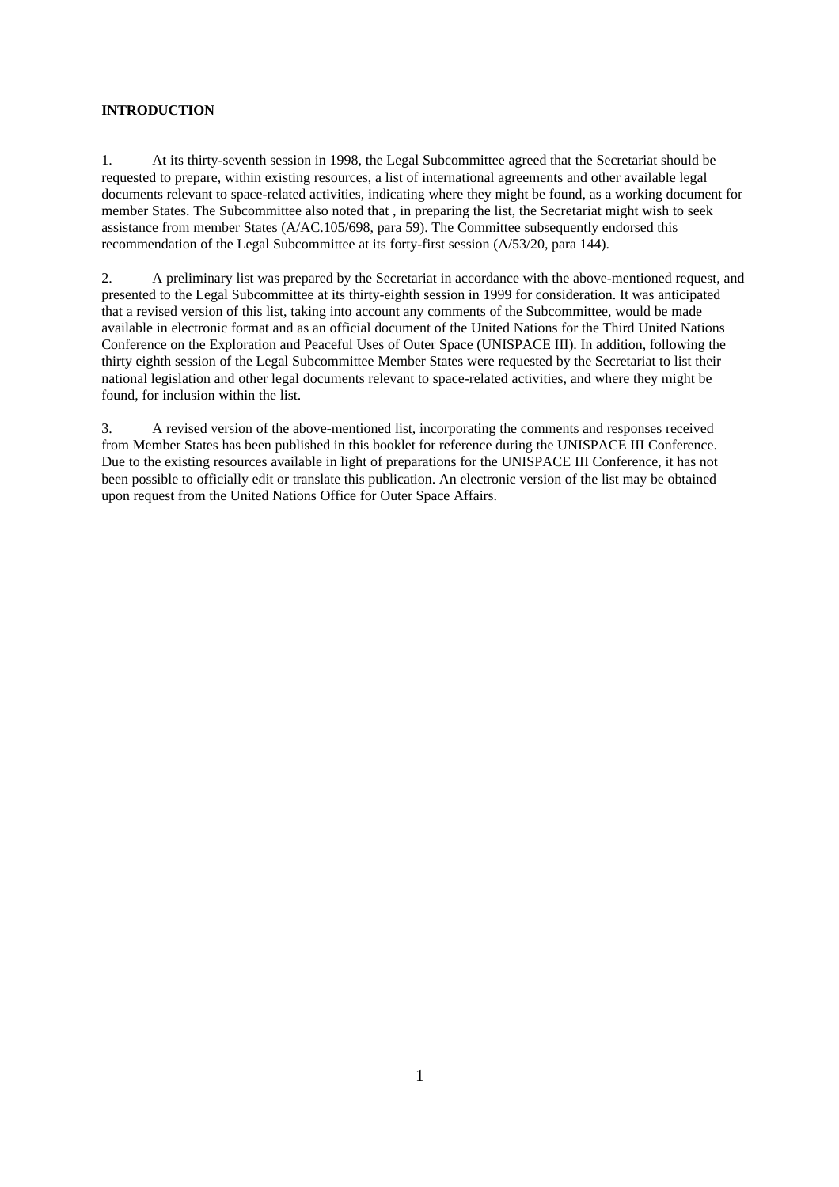**INTRODUCTION**

1. At its thirty-seventh session in 1998, the Legal Subcommittee agreed that the Secretariat should be requested to prepare, within existing resources, a list of international agreements and other available legal documents relevant to space-related activities, indicating where they might be found, as a working document for member States. The Subcommittee also noted that , in preparing the list, the Secretariat might wish to seek assistance from member States (A/AC.105/698, para 59). The Committee subsequently endorsed this recommendation of the Legal Subcommittee at its forty-first session (A/53/20, para 144).

2. A preliminary list was prepared by the Secretariat in accordance with the above-mentioned request, and presented to the Legal Subcommittee at its thirty-eighth session in 1999 for consideration. It was anticipated that a revised version of this list, taking into account any comments of the Subcommittee, would be made available in electronic format and as an official document of the United Nations for the Third United Nations Conference on the Exploration and Peaceful Uses of Outer Space (UNISPACE III). In addition, following the thirty eighth session of the Legal Subcommittee Member States were requested by the Secretariat to list their national legislation and other legal documents relevant to space-related activities, and where they might be found, for inclusion within the list.

3. A revised version of the above-mentioned list, incorporating the comments and responses received from Member States has been published in this booklet for reference during the UNISPACE III Conference. Due to the existing resources available in light of preparations for the UNISPACE III Conference, it has not been possible to officially edit or translate this publication. An electronic version of the list may be obtained upon request from the United Nations Office for Outer Space Affairs.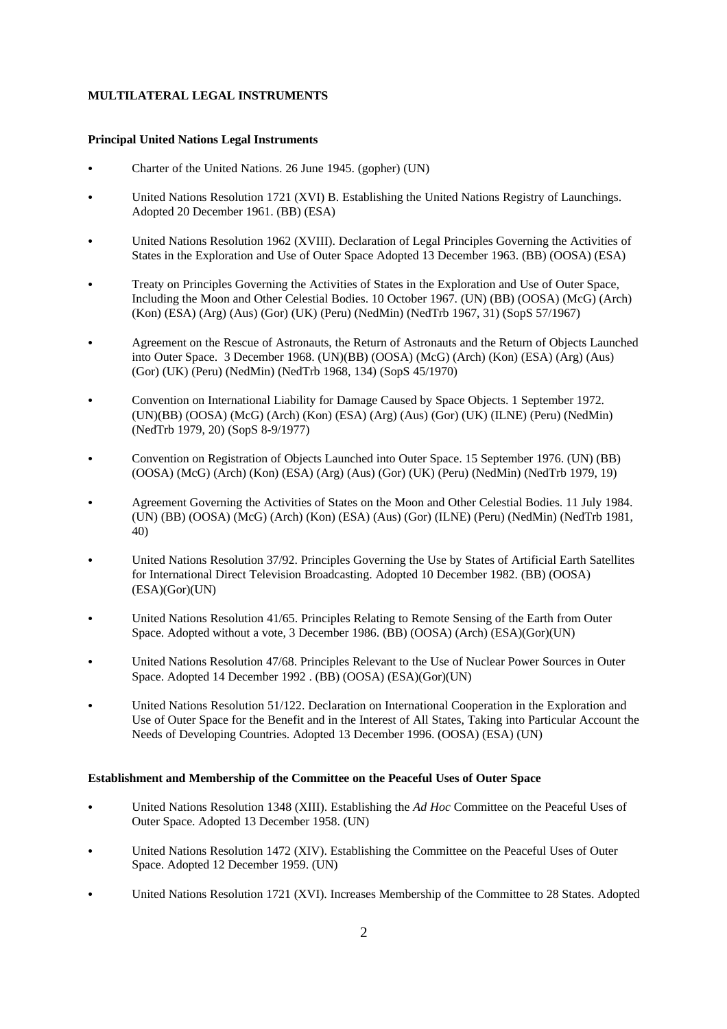**MULTILATERAL LEGAL INSTRUMENTS**

**Principal United Nations Legal Instruments**

- Charter of the United Nations. 26 June 1945. (gopher) (UN)
- United Nations Resolution 1721 (XVI) B. Establishing the United Nations Registry of Launchings. Adopted 20 December 1961. (BB) (ESA)
- United Nations Resolution 1962 (XVIII). Declaration of Legal Principles Governing the Activities of States in the Exploration and Use of Outer Space Adopted 13 December 1963. (BB) (OOSA) (ESA)
- Treaty on Principles Governing the Activities of States in the Exploration and Use of Outer Space, Including the Moon and Other Celestial Bodies. 10 October 1967. (UN) (BB) (OOSA) (McG) (Arch) (Kon) (ESA) (Arg) (Aus) (Gor) (UK) (Peru) (NedMin) (NedTrb 1967, 31) (SopS 57/1967)
- Agreement on the Rescue of Astronauts, the Return of Astronauts and the Return of Objects Launched into Outer Space. 3 December 1968. (UN)(BB) (OOSA) (McG) (Arch) (Kon) (ESA) (Arg) (Aus) (Gor) (UK) (Peru) (NedMin) (NedTrb 1968, 134) (SopS 45/1970)
- Convention on International Liability for Damage Caused by Space Objects. 1 September 1972. (UN)(BB) (OOSA) (McG) (Arch) (Kon) (ESA) (Arg) (Aus) (Gor) (UK) (ILNE) (Peru) (NedMin) (NedTrb 1979, 20) (SopS 8-9/1977)
- Convention on Registration of Objects Launched into Outer Space. 15 September 1976. (UN) (BB) (OOSA) (McG) (Arch) (Kon) (ESA) (Arg) (Aus) (Gor) (UK) (Peru) (NedMin) (NedTrb 1979, 19)
- Agreement Governing the Activities of States on the Moon and Other Celestial Bodies. 11 July 1984. (UN) (BB) (OOSA) (McG) (Arch) (Kon) (ESA) (Aus) (Gor) (ILNE) (Peru) (NedMin) (NedTrb 1981, 40)
- United Nations Resolution 37/92. Principles Governing the Use by States of Artificial Earth Satellites for International Direct Television Broadcasting. Adopted 10 December 1982. (BB) (OOSA) (ESA)(Gor)(UN)
- United Nations Resolution 41/65. Principles Relating to Remote Sensing of the Earth from Outer Space. Adopted without a vote, 3 December 1986. (BB) (OOSA) (Arch) (ESA)(Gor)(UN)
- United Nations Resolution 47/68. Principles Relevant to the Use of Nuclear Power Sources in Outer Space. Adopted 14 December 1992 . (BB) (OOSA) (ESA)(Gor)(UN)
- United Nations Resolution 51/122. Declaration on International Cooperation in the Exploration and Use of Outer Space for the Benefit and in the Interest of All States, Taking into Particular Account the Needs of Developing Countries. Adopted 13 December 1996. (OOSA) (ESA) (UN)

**Establishment and Membership of the Committee on the Peaceful Uses of Outer Space**

- United Nations Resolution 1348 (XIII). Establishing the *Ad Hoc* Committee on the Peaceful Uses of Outer Space. Adopted 13 December 1958. (UN)
- United Nations Resolution 1472 (XIV). Establishing the Committee on the Peaceful Uses of Outer Space. Adopted 12 December 1959. (UN)
- United Nations Resolution 1721 (XVI). Increases Membership of the Committee to 28 States. Adopted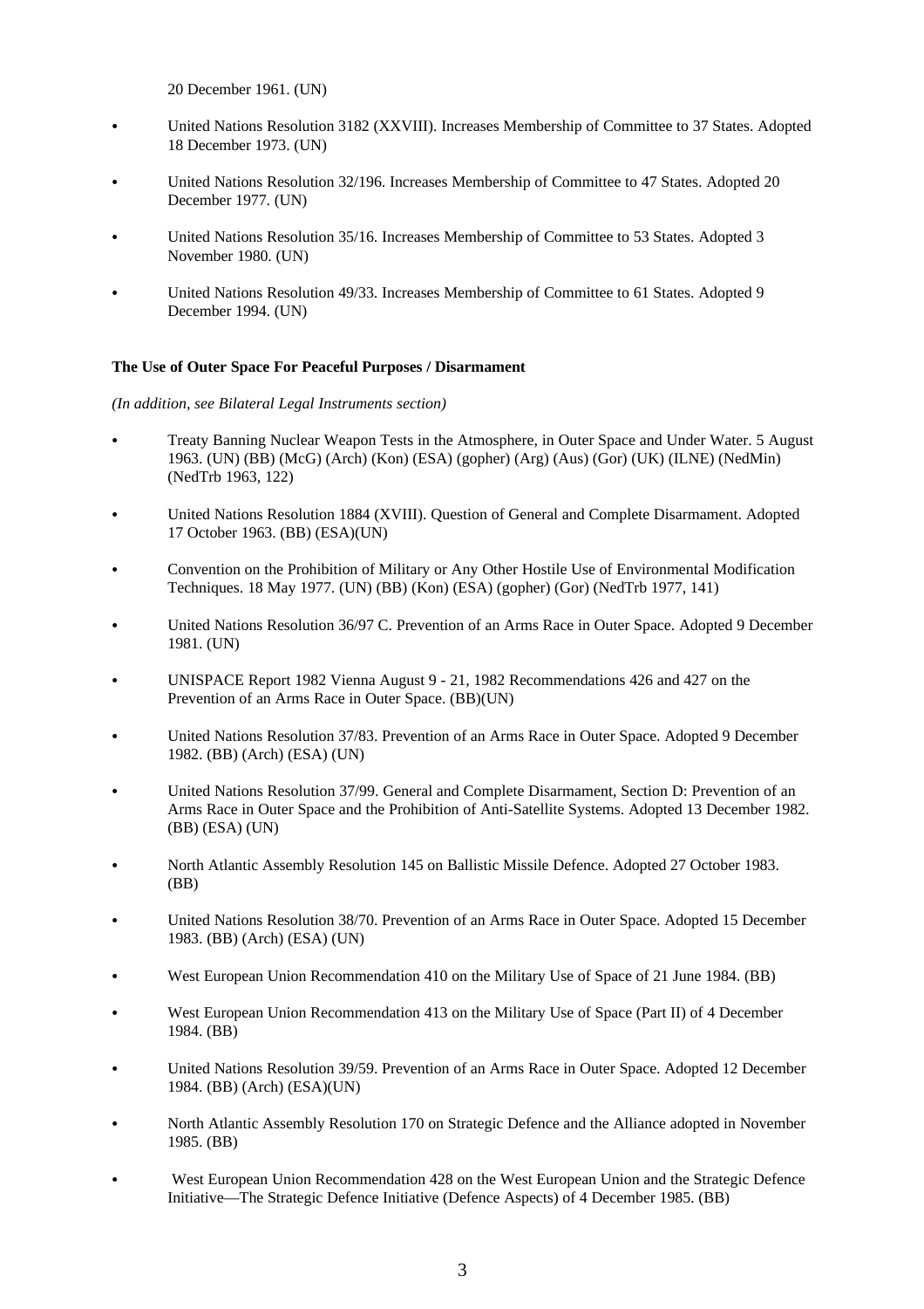20 December 1961. (UN)

- United Nations Resolution 3182 (XXVIII). Increases Membership of Committee to 37 States. Adopted 18 December 1973. (UN)
- United Nations Resolution 32/196. Increases Membership of Committee to 47 States. Adopted 20 December 1977. (UN)
- United Nations Resolution 35/16. Increases Membership of Committee to 53 States. Adopted 3 November 1980. (UN)
- United Nations Resolution 49/33. Increases Membership of Committee to 61 States. Adopted 9 December 1994. (UN)

**The Use of Outer Space For Peaceful Purposes / Disarmament**

*(In addition, see Bilateral Legal Instruments section)*

- Treaty Banning Nuclear Weapon Tests in the Atmosphere, in Outer Space and Under Water. 5 August 1963. (UN) (BB) (McG) (Arch) (Kon) (ESA) (gopher) (Arg) (Aus) (Gor) (UK) (ILNE) (NedMin) (NedTrb 1963, 122)
- United Nations Resolution 1884 (XVIII). Question of General and Complete Disarmament. Adopted 17 October 1963. (BB) (ESA)(UN)
- Convention on the Prohibition of Military or Any Other Hostile Use of Environmental Modification Techniques. 18 May 1977. (UN) (BB) (Kon) (ESA) (gopher) (Gor) (NedTrb 1977, 141)
- United Nations Resolution 36/97 C. Prevention of an Arms Race in Outer Space. Adopted 9 December 1981. (UN)
- UNISPACE Report 1982 Vienna August 9 - 21, 1982 Recommendations 426 and 427 on the Prevention of an Arms Race in Outer Space. (BB)(UN)
- United Nations Resolution 37/83. Prevention of an Arms Race in Outer Space. Adopted 9 December 1982. (BB) (Arch) (ESA) (UN)
- United Nations Resolution 37/99. General and Complete Disarmament, Section D: Prevention of an Arms Race in Outer Space and the Prohibition of Anti-Satellite Systems. Adopted 13 December 1982. (BB) (ESA) (UN)
- North Atlantic Assembly Resolution 145 on Ballistic Missile Defence. Adopted 27 October 1983. (BB)
- United Nations Resolution 38/70. Prevention of an Arms Race in Outer Space. Adopted 15 December 1983. (BB) (Arch) (ESA) (UN)
- West European Union Recommendation 410 on the Military Use of Space of 21 June 1984. (BB)
- West European Union Recommendation 413 on the Military Use of Space (Part II) of 4 December 1984. (BB)
- United Nations Resolution 39/59. Prevention of an Arms Race in Outer Space. Adopted 12 December 1984. (BB) (Arch) (ESA)(UN)
- North Atlantic Assembly Resolution 170 on Strategic Defence and the Alliance adopted in November 1985. (BB)
- West European Union Recommendation 428 on the West European Union and the Strategic Defence Initiative—The Strategic Defence Initiative (Defence Aspects) of 4 December 1985. (BB)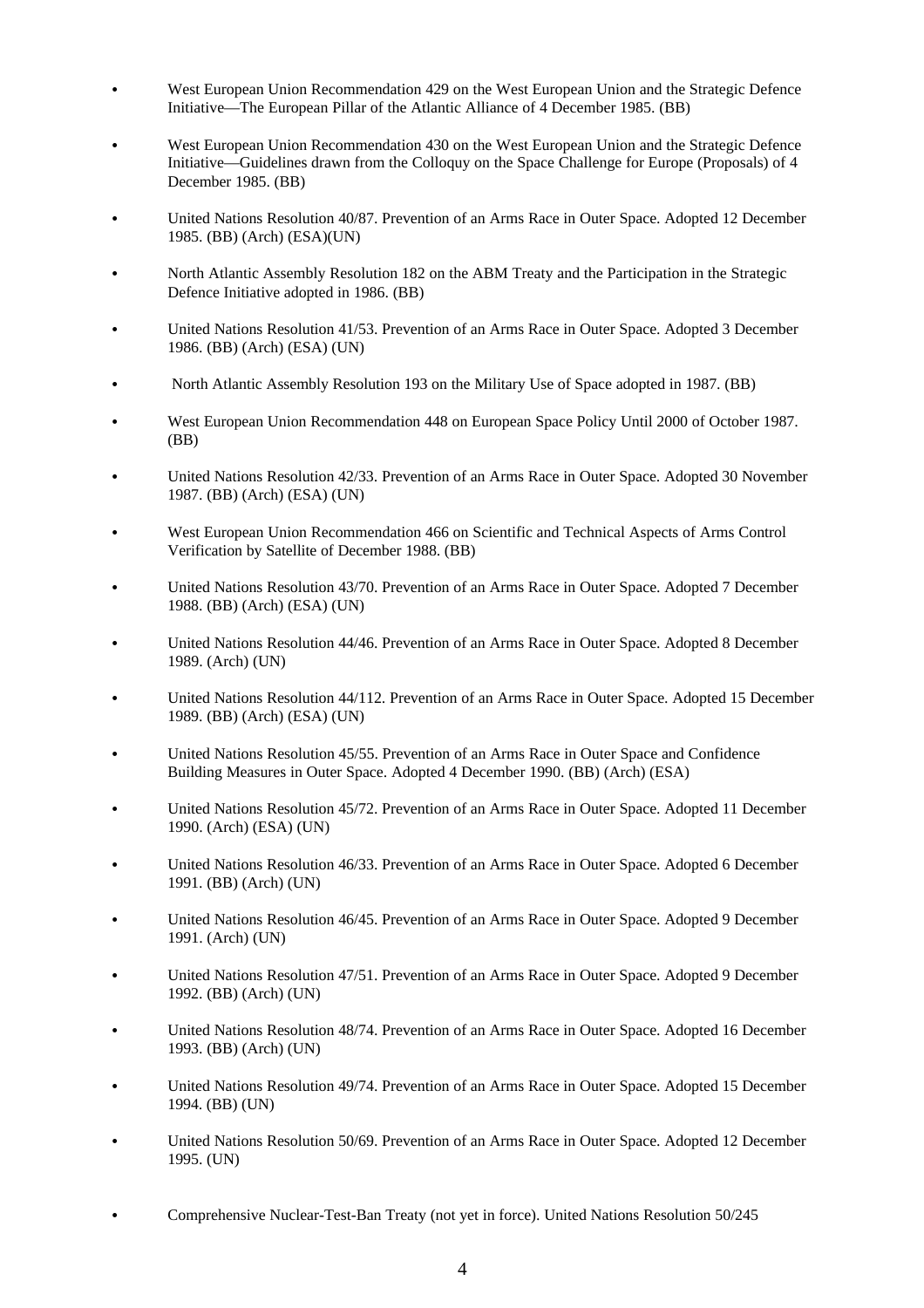- West European Union Recommendation 429 on the West European Union and the Strategic Defence Initiative—The European Pillar of the Atlantic Alliance of 4 December 1985. (BB)
- West European Union Recommendation 430 on the West European Union and the Strategic Defence Initiative—Guidelines drawn from the Colloquy on the Space Challenge for Europe (Proposals) of 4 December 1985. (BB)
- United Nations Resolution 40/87. Prevention of an Arms Race in Outer Space. Adopted 12 December 1985. (BB) (Arch) (ESA)(UN)
- North Atlantic Assembly Resolution 182 on the ABM Treaty and the Participation in the Strategic Defence Initiative adopted in 1986. (BB)
- United Nations Resolution 41/53. Prevention of an Arms Race in Outer Space. Adopted 3 December 1986. (BB) (Arch) (ESA) (UN)
- North Atlantic Assembly Resolution 193 on the Military Use of Space adopted in 1987. (BB)
- West European Union Recommendation 448 on European Space Policy Until 2000 of October 1987. (BB)
- United Nations Resolution 42/33. Prevention of an Arms Race in Outer Space. Adopted 30 November 1987. (BB) (Arch) (ESA) (UN)
- West European Union Recommendation 466 on Scientific and Technical Aspects of Arms Control Verification by Satellite of December 1988. (BB)
- United Nations Resolution 43/70. Prevention of an Arms Race in Outer Space. Adopted 7 December 1988. (BB) (Arch) (ESA) (UN)
- United Nations Resolution 44/46. Prevention of an Arms Race in Outer Space. Adopted 8 December 1989. (Arch) (UN)
- United Nations Resolution 44/112. Prevention of an Arms Race in Outer Space. Adopted 15 December 1989. (BB) (Arch) (ESA) (UN)
- United Nations Resolution 45/55. Prevention of an Arms Race in Outer Space and Confidence Building Measures in Outer Space. Adopted 4 December 1990. (BB) (Arch) (ESA)
- United Nations Resolution 45/72. Prevention of an Arms Race in Outer Space. Adopted 11 December 1990. (Arch) (ESA) (UN)
- United Nations Resolution 46/33. Prevention of an Arms Race in Outer Space. Adopted 6 December 1991. (BB) (Arch) (UN)
- United Nations Resolution 46/45. Prevention of an Arms Race in Outer Space. Adopted 9 December 1991. (Arch) (UN)
- United Nations Resolution 47/51. Prevention of an Arms Race in Outer Space. Adopted 9 December 1992. (BB) (Arch) (UN)
- United Nations Resolution 48/74. Prevention of an Arms Race in Outer Space. Adopted 16 December 1993. (BB) (Arch) (UN)
- United Nations Resolution 49/74. Prevention of an Arms Race in Outer Space. Adopted 15 December 1994. (BB) (UN)
- United Nations Resolution 50/69. Prevention of an Arms Race in Outer Space. Adopted 12 December 1995. (UN)
- Comprehensive Nuclear-Test-Ban Treaty (not yet in force). United Nations Resolution 50/245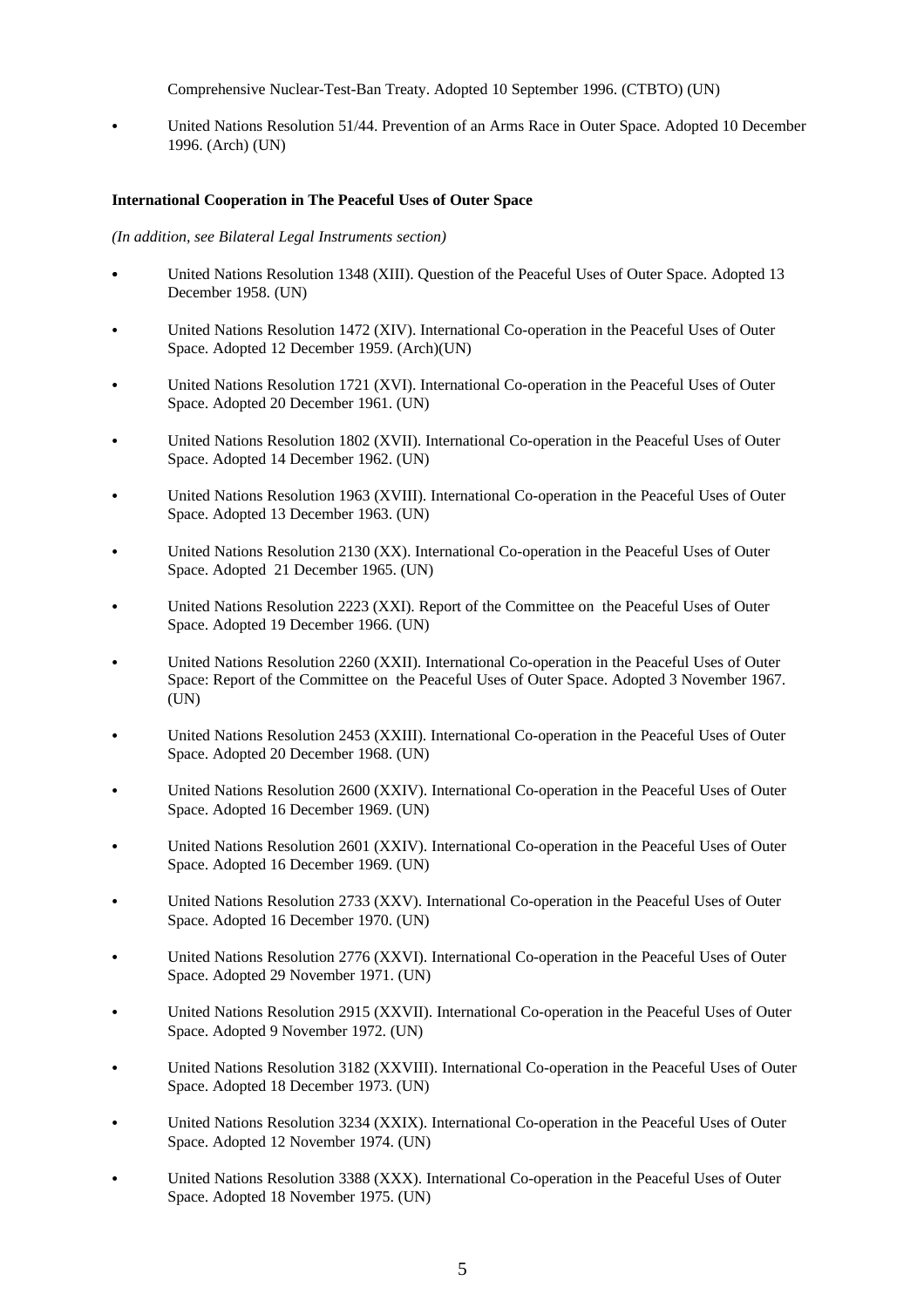Comprehensive Nuclear-Test-Ban Treaty. Adopted 10 September 1996. (CTBTO) (UN)

- United Nations Resolution 51/44. Prevention of an Arms Race in Outer Space. Adopted 10 December 1996. (Arch) (UN)

**International Cooperation in The Peaceful Uses of Outer Space**

*(In addition, see Bilateral Legal Instruments section)*

- United Nations Resolution 1348 (XIII). Question of the Peaceful Uses of Outer Space. Adopted 13 December 1958. (UN)
- United Nations Resolution 1472 (XIV). International Co-operation in the Peaceful Uses of Outer Space. Adopted 12 December 1959. (Arch)(UN)
- United Nations Resolution 1721 (XVI). International Co-operation in the Peaceful Uses of Outer Space. Adopted 20 December 1961. (UN)
- United Nations Resolution 1802 (XVII). International Co-operation in the Peaceful Uses of Outer Space. Adopted 14 December 1962. (UN)
- United Nations Resolution 1963 (XVIII). International Co-operation in the Peaceful Uses of Outer Space. Adopted 13 December 1963. (UN)
- United Nations Resolution 2130 (XX). International Co-operation in the Peaceful Uses of Outer Space. Adopted 21 December 1965. (UN)
- United Nations Resolution 2223 (XXI). Report of the Committee on the Peaceful Uses of Outer Space. Adopted 19 December 1966. (UN)
- United Nations Resolution 2260 (XXII). International Co-operation in the Peaceful Uses of Outer Space: Report of the Committee on the Peaceful Uses of Outer Space. Adopted 3 November 1967. (UN)
- United Nations Resolution 2453 (XXIII). International Co-operation in the Peaceful Uses of Outer Space. Adopted 20 December 1968. (UN)
- United Nations Resolution 2600 (XXIV). International Co-operation in the Peaceful Uses of Outer Space. Adopted 16 December 1969. (UN)
- United Nations Resolution 2601 (XXIV). International Co-operation in the Peaceful Uses of Outer Space. Adopted 16 December 1969. (UN)
- United Nations Resolution 2733 (XXV). International Co-operation in the Peaceful Uses of Outer Space. Adopted 16 December 1970. (UN)
- United Nations Resolution 2776 (XXVI). International Co-operation in the Peaceful Uses of Outer Space. Adopted 29 November 1971. (UN)
- United Nations Resolution 2915 (XXVII). International Co-operation in the Peaceful Uses of Outer Space. Adopted 9 November 1972. (UN)
- United Nations Resolution 3182 (XXVIII). International Co-operation in the Peaceful Uses of Outer Space. Adopted 18 December 1973. (UN)
- United Nations Resolution 3234 (XXIX). International Co-operation in the Peaceful Uses of Outer Space. Adopted 12 November 1974. (UN)
- United Nations Resolution 3388 (XXX). International Co-operation in the Peaceful Uses of Outer Space. Adopted 18 November 1975. (UN)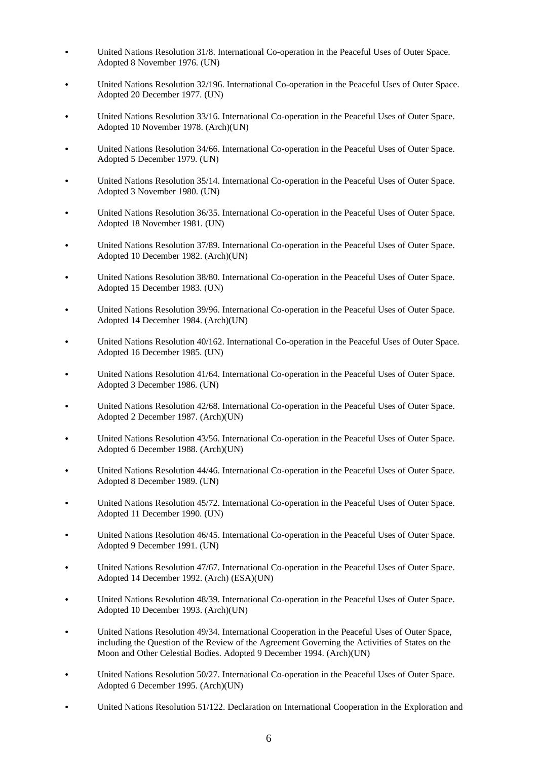- United Nations Resolution 31/8. International Co-operation in the Peaceful Uses of Outer Space. Adopted 8 November 1976. (UN)
- United Nations Resolution 32/196. International Co-operation in the Peaceful Uses of Outer Space. Adopted 20 December 1977. (UN)
- United Nations Resolution 33/16. International Co-operation in the Peaceful Uses of Outer Space. Adopted 10 November 1978. (Arch)(UN)
- United Nations Resolution 34/66. International Co-operation in the Peaceful Uses of Outer Space. Adopted 5 December 1979. (UN)
- United Nations Resolution 35/14. International Co-operation in the Peaceful Uses of Outer Space. Adopted 3 November 1980. (UN)
- United Nations Resolution 36/35. International Co-operation in the Peaceful Uses of Outer Space. Adopted 18 November 1981. (UN)
- United Nations Resolution 37/89. International Co-operation in the Peaceful Uses of Outer Space. Adopted 10 December 1982. (Arch)(UN)
- United Nations Resolution 38/80. International Co-operation in the Peaceful Uses of Outer Space. Adopted 15 December 1983. (UN)
- United Nations Resolution 39/96. International Co-operation in the Peaceful Uses of Outer Space. Adopted 14 December 1984. (Arch)(UN)
- United Nations Resolution 40/162. International Co-operation in the Peaceful Uses of Outer Space. Adopted 16 December 1985. (UN)
- United Nations Resolution 41/64. International Co-operation in the Peaceful Uses of Outer Space. Adopted 3 December 1986. (UN)
- United Nations Resolution 42/68. International Co-operation in the Peaceful Uses of Outer Space. Adopted 2 December 1987. (Arch)(UN)
- United Nations Resolution 43/56. International Co-operation in the Peaceful Uses of Outer Space. Adopted 6 December 1988. (Arch)(UN)
- United Nations Resolution 44/46. International Co-operation in the Peaceful Uses of Outer Space. Adopted 8 December 1989. (UN)
- United Nations Resolution 45/72. International Co-operation in the Peaceful Uses of Outer Space. Adopted 11 December 1990. (UN)
- United Nations Resolution 46/45. International Co-operation in the Peaceful Uses of Outer Space. Adopted 9 December 1991. (UN)
- United Nations Resolution 47/67. International Co-operation in the Peaceful Uses of Outer Space. Adopted 14 December 1992. (Arch) (ESA)(UN)
- United Nations Resolution 48/39. International Co-operation in the Peaceful Uses of Outer Space. Adopted 10 December 1993. (Arch)(UN)
- United Nations Resolution 49/34. International Cooperation in the Peaceful Uses of Outer Space, including the Question of the Review of the Agreement Governing the Activities of States on the Moon and Other Celestial Bodies. Adopted 9 December 1994. (Arch)(UN)
- United Nations Resolution 50/27. International Co-operation in the Peaceful Uses of Outer Space. Adopted 6 December 1995. (Arch)(UN)
- United Nations Resolution 51/122. Declaration on International Cooperation in the Exploration and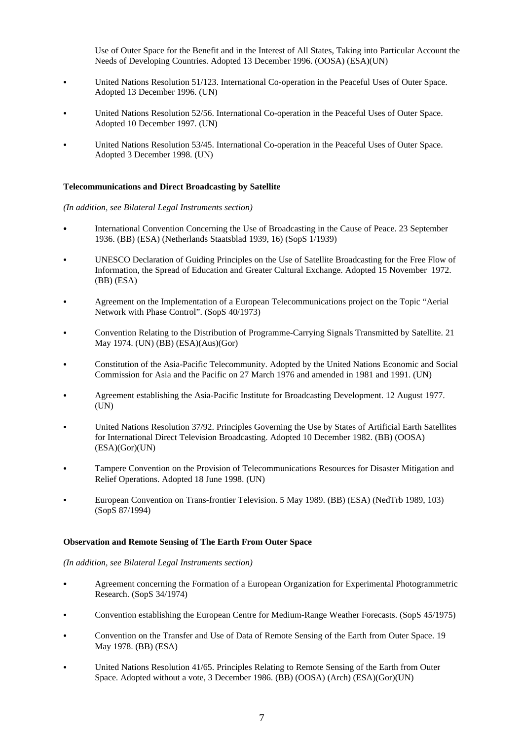Use of Outer Space for the Benefit and in the Interest of All States, Taking into Particular Account the Needs of Developing Countries. Adopted 13 December 1996. (OOSA) (ESA)(UN)

- United Nations Resolution 51/123. International Co-operation in the Peaceful Uses of Outer Space. Adopted 13 December 1996. (UN)
- United Nations Resolution 52/56. International Co-operation in the Peaceful Uses of Outer Space. Adopted 10 December 1997. (UN)
- United Nations Resolution 53/45. International Co-operation in the Peaceful Uses of Outer Space. Adopted 3 December 1998. (UN)

**Telecommunications and Direct Broadcasting by Satellite**

*(In addition, see Bilateral Legal Instruments section)*

- International Convention Concerning the Use of Broadcasting in the Cause of Peace. 23 September 1936. (BB) (ESA) (Netherlands Staatsblad 1939, 16) (SopS 1/1939)
- UNESCO Declaration of Guiding Principles on the Use of Satellite Broadcasting for the Free Flow of Information, the Spread of Education and Greater Cultural Exchange. Adopted 15 November 1972. (BB) (ESA)
- Agreement on the Implementation of a European Telecommunications project on the Topic "Aerial Network with Phase Control". (SopS 40/1973)
- Convention Relating to the Distribution of Programme-Carrying Signals Transmitted by Satellite. 21 May 1974. (UN) (BB) (ESA)(Aus)(Gor)
- Constitution of the Asia-Pacific Telecommunity. Adopted by the United Nations Economic and Social Commission for Asia and the Pacific on 27 March 1976 and amended in 1981 and 1991. (UN)
- Agreement establishing the Asia-Pacific Institute for Broadcasting Development. 12 August 1977. (UN)
- United Nations Resolution 37/92. Principles Governing the Use by States of Artificial Earth Satellites for International Direct Television Broadcasting. Adopted 10 December 1982. (BB) (OOSA) (ESA)(Gor)(UN)
- Tampere Convention on the Provision of Telecommunications Resources for Disaster Mitigation and Relief Operations. Adopted 18 June 1998. (UN)
- European Convention on Trans-frontier Television. 5 May 1989. (BB) (ESA) (NedTrb 1989, 103) (SopS 87/1994)

**Observation and Remote Sensing of The Earth From Outer Space**

*(In addition, see Bilateral Legal Instruments section)*

- Agreement concerning the Formation of a European Organization for Experimental Photogrammetric Research. (SopS 34/1974)
- Convention establishing the European Centre for Medium-Range Weather Forecasts. (SopS 45/1975)
- Convention on the Transfer and Use of Data of Remote Sensing of the Earth from Outer Space. 19 May 1978. (BB) (ESA)
- United Nations Resolution 41/65. Principles Relating to Remote Sensing of the Earth from Outer Space. Adopted without a vote, 3 December 1986. (BB) (OOSA) (Arch) (ESA)(Gor)(UN)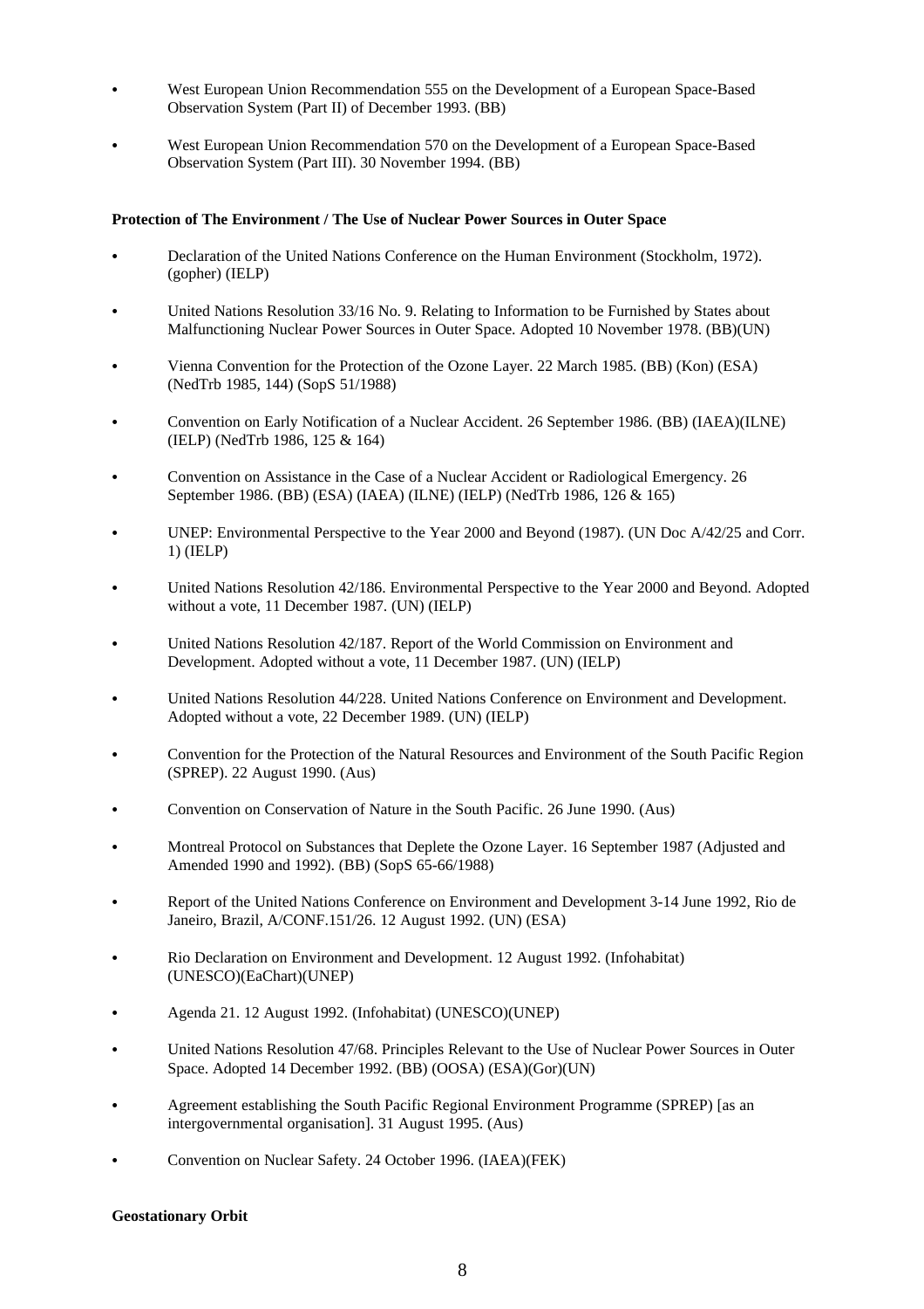- West European Union Recommendation 555 on the Development of a European Space-Based Observation System (Part II) of December 1993. (BB)

- West European Union Recommendation 570 on the Development of a European Space-Based Observation System (Part III). 30 November 1994. (BB)

**Protection of The Environment / The Use of Nuclear Power Sources in Outer Space**

- Declaration of the United Nations Conference on the Human Environment (Stockholm, 1972). (gopher) (IELP)

- United Nations Resolution 33/16 No. 9. Relating to Information to be Furnished by States about Malfunctioning Nuclear Power Sources in Outer Space. Adopted 10 November 1978. (BB)(UN)

- Vienna Convention for the Protection of the Ozone Layer. 22 March 1985. (BB) (Kon) (ESA) (NedTrb 1985, 144) (SopS 51/1988)

- Convention on Early Notification of a Nuclear Accident. 26 September 1986. (BB) (IAEA)(ILNE) (IELP) (NedTrb 1986, 125 & 164)

- Convention on Assistance in the Case of a Nuclear Accident or Radiological Emergency. 26 September 1986. (BB) (ESA) (IAEA) (ILNE) (IELP) (NedTrb 1986, 126 & 165)

- UNEP: Environmental Perspective to the Year 2000 and Beyond (1987). (UN Doc A/42/25 and Corr. 1) (IELP)

- United Nations Resolution 42/186. Environmental Perspective to the Year 2000 and Beyond. Adopted without a vote, 11 December 1987. (UN) (IELP)

- United Nations Resolution 42/187. Report of the World Commission on Environment and Development. Adopted without a vote, 11 December 1987. (UN) (IELP)

- United Nations Resolution 44/228. United Nations Conference on Environment and Development. Adopted without a vote, 22 December 1989. (UN) (IELP)

- Convention for the Protection of the Natural Resources and Environment of the South Pacific Region (SPREP). 22 August 1990. (Aus)

- Convention on Conservation of Nature in the South Pacific. 26 June 1990. (Aus)

- Montreal Protocol on Substances that Deplete the Ozone Layer. 16 September 1987 (Adjusted and Amended 1990 and 1992). (BB) (SopS 65-66/1988)

- Report of the United Nations Conference on Environment and Development 3-14 June 1992, Rio de Janeiro, Brazil, A/CONF.151/26. 12 August 1992. (UN) (ESA)

- Rio Declaration on Environment and Development. 12 August 1992. (Infohabitat) (UNESCO)(EaChart)(UNEP)

- Agenda 21. 12 August 1992. (Infohabitat) (UNESCO)(UNEP)

- United Nations Resolution 47/68. Principles Relevant to the Use of Nuclear Power Sources in Outer Space. Adopted 14 December 1992. (BB) (OOSA) (ESA)(Gor)(UN)

- Agreement establishing the South Pacific Regional Environment Programme (SPREP) [as an intergovernmental organisation]. 31 August 1995. (Aus)

- Convention on Nuclear Safety. 24 October 1996. (IAEA)(FEK)

**Geostationary Orbit**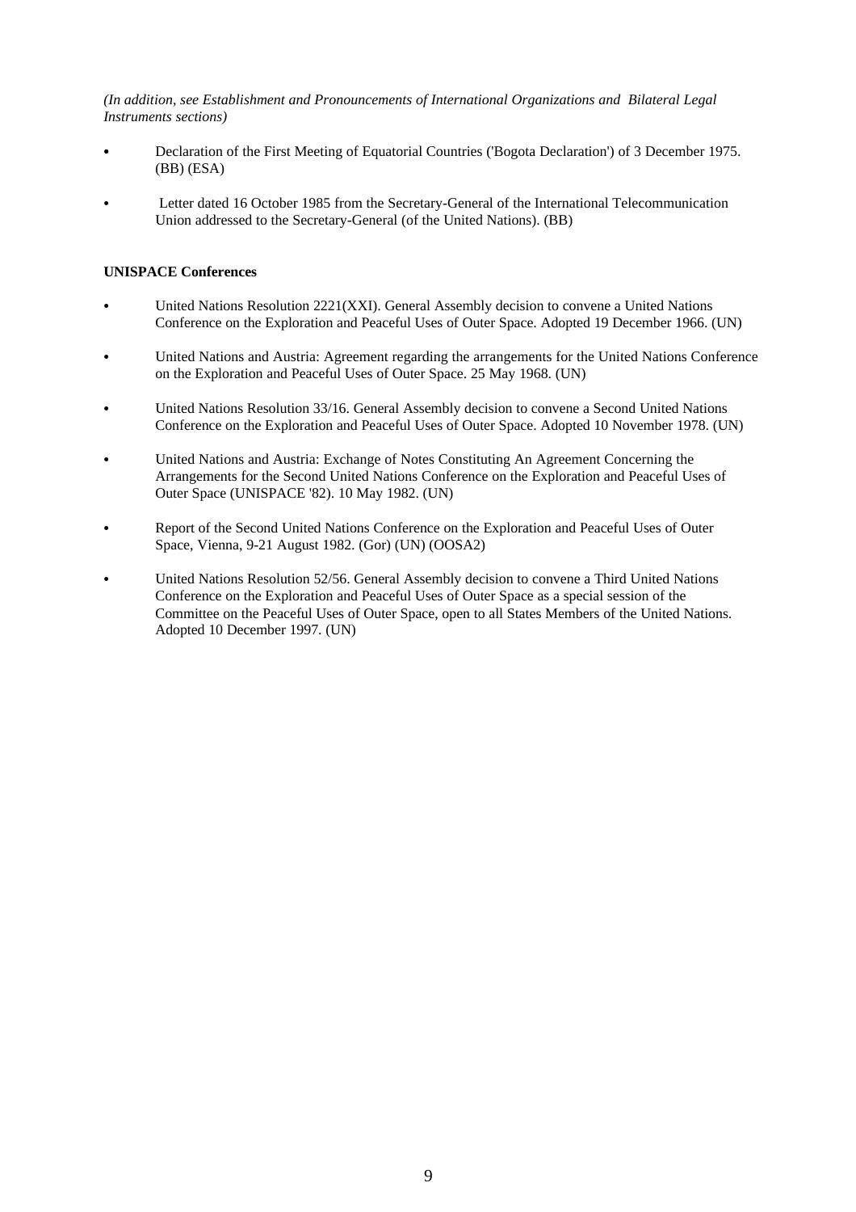*(In addition, see Establishment and Pronouncements of International Organizations and Bilateral Legal Instruments sections)*

- Declaration of the First Meeting of Equatorial Countries ('Bogota Declaration') of 3 December 1975. (BB) (ESA)
- Letter dated 16 October 1985 from the Secretary-General of the International Telecommunication Union addressed to the Secretary-General (of the United Nations). (BB)

**UNISPACE Conferences**

- United Nations Resolution 2221(XXI). General Assembly decision to convene a United Nations Conference on the Exploration and Peaceful Uses of Outer Space. Adopted 19 December 1966. (UN)
- United Nations and Austria: Agreement regarding the arrangements for the United Nations Conference on the Exploration and Peaceful Uses of Outer Space. 25 May 1968. (UN)
- United Nations Resolution 33/16. General Assembly decision to convene a Second United Nations Conference on the Exploration and Peaceful Uses of Outer Space. Adopted 10 November 1978. (UN)
- United Nations and Austria: Exchange of Notes Constituting An Agreement Concerning the Arrangements for the Second United Nations Conference on the Exploration and Peaceful Uses of Outer Space (UNISPACE '82). 10 May 1982. (UN)
- Report of the Second United Nations Conference on the Exploration and Peaceful Uses of Outer Space, Vienna, 9-21 August 1982. (Gor) (UN) (OOSA2)
- United Nations Resolution 52/56. General Assembly decision to convene a Third United Nations Conference on the Exploration and Peaceful Uses of Outer Space as a special session of the Committee on the Peaceful Uses of Outer Space, open to all States Members of the United Nations. Adopted 10 December 1997. (UN)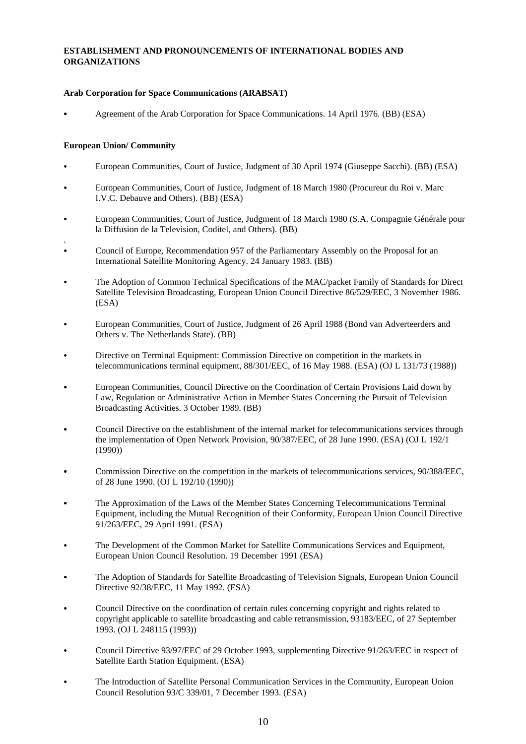**ESTABLISHMENT AND PRONOUNCEMENTS OF INTERNATIONAL BODIES AND ORGANIZATIONS**

**Arab Corporation for Space Communications (ARABSAT)**

- Agreement of the Arab Corporation for Space Communications. 14 April 1976. (BB) (ESA)

**European Union/ Community**

- European Communities, Court of Justice, Judgment of 30 April 1974 (Giuseppe Sacchi). (BB) (ESA)
- European Communities, Court of Justice, Judgment of 18 March 1980 (Procureur du Roi v. Marc I.V.C. Debauve and Others). (BB) (ESA)
- European Communities, Court of Justice, Judgment of 18 March 1980 (S.A. Compagnie Générale pour la Diffusion de la Television, Coditel, and Others). (BB)
- Council of Europe, Recommendation 957 of the Parliamentary Assembly on the Proposal for an International Satellite Monitoring Agency. 24 January 1983. (BB)
- The Adoption of Common Technical Specifications of the MAC/packet Family of Standards for Direct Satellite Television Broadcasting, European Union Council Directive 86/529/EEC, 3 November 1986. (ESA)
- European Communities, Court of Justice, Judgment of 26 April 1988 (Bond van Adverteerders and Others v. The Netherlands State). (BB)
- Directive on Terminal Equipment: Commission Directive on competition in the markets in telecommunications terminal equipment, 88/301/EEC, of 16 May 1988. (ESA) (OJ L 131/73 (1988))
- European Communities, Council Directive on the Coordination of Certain Provisions Laid down by Law, Regulation or Administrative Action in Member States Concerning the Pursuit of Television Broadcasting Activities. 3 October 1989. (BB)
- Council Directive on the establishment of the internal market for telecommunications services through the implementation of Open Network Provision, 90/387/EEC, of 28 June 1990. (ESA) (OJ L 192/1 (1990))
- Commission Directive on the competition in the markets of telecommunications services, 90/388/EEC, of 28 June 1990. (OJ L 192/10 (1990))
- The Approximation of the Laws of the Member States Concerning Telecommunications Terminal Equipment, including the Mutual Recognition of their Conformity, European Union Council Directive 91/263/EEC, 29 April 1991. (ESA)
- The Development of the Common Market for Satellite Communications Services and Equipment, European Union Council Resolution. 19 December 1991 (ESA)
- The Adoption of Standards for Satellite Broadcasting of Television Signals, European Union Council Directive 92/38/EEC, 11 May 1992. (ESA)
- Council Directive on the coordination of certain rules concerning copyright and rights related to copyright applicable to satellite broadcasting and cable retransmission, 93183/EEC, of 27 September 1993. (OJ L 248115 (1993))
- Council Directive 93/97/EEC of 29 October 1993, supplementing Directive 91/263/EEC in respect of Satellite Earth Station Equipment. (ESA)
- The Introduction of Satellite Personal Communication Services in the Community, European Union Council Resolution 93/C 339/01, 7 December 1993. (ESA)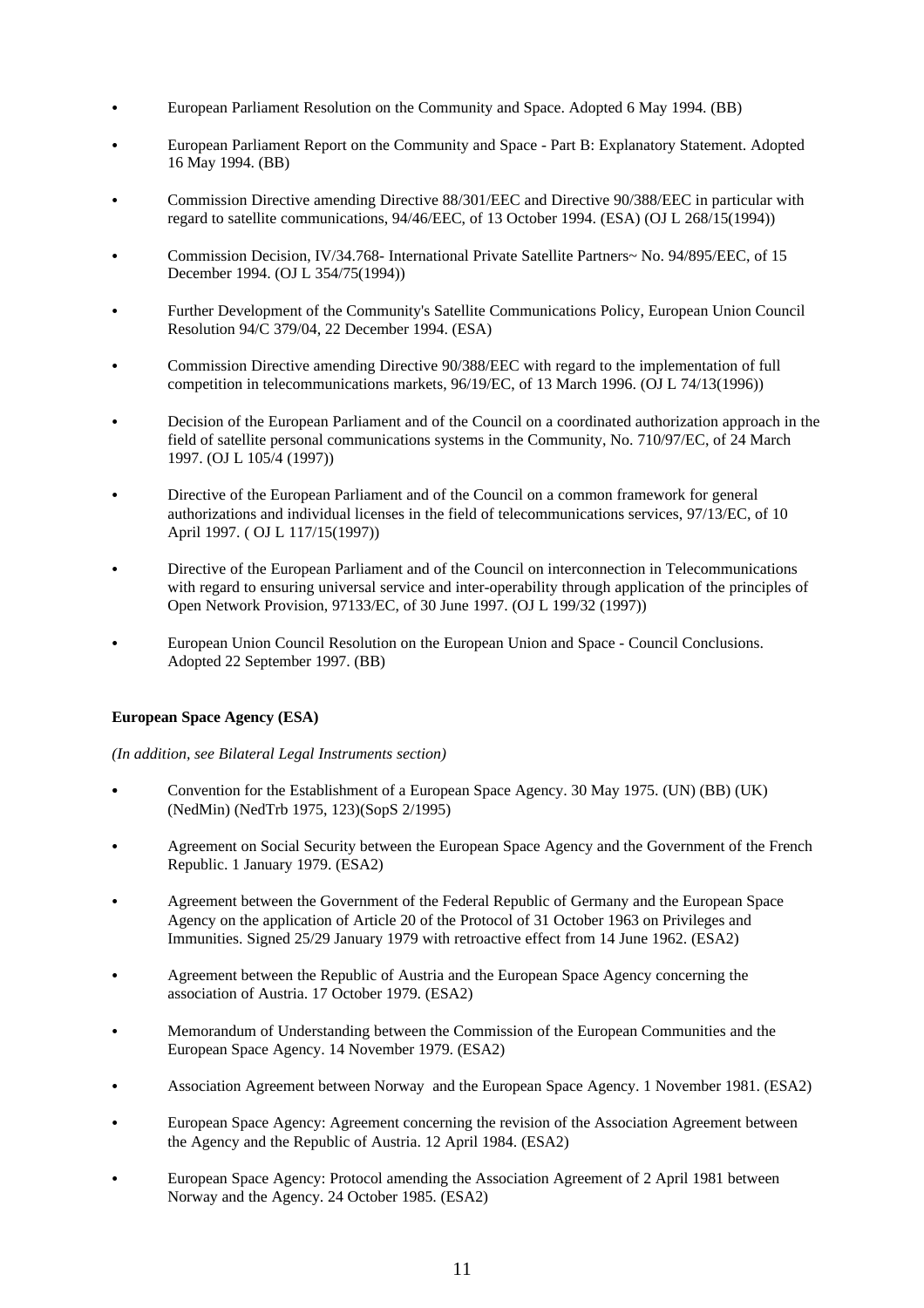- European Parliament Resolution on the Community and Space. Adopted 6 May 1994. (BB)
- European Parliament Report on the Community and Space - Part B: Explanatory Statement. Adopted 16 May 1994. (BB)
- Commission Directive amending Directive 88/301/EEC and Directive 90/388/EEC in particular with regard to satellite communications, 94/46/EEC, of 13 October 1994. (ESA) (OJ L 268/15(1994))
- Commission Decision, IV/34.768- International Private Satellite Partners~ No. 94/895/EEC, of 15 December 1994. (OJ L 354/75(1994))
- Further Development of the Community's Satellite Communications Policy, European Union Council Resolution 94/C 379/04, 22 December 1994. (ESA)
- Commission Directive amending Directive 90/388/EEC with regard to the implementation of full competition in telecommunications markets, 96/19/EC, of 13 March 1996. (OJ L 74/13(1996))
- Decision of the European Parliament and of the Council on a coordinated authorization approach in the field of satellite personal communications systems in the Community, No. 710/97/EC, of 24 March 1997. (OJ L 105/4 (1997))
- Directive of the European Parliament and of the Council on a common framework for general authorizations and individual licenses in the field of telecommunications services, 97/13/EC, of 10 April 1997. ( OJ L 117/15(1997))
- Directive of the European Parliament and of the Council on interconnection in Telecommunications with regard to ensuring universal service and inter-operability through application of the principles of Open Network Provision, 97133/EC, of 30 June 1997. (OJ L 199/32 (1997))
- European Union Council Resolution on the European Union and Space - Council Conclusions. Adopted 22 September 1997. (BB)

**European Space Agency (ESA)**

*(In addition, see Bilateral Legal Instruments section)*

- Convention for the Establishment of a European Space Agency. 30 May 1975. (UN) (BB) (UK) (NedMin) (NedTrb 1975, 123)(SopS 2/1995)
- Agreement on Social Security between the European Space Agency and the Government of the French Republic. 1 January 1979. (ESA2)
- Agreement between the Government of the Federal Republic of Germany and the European Space Agency on the application of Article 20 of the Protocol of 31 October 1963 on Privileges and Immunities. Signed 25/29 January 1979 with retroactive effect from 14 June 1962. (ESA2)
- Agreement between the Republic of Austria and the European Space Agency concerning the association of Austria. 17 October 1979. (ESA2)
- Memorandum of Understanding between the Commission of the European Communities and the European Space Agency. 14 November 1979. (ESA2)
- Association Agreement between Norway and the European Space Agency. 1 November 1981. (ESA2)
- European Space Agency: Agreement concerning the revision of the Association Agreement between the Agency and the Republic of Austria. 12 April 1984. (ESA2)
- European Space Agency: Protocol amending the Association Agreement of 2 April 1981 between Norway and the Agency. 24 October 1985. (ESA2)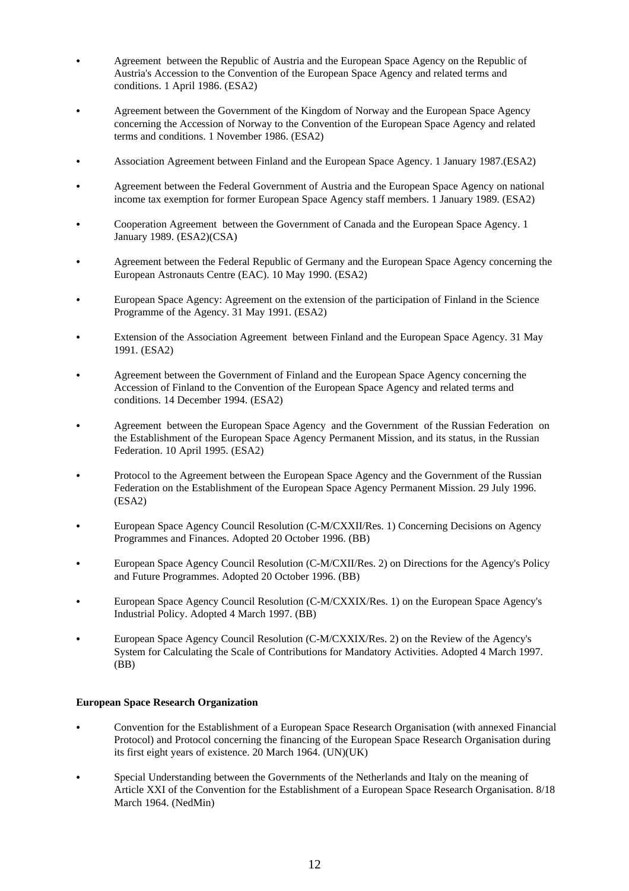- Agreement between the Republic of Austria and the European Space Agency on the Republic of Austria's Accession to the Convention of the European Space Agency and related terms and conditions. 1 April 1986. (ESA2)
- Agreement between the Government of the Kingdom of Norway and the European Space Agency concerning the Accession of Norway to the Convention of the European Space Agency and related terms and conditions. 1 November 1986. (ESA2)
- Association Agreement between Finland and the European Space Agency. 1 January 1987.(ESA2)
- Agreement between the Federal Government of Austria and the European Space Agency on national income tax exemption for former European Space Agency staff members. 1 January 1989. (ESA2)
- Cooperation Agreement between the Government of Canada and the European Space Agency. 1 January 1989. (ESA2)(CSA)
- Agreement between the Federal Republic of Germany and the European Space Agency concerning the European Astronauts Centre (EAC). 10 May 1990. (ESA2)
- European Space Agency: Agreement on the extension of the participation of Finland in the Science Programme of the Agency. 31 May 1991. (ESA2)
- Extension of the Association Agreement between Finland and the European Space Agency. 31 May 1991. (ESA2)
- Agreement between the Government of Finland and the European Space Agency concerning the Accession of Finland to the Convention of the European Space Agency and related terms and conditions. 14 December 1994. (ESA2)
- Agreement between the European Space Agency and the Government of the Russian Federation on the Establishment of the European Space Agency Permanent Mission, and its status, in the Russian Federation. 10 April 1995. (ESA2)
- Protocol to the Agreement between the European Space Agency and the Government of the Russian Federation on the Establishment of the European Space Agency Permanent Mission. 29 July 1996. (ESA2)
- European Space Agency Council Resolution (C-M/CXXII/Res. 1) Concerning Decisions on Agency Programmes and Finances. Adopted 20 October 1996. (BB)
- European Space Agency Council Resolution (C-M/CXII/Res. 2) on Directions for the Agency's Policy and Future Programmes. Adopted 20 October 1996. (BB)
- European Space Agency Council Resolution (C-M/CXXIX/Res. 1) on the European Space Agency's Industrial Policy. Adopted 4 March 1997. (BB)
- European Space Agency Council Resolution (C-M/CXXIX/Res. 2) on the Review of the Agency's System for Calculating the Scale of Contributions for Mandatory Activities. Adopted 4 March 1997. (BB)

**European Space Research Organization**

- Convention for the Establishment of a European Space Research Organisation (with annexed Financial Protocol) and Protocol concerning the financing of the European Space Research Organisation during its first eight years of existence. 20 March 1964. (UN)(UK)
- Special Understanding between the Governments of the Netherlands and Italy on the meaning of Article XXI of the Convention for the Establishment of a European Space Research Organisation. 8/18 March 1964. (NedMin)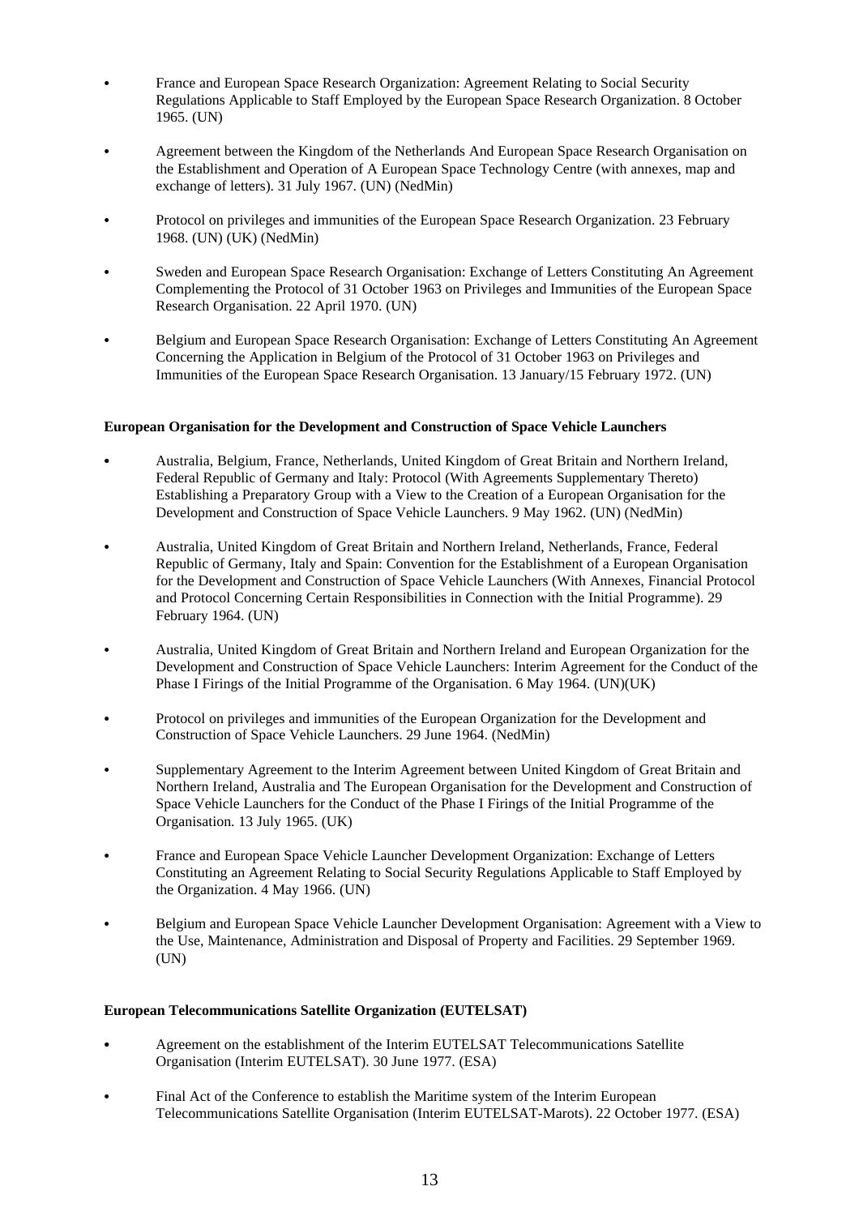- France and European Space Research Organization: Agreement Relating to Social Security Regulations Applicable to Staff Employed by the European Space Research Organization. 8 October 1965. (UN)

- Agreement between the Kingdom of the Netherlands And European Space Research Organisation on the Establishment and Operation of A European Space Technology Centre (with annexes, map and exchange of letters). 31 July 1967. (UN) (NedMin)

- Protocol on privileges and immunities of the European Space Research Organization. 23 February 1968. (UN) (UK) (NedMin)

- Sweden and European Space Research Organisation: Exchange of Letters Constituting An Agreement Complementing the Protocol of 31 October 1963 on Privileges and Immunities of the European Space Research Organisation. 22 April 1970. (UN)

- Belgium and European Space Research Organisation: Exchange of Letters Constituting An Agreement Concerning the Application in Belgium of the Protocol of 31 October 1963 on Privileges and Immunities of the European Space Research Organisation. 13 January/15 February 1972. (UN)

**European Organisation for the Development and Construction of Space Vehicle Launchers**

- Australia, Belgium, France, Netherlands, United Kingdom of Great Britain and Northern Ireland, Federal Republic of Germany and Italy: Protocol (With Agreements Supplementary Thereto) Establishing a Preparatory Group with a View to the Creation of a European Organisation for the Development and Construction of Space Vehicle Launchers. 9 May 1962. (UN) (NedMin)

- Australia, United Kingdom of Great Britain and Northern Ireland, Netherlands, France, Federal Republic of Germany, Italy and Spain: Convention for the Establishment of a European Organisation for the Development and Construction of Space Vehicle Launchers (With Annexes, Financial Protocol and Protocol Concerning Certain Responsibilities in Connection with the Initial Programme). 29 February 1964. (UN)

- Australia, United Kingdom of Great Britain and Northern Ireland and European Organization for the Development and Construction of Space Vehicle Launchers: Interim Agreement for the Conduct of the Phase I Firings of the Initial Programme of the Organisation. 6 May 1964. (UN)(UK)

- Protocol on privileges and immunities of the European Organization for the Development and Construction of Space Vehicle Launchers. 29 June 1964. (NedMin)

- Supplementary Agreement to the Interim Agreement between United Kingdom of Great Britain and Northern Ireland, Australia and The European Organisation for the Development and Construction of Space Vehicle Launchers for the Conduct of the Phase I Firings of the Initial Programme of the Organisation. 13 July 1965. (UK)

- France and European Space Vehicle Launcher Development Organization: Exchange of Letters Constituting an Agreement Relating to Social Security Regulations Applicable to Staff Employed by the Organization. 4 May 1966. (UN)

- Belgium and European Space Vehicle Launcher Development Organisation: Agreement with a View to the Use, Maintenance, Administration and Disposal of Property and Facilities. 29 September 1969. (UN)

**European Telecommunications Satellite Organization (EUTELSAT)**

- Agreement on the establishment of the Interim EUTELSAT Telecommunications Satellite Organisation (Interim EUTELSAT). 30 June 1977. (ESA)

- Final Act of the Conference to establish the Maritime system of the Interim European Telecommunications Satellite Organisation (Interim EUTELSAT-Marots). 22 October 1977. (ESA)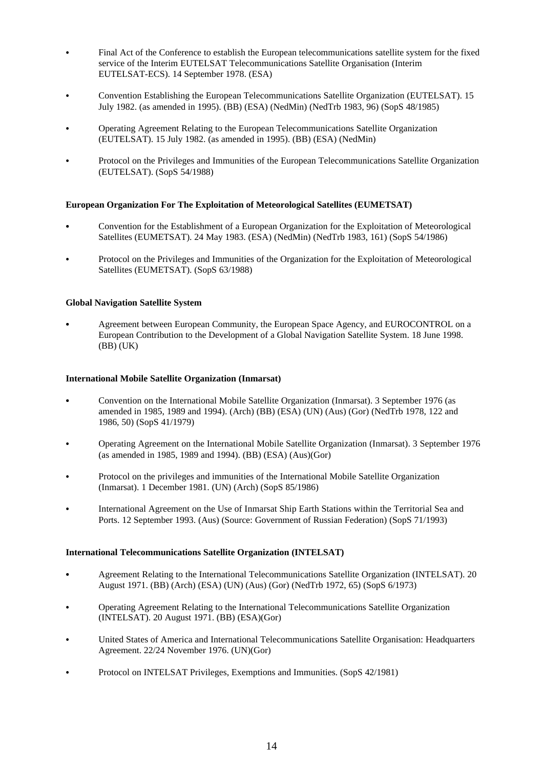- Final Act of the Conference to establish the European telecommunications satellite system for the fixed service of the Interim EUTELSAT Telecommunications Satellite Organisation (Interim EUTELSAT-ECS). 14 September 1978. (ESA)

- Convention Establishing the European Telecommunications Satellite Organization (EUTELSAT). 15 July 1982. (as amended in 1995). (BB) (ESA) (NedMin) (NedTrb 1983, 96) (SopS 48/1985)

- Operating Agreement Relating to the European Telecommunications Satellite Organization (EUTELSAT). 15 July 1982. (as amended in 1995). (BB) (ESA) (NedMin)

- Protocol on the Privileges and Immunities of the European Telecommunications Satellite Organization (EUTELSAT). (SopS 54/1988)

**European Organization For The Exploitation of Meteorological Satellites (EUMETSAT)**

- Convention for the Establishment of a European Organization for the Exploitation of Meteorological Satellites (EUMETSAT). 24 May 1983. (ESA) (NedMin) (NedTrb 1983, 161) (SopS 54/1986)

- Protocol on the Privileges and Immunities of the Organization for the Exploitation of Meteorological Satellites (EUMETSAT). (SopS 63/1988)

**Global Navigation Satellite System**

- Agreement between European Community, the European Space Agency, and EUROCONTROL on a European Contribution to the Development of a Global Navigation Satellite System. 18 June 1998. (BB) (UK)

**International Mobile Satellite Organization (Inmarsat)**

- Convention on the International Mobile Satellite Organization (Inmarsat). 3 September 1976 (as amended in 1985, 1989 and 1994). (Arch) (BB) (ESA) (UN) (Aus) (Gor) (NedTrb 1978, 122 and 1986, 50) (SopS 41/1979)

- Operating Agreement on the International Mobile Satellite Organization (Inmarsat). 3 September 1976 (as amended in 1985, 1989 and 1994). (BB) (ESA) (Aus)(Gor)

- Protocol on the privileges and immunities of the International Mobile Satellite Organization (Inmarsat). 1 December 1981. (UN) (Arch) (SopS 85/1986)

- International Agreement on the Use of Inmarsat Ship Earth Stations within the Territorial Sea and Ports. 12 September 1993. (Aus) (Source: Government of Russian Federation) (SopS 71/1993)

**International Telecommunications Satellite Organization (INTELSAT)**

- Agreement Relating to the International Telecommunications Satellite Organization (INTELSAT). 20 August 1971. (BB) (Arch) (ESA) (UN) (Aus) (Gor) (NedTrb 1972, 65) (SopS 6/1973)

- Operating Agreement Relating to the International Telecommunications Satellite Organization (INTELSAT). 20 August 1971. (BB) (ESA)(Gor)

- United States of America and International Telecommunications Satellite Organisation: Headquarters Agreement. 22/24 November 1976. (UN)(Gor)

- Protocol on INTELSAT Privileges, Exemptions and Immunities. (SopS 42/1981)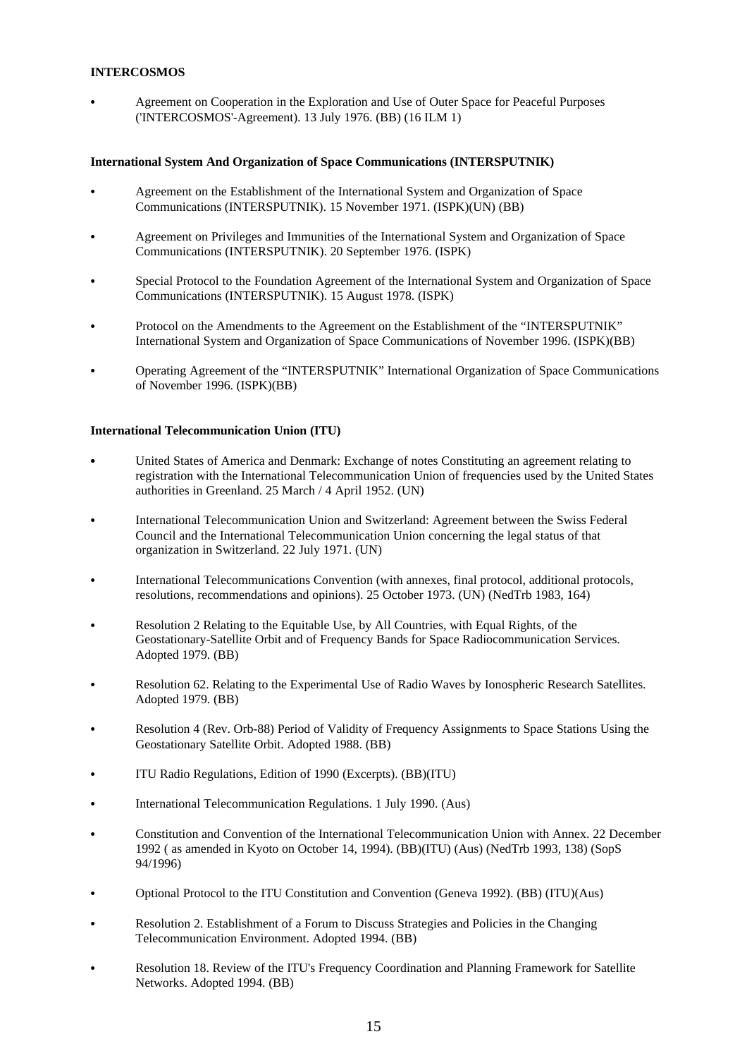**INTERCOSMOS**

- Agreement on Cooperation in the Exploration and Use of Outer Space for Peaceful Purposes ('INTERCOSMOS'-Agreement). 13 July 1976. (BB) (16 ILM 1)

**International System And Organization of Space Communications (INTERSPUTNIK)**

- Agreement on the Establishment of the International System and Organization of Space Communications (INTERSPUTNIK). 15 November 1971. (ISPK)(UN) (BB)
- Agreement on Privileges and Immunities of the International System and Organization of Space Communications (INTERSPUTNIK). 20 September 1976. (ISPK)
- Special Protocol to the Foundation Agreement of the International System and Organization of Space Communications (INTERSPUTNIK). 15 August 1978. (ISPK)
- Protocol on the Amendments to the Agreement on the Establishment of the "INTERSPUTNIK" International System and Organization of Space Communications of November 1996. (ISPK)(BB)
- Operating Agreement of the "INTERSPUTNIK" International Organization of Space Communications of November 1996. (ISPK)(BB)

**International Telecommunication Union (ITU)**

- United States of America and Denmark: Exchange of notes Constituting an agreement relating to registration with the International Telecommunication Union of frequencies used by the United States authorities in Greenland. 25 March / 4 April 1952. (UN)
- International Telecommunication Union and Switzerland: Agreement between the Swiss Federal Council and the International Telecommunication Union concerning the legal status of that organization in Switzerland. 22 July 1971. (UN)
- International Telecommunications Convention (with annexes, final protocol, additional protocols, resolutions, recommendations and opinions). 25 October 1973. (UN) (NedTrb 1983, 164)
- Resolution 2 Relating to the Equitable Use, by All Countries, with Equal Rights, of the Geostationary-Satellite Orbit and of Frequency Bands for Space Radiocommunication Services. Adopted 1979. (BB)
- Resolution 62. Relating to the Experimental Use of Radio Waves by Ionospheric Research Satellites. Adopted 1979. (BB)
- Resolution 4 (Rev. Orb-88) Period of Validity of Frequency Assignments to Space Stations Using the Geostationary Satellite Orbit. Adopted 1988. (BB)
- ITU Radio Regulations, Edition of 1990 (Excerpts). (BB)(ITU)
- International Telecommunication Regulations. 1 July 1990. (Aus)
- Constitution and Convention of the International Telecommunication Union with Annex. 22 December 1992 ( as amended in Kyoto on October 14, 1994). (BB)(ITU) (Aus) (NedTrb 1993, 138) (SopS 94/1996)
- Optional Protocol to the ITU Constitution and Convention (Geneva 1992). (BB) (ITU)(Aus)
- Resolution 2. Establishment of a Forum to Discuss Strategies and Policies in the Changing Telecommunication Environment. Adopted 1994. (BB)
- Resolution 18. Review of the ITU's Frequency Coordination and Planning Framework for Satellite Networks. Adopted 1994. (BB)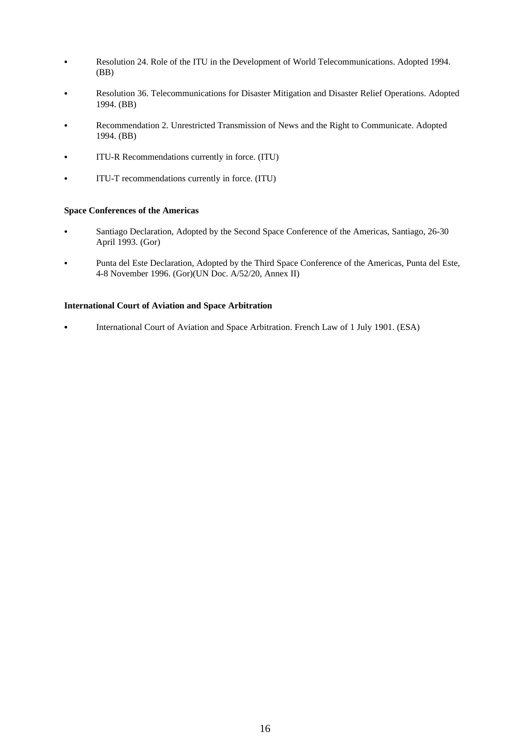- Resolution 24. Role of the ITU in the Development of World Telecommunications. Adopted 1994. (BB)
- Resolution 36. Telecommunications for Disaster Mitigation and Disaster Relief Operations. Adopted 1994. (BB)
- Recommendation 2. Unrestricted Transmission of News and the Right to Communicate. Adopted 1994. (BB)
- ITU-R Recommendations currently in force. (ITU)
- ITU-T recommendations currently in force. (ITU)

**Space Conferences of the Americas**

- Santiago Declaration, Adopted by the Second Space Conference of the Americas, Santiago, 26-30 April 1993. (Gor)
- Punta del Este Declaration, Adopted by the Third Space Conference of the Americas, Punta del Este, 4-8 November 1996. (Gor)(UN Doc. A/52/20, Annex II)

**International Court of Aviation and Space Arbitration**

- International Court of Aviation and Space Arbitration. French Law of 1 July 1901. (ESA)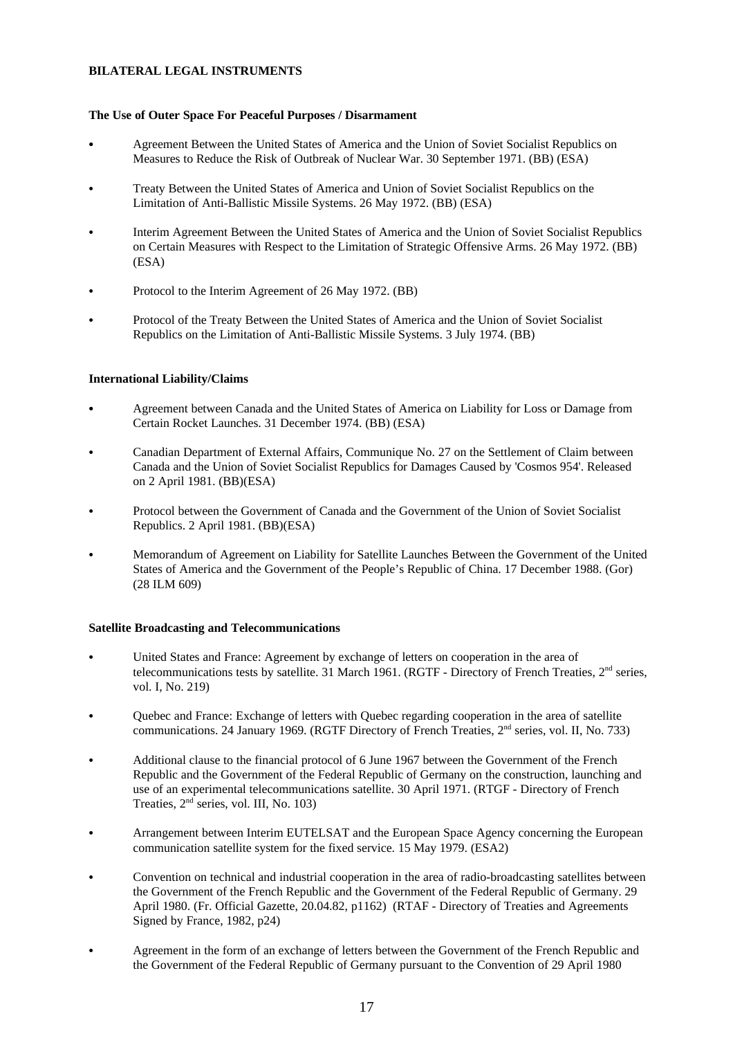**BILATERAL LEGAL INSTRUMENTS**

**The Use of Outer Space For Peaceful Purposes / Disarmament**

- Agreement Between the United States of America and the Union of Soviet Socialist Republics on Measures to Reduce the Risk of Outbreak of Nuclear War. 30 September 1971. (BB) (ESA)
- Treaty Between the United States of America and Union of Soviet Socialist Republics on the Limitation of Anti-Ballistic Missile Systems. 26 May 1972. (BB) (ESA)
- Interim Agreement Between the United States of America and the Union of Soviet Socialist Republics on Certain Measures with Respect to the Limitation of Strategic Offensive Arms. 26 May 1972. (BB) (ESA)
- Protocol to the Interim Agreement of 26 May 1972. (BB)
- Protocol of the Treaty Between the United States of America and the Union of Soviet Socialist Republics on the Limitation of Anti-Ballistic Missile Systems. 3 July 1974. (BB)

**International Liability/Claims**

- Agreement between Canada and the United States of America on Liability for Loss or Damage from Certain Rocket Launches. 31 December 1974. (BB) (ESA)
- Canadian Department of External Affairs, Communique No. 27 on the Settlement of Claim between Canada and the Union of Soviet Socialist Republics for Damages Caused by 'Cosmos 954'. Released on 2 April 1981. (BB)(ESA)
- Protocol between the Government of Canada and the Government of the Union of Soviet Socialist Republics. 2 April 1981. (BB)(ESA)
- Memorandum of Agreement on Liability for Satellite Launches Between the Government of the United States of America and the Government of the People's Republic of China. 17 December 1988. (Gor) (28 ILM 609)

**Satellite Broadcasting and Telecommunications**

- United States and France: Agreement by exchange of letters on cooperation in the area of telecommunications tests by satellite. 31 March 1961. (RGTF - Directory of French Treaties, 2nd series, vol. I, No. 219)
- Quebec and France: Exchange of letters with Quebec regarding cooperation in the area of satellite communications. 24 January 1969. (RGTF Directory of French Treaties, 2nd series, vol. II, No. 733)
- Additional clause to the financial protocol of 6 June 1967 between the Government of the French Republic and the Government of the Federal Republic of Germany on the construction, launching and use of an experimental telecommunications satellite. 30 April 1971. (RTGF - Directory of French Treaties, 2nd series, vol. III, No. 103)
- Arrangement between Interim EUTELSAT and the European Space Agency concerning the European communication satellite system for the fixed service. 15 May 1979. (ESA2)
- Convention on technical and industrial cooperation in the area of radio-broadcasting satellites between the Government of the French Republic and the Government of the Federal Republic of Germany. 29 April 1980. (Fr. Official Gazette, 20.04.82, p1162) (RTAF - Directory of Treaties and Agreements Signed by France, 1982, p24)
- Agreement in the form of an exchange of letters between the Government of the French Republic and the Government of the Federal Republic of Germany pursuant to the Convention of 29 April 1980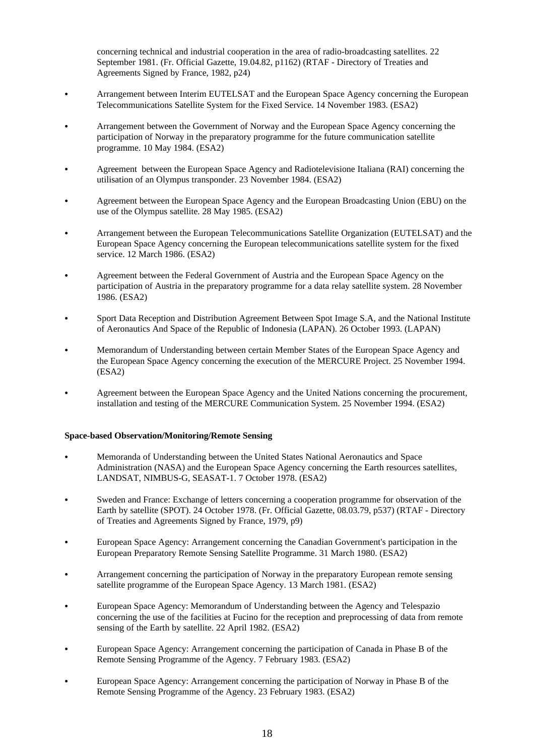concerning technical and industrial cooperation in the area of radio-broadcasting satellites. 22 September 1981. (Fr. Official Gazette, 19.04.82, p1162) (RTAF - Directory of Treaties and Agreements Signed by France, 1982, p24)

- Arrangement between Interim EUTELSAT and the European Space Agency concerning the European Telecommunications Satellite System for the Fixed Service. 14 November 1983. (ESA2)
- Arrangement between the Government of Norway and the European Space Agency concerning the participation of Norway in the preparatory programme for the future communication satellite programme. 10 May 1984. (ESA2)
- Agreement between the European Space Agency and Radiotelevisione Italiana (RAI) concerning the utilisation of an Olympus transponder. 23 November 1984. (ESA2)
- Agreement between the European Space Agency and the European Broadcasting Union (EBU) on the use of the Olympus satellite. 28 May 1985. (ESA2)
- Arrangement between the European Telecommunications Satellite Organization (EUTELSAT) and the European Space Agency concerning the European telecommunications satellite system for the fixed service. 12 March 1986. (ESA2)
- Agreement between the Federal Government of Austria and the European Space Agency on the participation of Austria in the preparatory programme for a data relay satellite system. 28 November 1986. (ESA2)
- Sport Data Reception and Distribution Agreement Between Spot Image S.A, and the National Institute of Aeronautics And Space of the Republic of Indonesia (LAPAN). 26 October 1993. (LAPAN)
- Memorandum of Understanding between certain Member States of the European Space Agency and the European Space Agency concerning the execution of the MERCURE Project. 25 November 1994. (ESA2)
- Agreement between the European Space Agency and the United Nations concerning the procurement, installation and testing of the MERCURE Communication System. 25 November 1994. (ESA2)

**Space-based Observation/Monitoring/Remote Sensing**

- Memoranda of Understanding between the United States National Aeronautics and Space Administration (NASA) and the European Space Agency concerning the Earth resources satellites, LANDSAT, NIMBUS-G, SEASAT-1. 7 October 1978. (ESA2)
- Sweden and France: Exchange of letters concerning a cooperation programme for observation of the Earth by satellite (SPOT). 24 October 1978. (Fr. Official Gazette, 08.03.79, p537) (RTAF - Directory of Treaties and Agreements Signed by France, 1979, p9)
- European Space Agency: Arrangement concerning the Canadian Government's participation in the European Preparatory Remote Sensing Satellite Programme. 31 March 1980. (ESA2)
- Arrangement concerning the participation of Norway in the preparatory European remote sensing satellite programme of the European Space Agency. 13 March 1981. (ESA2)
- European Space Agency: Memorandum of Understanding between the Agency and Telespazio concerning the use of the facilities at Fucino for the reception and preprocessing of data from remote sensing of the Earth by satellite. 22 April 1982. (ESA2)
- European Space Agency: Arrangement concerning the participation of Canada in Phase B of the Remote Sensing Programme of the Agency. 7 February 1983. (ESA2)
- European Space Agency: Arrangement concerning the participation of Norway in Phase B of the Remote Sensing Programme of the Agency. 23 February 1983. (ESA2)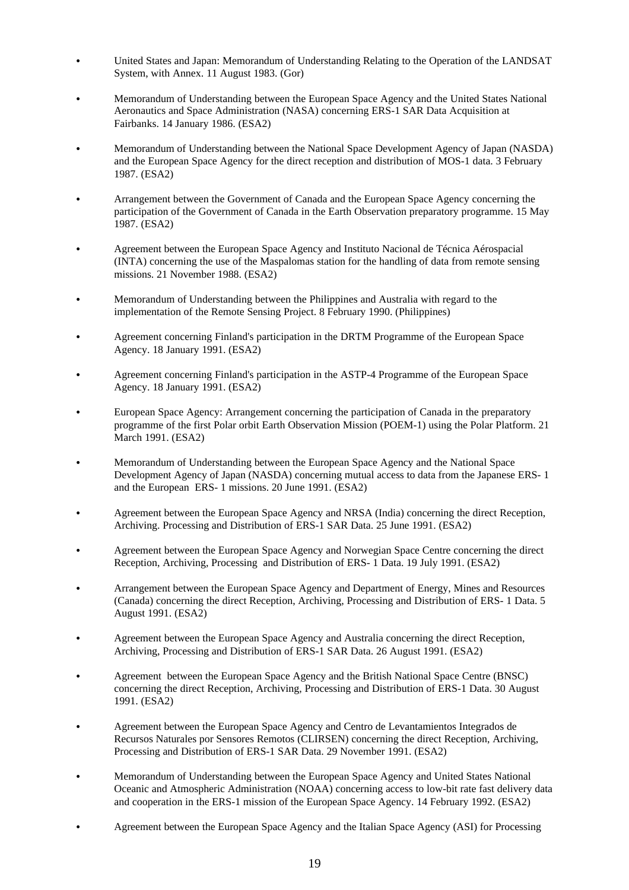- United States and Japan: Memorandum of Understanding Relating to the Operation of the LANDSAT System, with Annex. 11 August 1983. (Gor)
- Memorandum of Understanding between the European Space Agency and the United States National Aeronautics and Space Administration (NASA) concerning ERS-1 SAR Data Acquisition at Fairbanks. 14 January 1986. (ESA2)
- Memorandum of Understanding between the National Space Development Agency of Japan (NASDA) and the European Space Agency for the direct reception and distribution of MOS-1 data. 3 February 1987. (ESA2)
- Arrangement between the Government of Canada and the European Space Agency concerning the participation of the Government of Canada in the Earth Observation preparatory programme. 15 May 1987. (ESA2)
- Agreement between the European Space Agency and Instituto Nacional de Técnica Aérospacial (INTA) concerning the use of the Maspalomas station for the handling of data from remote sensing missions. 21 November 1988. (ESA2)
- Memorandum of Understanding between the Philippines and Australia with regard to the implementation of the Remote Sensing Project. 8 February 1990. (Philippines)
- Agreement concerning Finland's participation in the DRTM Programme of the European Space Agency. 18 January 1991. (ESA2)
- Agreement concerning Finland's participation in the ASTP-4 Programme of the European Space Agency. 18 January 1991. (ESA2)
- European Space Agency: Arrangement concerning the participation of Canada in the preparatory programme of the first Polar orbit Earth Observation Mission (POEM-1) using the Polar Platform. 21 March 1991. (ESA2)
- Memorandum of Understanding between the European Space Agency and the National Space Development Agency of Japan (NASDA) concerning mutual access to data from the Japanese ERS- 1 and the European ERS- 1 missions. 20 June 1991. (ESA2)
- Agreement between the European Space Agency and NRSA (India) concerning the direct Reception, Archiving. Processing and Distribution of ERS-1 SAR Data. 25 June 1991. (ESA2)
- Agreement between the European Space Agency and Norwegian Space Centre concerning the direct Reception, Archiving, Processing and Distribution of ERS- 1 Data. 19 July 1991. (ESA2)
- Arrangement between the European Space Agency and Department of Energy, Mines and Resources (Canada) concerning the direct Reception, Archiving, Processing and Distribution of ERS- 1 Data. 5 August 1991. (ESA2)
- Agreement between the European Space Agency and Australia concerning the direct Reception, Archiving, Processing and Distribution of ERS-1 SAR Data. 26 August 1991. (ESA2)
- Agreement between the European Space Agency and the British National Space Centre (BNSC) concerning the direct Reception, Archiving, Processing and Distribution of ERS-1 Data. 30 August 1991. (ESA2)
- Agreement between the European Space Agency and Centro de Levantamientos Integrados de Recursos Naturales por Sensores Remotos (CLIRSEN) concerning the direct Reception, Archiving, Processing and Distribution of ERS-1 SAR Data. 29 November 1991. (ESA2)
- Memorandum of Understanding between the European Space Agency and United States National Oceanic and Atmospheric Administration (NOAA) concerning access to low-bit rate fast delivery data and cooperation in the ERS-1 mission of the European Space Agency. 14 February 1992. (ESA2)
- Agreement between the European Space Agency and the Italian Space Agency (ASI) for Processing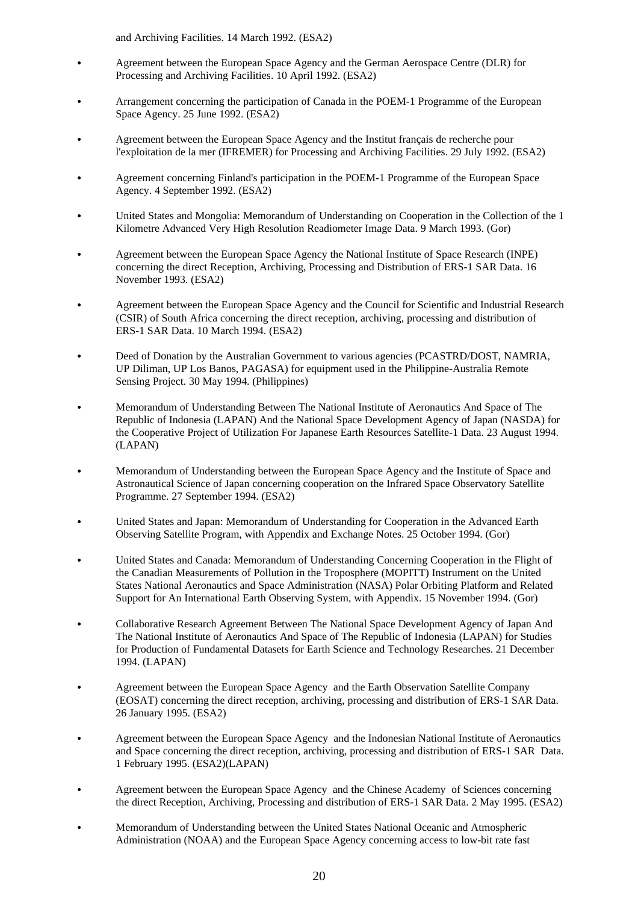and Archiving Facilities. 14 March 1992. (ESA2)

- Agreement between the European Space Agency and the German Aerospace Centre (DLR) for Processing and Archiving Facilities. 10 April 1992. (ESA2)
- Arrangement concerning the participation of Canada in the POEM-1 Programme of the European Space Agency. 25 June 1992. (ESA2)
- Agreement between the European Space Agency and the Institut français de recherche pour l'exploitation de la mer (IFREMER) for Processing and Archiving Facilities. 29 July 1992. (ESA2)
- Agreement concerning Finland's participation in the POEM-1 Programme of the European Space Agency. 4 September 1992. (ESA2)
- United States and Mongolia: Memorandum of Understanding on Cooperation in the Collection of the 1 Kilometre Advanced Very High Resolution Readiometer Image Data. 9 March 1993. (Gor)
- Agreement between the European Space Agency the National Institute of Space Research (INPE) concerning the direct Reception, Archiving, Processing and Distribution of ERS-1 SAR Data. 16 November 1993. (ESA2)
- Agreement between the European Space Agency and the Council for Scientific and Industrial Research (CSIR) of South Africa concerning the direct reception, archiving, processing and distribution of ERS-1 SAR Data. 10 March 1994. (ESA2)
- Deed of Donation by the Australian Government to various agencies (PCASTRD/DOST, NAMRIA, UP Diliman, UP Los Banos, PAGASA) for equipment used in the Philippine-Australia Remote Sensing Project. 30 May 1994. (Philippines)
- Memorandum of Understanding Between The National Institute of Aeronautics And Space of The Republic of Indonesia (LAPAN) And the National Space Development Agency of Japan (NASDA) for the Cooperative Project of Utilization For Japanese Earth Resources Satellite-1 Data. 23 August 1994. (LAPAN)
- Memorandum of Understanding between the European Space Agency and the Institute of Space and Astronautical Science of Japan concerning cooperation on the Infrared Space Observatory Satellite Programme. 27 September 1994. (ESA2)
- United States and Japan: Memorandum of Understanding for Cooperation in the Advanced Earth Observing Satellite Program, with Appendix and Exchange Notes. 25 October 1994. (Gor)
- United States and Canada: Memorandum of Understanding Concerning Cooperation in the Flight of the Canadian Measurements of Pollution in the Troposphere (MOPITT) Instrument on the United States National Aeronautics and Space Administration (NASA) Polar Orbiting Platform and Related Support for An International Earth Observing System, with Appendix. 15 November 1994. (Gor)
- Collaborative Research Agreement Between The National Space Development Agency of Japan And The National Institute of Aeronautics And Space of The Republic of Indonesia (LAPAN) for Studies for Production of Fundamental Datasets for Earth Science and Technology Researches. 21 December 1994. (LAPAN)
- Agreement between the European Space Agency and the Earth Observation Satellite Company (EOSAT) concerning the direct reception, archiving, processing and distribution of ERS-1 SAR Data. 26 January 1995. (ESA2)
- Agreement between the European Space Agency and the Indonesian National Institute of Aeronautics and Space concerning the direct reception, archiving, processing and distribution of ERS-1 SAR Data. 1 February 1995. (ESA2)(LAPAN)
- Agreement between the European Space Agency and the Chinese Academy of Sciences concerning the direct Reception, Archiving, Processing and distribution of ERS-1 SAR Data. 2 May 1995. (ESA2)
- Memorandum of Understanding between the United States National Oceanic and Atmospheric Administration (NOAA) and the European Space Agency concerning access to low-bit rate fast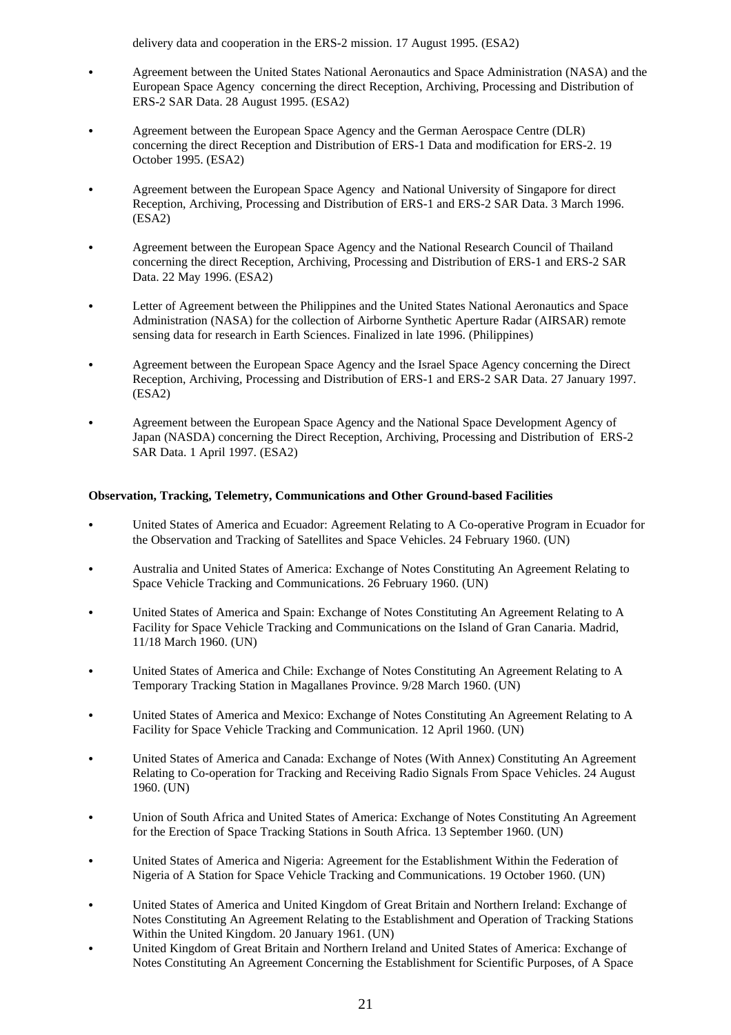delivery data and cooperation in the ERS-2 mission. 17 August 1995. (ESA2)

- Agreement between the United States National Aeronautics and Space Administration (NASA) and the European Space Agency concerning the direct Reception, Archiving, Processing and Distribution of ERS-2 SAR Data. 28 August 1995. (ESA2)
- Agreement between the European Space Agency and the German Aerospace Centre (DLR) concerning the direct Reception and Distribution of ERS-1 Data and modification for ERS-2. 19 October 1995. (ESA2)
- Agreement between the European Space Agency and National University of Singapore for direct Reception, Archiving, Processing and Distribution of ERS-1 and ERS-2 SAR Data. 3 March 1996. (ESA2)
- Agreement between the European Space Agency and the National Research Council of Thailand concerning the direct Reception, Archiving, Processing and Distribution of ERS-1 and ERS-2 SAR Data. 22 May 1996. (ESA2)
- Letter of Agreement between the Philippines and the United States National Aeronautics and Space Administration (NASA) for the collection of Airborne Synthetic Aperture Radar (AIRSAR) remote sensing data for research in Earth Sciences. Finalized in late 1996. (Philippines)
- Agreement between the European Space Agency and the Israel Space Agency concerning the Direct Reception, Archiving, Processing and Distribution of ERS-1 and ERS-2 SAR Data. 27 January 1997. (ESA2)
- Agreement between the European Space Agency and the National Space Development Agency of Japan (NASDA) concerning the Direct Reception, Archiving, Processing and Distribution of ERS-2 SAR Data. 1 April 1997. (ESA2)

**Observation, Tracking, Telemetry, Communications and Other Ground-based Facilities**

- United States of America and Ecuador: Agreement Relating to A Co-operative Program in Ecuador for the Observation and Tracking of Satellites and Space Vehicles. 24 February 1960. (UN)
- Australia and United States of America: Exchange of Notes Constituting An Agreement Relating to Space Vehicle Tracking and Communications. 26 February 1960. (UN)
- United States of America and Spain: Exchange of Notes Constituting An Agreement Relating to A Facility for Space Vehicle Tracking and Communications on the Island of Gran Canaria. Madrid, 11/18 March 1960. (UN)
- United States of America and Chile: Exchange of Notes Constituting An Agreement Relating to A Temporary Tracking Station in Magallanes Province. 9/28 March 1960. (UN)
- United States of America and Mexico: Exchange of Notes Constituting An Agreement Relating to A Facility for Space Vehicle Tracking and Communication. 12 April 1960. (UN)
- United States of America and Canada: Exchange of Notes (With Annex) Constituting An Agreement Relating to Co-operation for Tracking and Receiving Radio Signals From Space Vehicles. 24 August 1960. (UN)
- Union of South Africa and United States of America: Exchange of Notes Constituting An Agreement for the Erection of Space Tracking Stations in South Africa. 13 September 1960. (UN)
- United States of America and Nigeria: Agreement for the Establishment Within the Federation of Nigeria of A Station for Space Vehicle Tracking and Communications. 19 October 1960. (UN)
- United States of America and United Kingdom of Great Britain and Northern Ireland: Exchange of Notes Constituting An Agreement Relating to the Establishment and Operation of Tracking Stations Within the United Kingdom. 20 January 1961. (UN)
- United Kingdom of Great Britain and Northern Ireland and United States of America: Exchange of Notes Constituting An Agreement Concerning the Establishment for Scientific Purposes, of A Space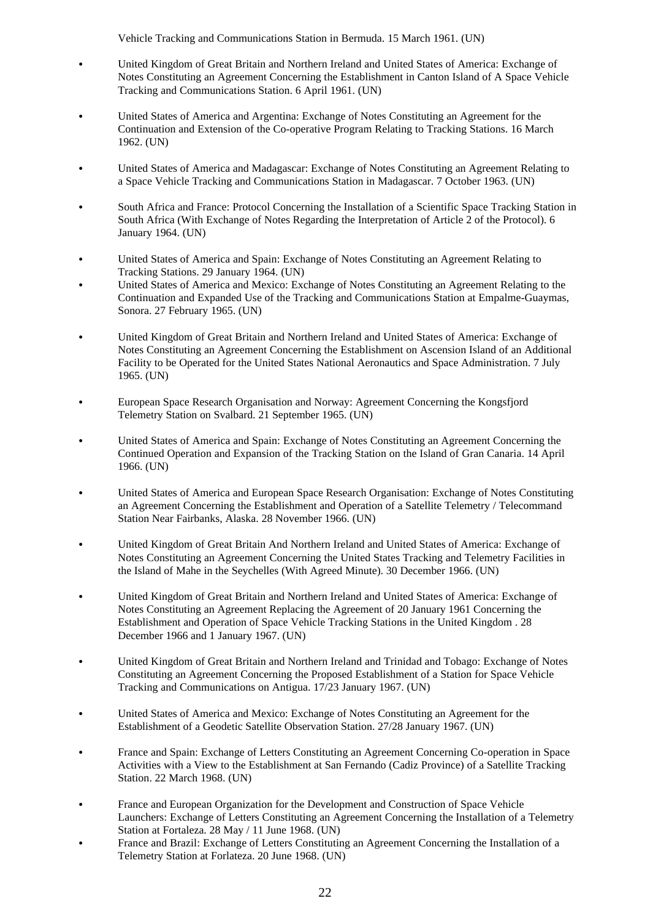Vehicle Tracking and Communications Station in Bermuda. 15 March 1961. (UN)

- United Kingdom of Great Britain and Northern Ireland and United States of America: Exchange of Notes Constituting an Agreement Concerning the Establishment in Canton Island of A Space Vehicle Tracking and Communications Station. 6 April 1961. (UN)
- United States of America and Argentina: Exchange of Notes Constituting an Agreement for the Continuation and Extension of the Co-operative Program Relating to Tracking Stations. 16 March 1962. (UN)
- United States of America and Madagascar: Exchange of Notes Constituting an Agreement Relating to a Space Vehicle Tracking and Communications Station in Madagascar. 7 October 1963. (UN)
- South Africa and France: Protocol Concerning the Installation of a Scientific Space Tracking Station in South Africa (With Exchange of Notes Regarding the Interpretation of Article 2 of the Protocol). 6 January 1964. (UN)
- United States of America and Spain: Exchange of Notes Constituting an Agreement Relating to Tracking Stations. 29 January 1964. (UN)
- United States of America and Mexico: Exchange of Notes Constituting an Agreement Relating to the Continuation and Expanded Use of the Tracking and Communications Station at Empalme-Guaymas, Sonora. 27 February 1965. (UN)
- United Kingdom of Great Britain and Northern Ireland and United States of America: Exchange of Notes Constituting an Agreement Concerning the Establishment on Ascension Island of an Additional Facility to be Operated for the United States National Aeronautics and Space Administration. 7 July 1965. (UN)
- European Space Research Organisation and Norway: Agreement Concerning the Kongsfjord Telemetry Station on Svalbard. 21 September 1965. (UN)
- United States of America and Spain: Exchange of Notes Constituting an Agreement Concerning the Continued Operation and Expansion of the Tracking Station on the Island of Gran Canaria. 14 April 1966. (UN)
- United States of America and European Space Research Organisation: Exchange of Notes Constituting an Agreement Concerning the Establishment and Operation of a Satellite Telemetry / Telecommand Station Near Fairbanks, Alaska. 28 November 1966. (UN)
- United Kingdom of Great Britain And Northern Ireland and United States of America: Exchange of Notes Constituting an Agreement Concerning the United States Tracking and Telemetry Facilities in the Island of Mahe in the Seychelles (With Agreed Minute). 30 December 1966. (UN)
- United Kingdom of Great Britain and Northern Ireland and United States of America: Exchange of Notes Constituting an Agreement Replacing the Agreement of 20 January 1961 Concerning the Establishment and Operation of Space Vehicle Tracking Stations in the United Kingdom . 28 December 1966 and 1 January 1967. (UN)
- United Kingdom of Great Britain and Northern Ireland and Trinidad and Tobago: Exchange of Notes Constituting an Agreement Concerning the Proposed Establishment of a Station for Space Vehicle Tracking and Communications on Antigua. 17/23 January 1967. (UN)
- United States of America and Mexico: Exchange of Notes Constituting an Agreement for the Establishment of a Geodetic Satellite Observation Station. 27/28 January 1967. (UN)
- France and Spain: Exchange of Letters Constituting an Agreement Concerning Co-operation in Space Activities with a View to the Establishment at San Fernando (Cadiz Province) of a Satellite Tracking Station. 22 March 1968. (UN)
- France and European Organization for the Development and Construction of Space Vehicle Launchers: Exchange of Letters Constituting an Agreement Concerning the Installation of a Telemetry Station at Fortaleza. 28 May / 11 June 1968. (UN)
- France and Brazil: Exchange of Letters Constituting an Agreement Concerning the Installation of a Telemetry Station at Forlateza. 20 June 1968. (UN)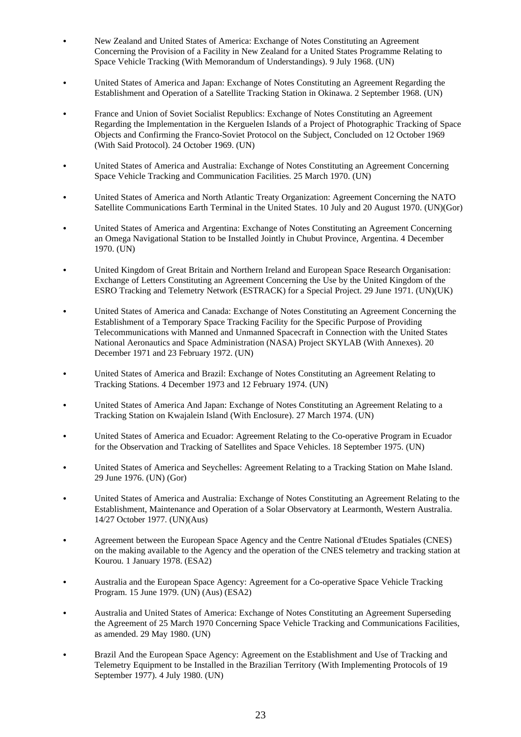- New Zealand and United States of America: Exchange of Notes Constituting an Agreement Concerning the Provision of a Facility in New Zealand for a United States Programme Relating to Space Vehicle Tracking (With Memorandum of Understandings). 9 July 1968. (UN)

- United States of America and Japan: Exchange of Notes Constituting an Agreement Regarding the Establishment and Operation of a Satellite Tracking Station in Okinawa. 2 September 1968. (UN)

- France and Union of Soviet Socialist Republics: Exchange of Notes Constituting an Agreement Regarding the Implementation in the Kerguelen Islands of a Project of Photographic Tracking of Space Objects and Confirming the Franco-Soviet Protocol on the Subject, Concluded on 12 October 1969 (With Said Protocol). 24 October 1969. (UN)

- United States of America and Australia: Exchange of Notes Constituting an Agreement Concerning Space Vehicle Tracking and Communication Facilities. 25 March 1970. (UN)

- United States of America and North Atlantic Treaty Organization: Agreement Concerning the NATO Satellite Communications Earth Terminal in the United States. 10 July and 20 August 1970. (UN)(Gor)

- United States of America and Argentina: Exchange of Notes Constituting an Agreement Concerning an Omega Navigational Station to be Installed Jointly in Chubut Province, Argentina. 4 December 1970. (UN)

- United Kingdom of Great Britain and Northern Ireland and European Space Research Organisation: Exchange of Letters Constituting an Agreement Concerning the Use by the United Kingdom of the ESRO Tracking and Telemetry Network (ESTRACK) for a Special Project. 29 June 1971. (UN)(UK)

- United States of America and Canada: Exchange of Notes Constituting an Agreement Concerning the Establishment of a Temporary Space Tracking Facility for the Specific Purpose of Providing Telecommunications with Manned and Unmanned Spacecraft in Connection with the United States National Aeronautics and Space Administration (NASA) Project SKYLAB (With Annexes). 20 December 1971 and 23 February 1972. (UN)

- United States of America and Brazil: Exchange of Notes Constituting an Agreement Relating to Tracking Stations. 4 December 1973 and 12 February 1974. (UN)

- United States of America And Japan: Exchange of Notes Constituting an Agreement Relating to a Tracking Station on Kwajalein Island (With Enclosure). 27 March 1974. (UN)

- United States of America and Ecuador: Agreement Relating to the Co-operative Program in Ecuador for the Observation and Tracking of Satellites and Space Vehicles. 18 September 1975. (UN)

- United States of America and Seychelles: Agreement Relating to a Tracking Station on Mahe Island. 29 June 1976. (UN) (Gor)

- United States of America and Australia: Exchange of Notes Constituting an Agreement Relating to the Establishment, Maintenance and Operation of a Solar Observatory at Learmonth, Western Australia. 14/27 October 1977. (UN)(Aus)

- Agreement between the European Space Agency and the Centre National d'Etudes Spatiales (CNES) on the making available to the Agency and the operation of the CNES telemetry and tracking station at Kourou. 1 January 1978. (ESA2)

- Australia and the European Space Agency: Agreement for a Co-operative Space Vehicle Tracking Program. 15 June 1979. (UN) (Aus) (ESA2)

- Australia and United States of America: Exchange of Notes Constituting an Agreement Superseding the Agreement of 25 March 1970 Concerning Space Vehicle Tracking and Communications Facilities, as amended. 29 May 1980. (UN)

- Brazil And the European Space Agency: Agreement on the Establishment and Use of Tracking and Telemetry Equipment to be Installed in the Brazilian Territory (With Implementing Protocols of 19 September 1977). 4 July 1980. (UN)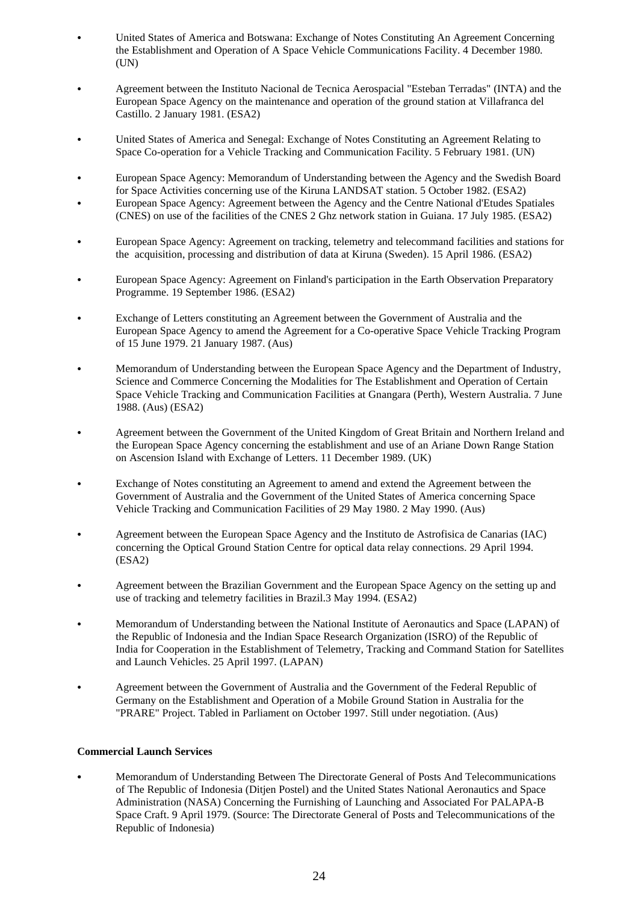- United States of America and Botswana: Exchange of Notes Constituting An Agreement Concerning the Establishment and Operation of A Space Vehicle Communications Facility. 4 December 1980. (UN)

- Agreement between the Instituto Nacional de Tecnica Aerospacial "Esteban Terradas" (INTA) and the European Space Agency on the maintenance and operation of the ground station at Villafranca del Castillo. 2 January 1981. (ESA2)

- United States of America and Senegal: Exchange of Notes Constituting an Agreement Relating to Space Co-operation for a Vehicle Tracking and Communication Facility. 5 February 1981. (UN)

- European Space Agency: Memorandum of Understanding between the Agency and the Swedish Board for Space Activities concerning use of the Kiruna LANDSAT station. 5 October 1982. (ESA2)
- European Space Agency: Agreement between the Agency and the Centre National d'Etudes Spatiales (CNES) on use of the facilities of the CNES 2 Ghz network station in Guiana. 17 July 1985. (ESA2)

- European Space Agency: Agreement on tracking, telemetry and telecommand facilities and stations for the acquisition, processing and distribution of data at Kiruna (Sweden). 15 April 1986. (ESA2)

- European Space Agency: Agreement on Finland's participation in the Earth Observation Preparatory Programme. 19 September 1986. (ESA2)

- Exchange of Letters constituting an Agreement between the Government of Australia and the European Space Agency to amend the Agreement for a Co-operative Space Vehicle Tracking Program of 15 June 1979. 21 January 1987. (Aus)

- Memorandum of Understanding between the European Space Agency and the Department of Industry, Science and Commerce Concerning the Modalities for The Establishment and Operation of Certain Space Vehicle Tracking and Communication Facilities at Gnangara (Perth), Western Australia. 7 June 1988. (Aus) (ESA2)

- Agreement between the Government of the United Kingdom of Great Britain and Northern Ireland and the European Space Agency concerning the establishment and use of an Ariane Down Range Station on Ascension Island with Exchange of Letters. 11 December 1989. (UK)

- Exchange of Notes constituting an Agreement to amend and extend the Agreement between the Government of Australia and the Government of the United States of America concerning Space Vehicle Tracking and Communication Facilities of 29 May 1980. 2 May 1990. (Aus)

- Agreement between the European Space Agency and the Instituto de Astrofisica de Canarias (IAC) concerning the Optical Ground Station Centre for optical data relay connections. 29 April 1994. (ESA2)

- Agreement between the Brazilian Government and the European Space Agency on the setting up and use of tracking and telemetry facilities in Brazil.3 May 1994. (ESA2)

- Memorandum of Understanding between the National Institute of Aeronautics and Space (LAPAN) of the Republic of Indonesia and the Indian Space Research Organization (ISRO) of the Republic of India for Cooperation in the Establishment of Telemetry, Tracking and Command Station for Satellites and Launch Vehicles. 25 April 1997. (LAPAN)

- Agreement between the Government of Australia and the Government of the Federal Republic of Germany on the Establishment and Operation of a Mobile Ground Station in Australia for the "PRARE" Project. Tabled in Parliament on October 1997. Still under negotiation. (Aus)

**Commercial Launch Services**

- Memorandum of Understanding Between The Directorate General of Posts And Telecommunications of The Republic of Indonesia (Ditjen Postel) and the United States National Aeronautics and Space Administration (NASA) Concerning the Furnishing of Launching and Associated For PALAPA-B Space Craft. 9 April 1979. (Source: The Directorate General of Posts and Telecommunications of the Republic of Indonesia)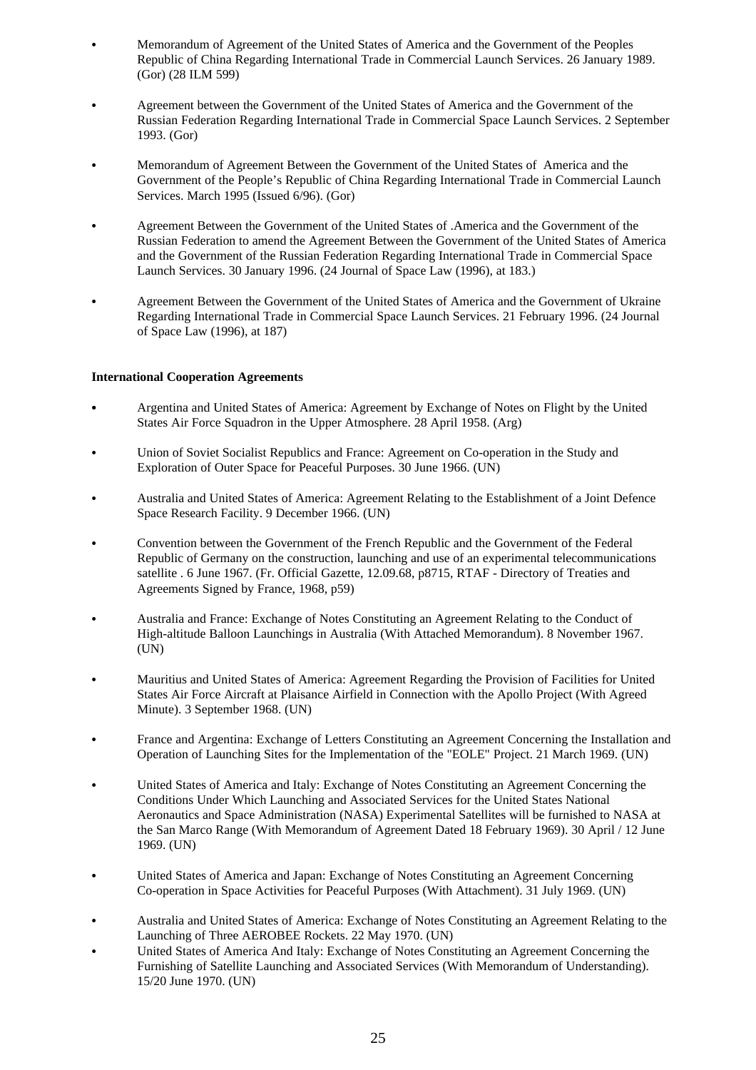- Memorandum of Agreement of the United States of America and the Government of the Peoples Republic of China Regarding International Trade in Commercial Launch Services. 26 January 1989. (Gor) (28 ILM 599)

- Agreement between the Government of the United States of America and the Government of the Russian Federation Regarding International Trade in Commercial Space Launch Services. 2 September 1993. (Gor)

- Memorandum of Agreement Between the Government of the United States of America and the Government of the People's Republic of China Regarding International Trade in Commercial Launch Services. March 1995 (Issued 6/96). (Gor)

- Agreement Between the Government of the United States of .America and the Government of the Russian Federation to amend the Agreement Between the Government of the United States of America and the Government of the Russian Federation Regarding International Trade in Commercial Space Launch Services. 30 January 1996. (24 Journal of Space Law (1996), at 183.)

- Agreement Between the Government of the United States of America and the Government of Ukraine Regarding International Trade in Commercial Space Launch Services. 21 February 1996. (24 Journal of Space Law (1996), at 187)

**International Cooperation Agreements**

- Argentina and United States of America: Agreement by Exchange of Notes on Flight by the United States Air Force Squadron in the Upper Atmosphere. 28 April 1958. (Arg)

- Union of Soviet Socialist Republics and France: Agreement on Co-operation in the Study and Exploration of Outer Space for Peaceful Purposes. 30 June 1966. (UN)

- Australia and United States of America: Agreement Relating to the Establishment of a Joint Defence Space Research Facility. 9 December 1966. (UN)

- Convention between the Government of the French Republic and the Government of the Federal Republic of Germany on the construction, launching and use of an experimental telecommunications satellite . 6 June 1967. (Fr. Official Gazette, 12.09.68, p8715, RTAF - Directory of Treaties and Agreements Signed by France, 1968, p59)

- Australia and France: Exchange of Notes Constituting an Agreement Relating to the Conduct of High-altitude Balloon Launchings in Australia (With Attached Memorandum). 8 November 1967. (UN)

- Mauritius and United States of America: Agreement Regarding the Provision of Facilities for United States Air Force Aircraft at Plaisance Airfield in Connection with the Apollo Project (With Agreed Minute). 3 September 1968. (UN)

- France and Argentina: Exchange of Letters Constituting an Agreement Concerning the Installation and Operation of Launching Sites for the Implementation of the "EOLE" Project. 21 March 1969. (UN)

- United States of America and Italy: Exchange of Notes Constituting an Agreement Concerning the Conditions Under Which Launching and Associated Services for the United States National Aeronautics and Space Administration (NASA) Experimental Satellites will be furnished to NASA at the San Marco Range (With Memorandum of Agreement Dated 18 February 1969). 30 April / 12 June 1969. (UN)

- United States of America and Japan: Exchange of Notes Constituting an Agreement Concerning Co-operation in Space Activities for Peaceful Purposes (With Attachment). 31 July 1969. (UN)

- Australia and United States of America: Exchange of Notes Constituting an Agreement Relating to the Launching of Three AEROBEE Rockets. 22 May 1970. (UN)
- United States of America And Italy: Exchange of Notes Constituting an Agreement Concerning the Furnishing of Satellite Launching and Associated Services (With Memorandum of Understanding). 15/20 June 1970. (UN)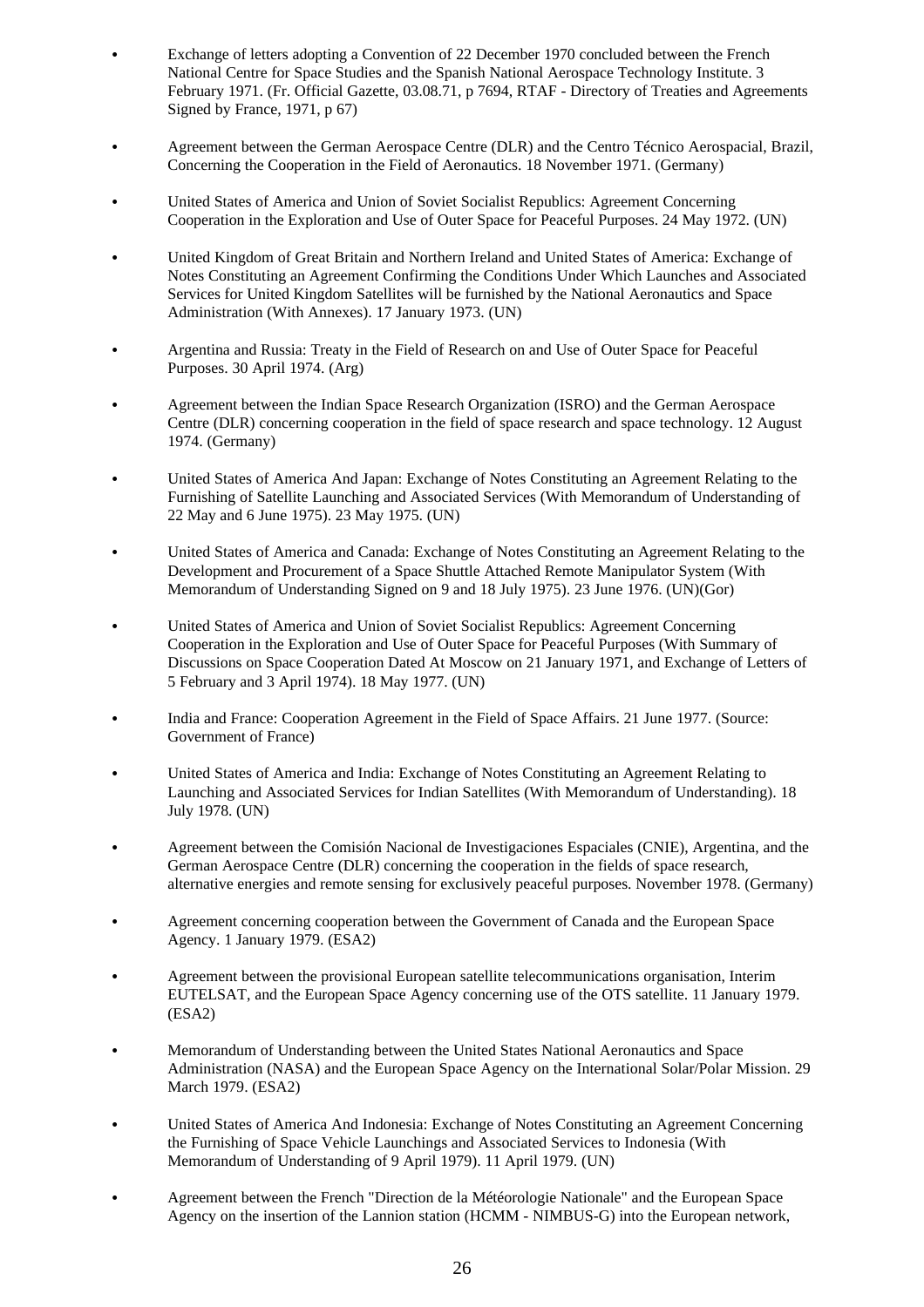- Exchange of letters adopting a Convention of 22 December 1970 concluded between the French National Centre for Space Studies and the Spanish National Aerospace Technology Institute. 3 February 1971. (Fr. Official Gazette, 03.08.71, p 7694, RTAF - Directory of Treaties and Agreements Signed by France, 1971, p 67)

- Agreement between the German Aerospace Centre (DLR) and the Centro Técnico Aerospacial, Brazil, Concerning the Cooperation in the Field of Aeronautics. 18 November 1971. (Germany)

- United States of America and Union of Soviet Socialist Republics: Agreement Concerning Cooperation in the Exploration and Use of Outer Space for Peaceful Purposes. 24 May 1972. (UN)

- United Kingdom of Great Britain and Northern Ireland and United States of America: Exchange of Notes Constituting an Agreement Confirming the Conditions Under Which Launches and Associated Services for United Kingdom Satellites will be furnished by the National Aeronautics and Space Administration (With Annexes). 17 January 1973. (UN)

- Argentina and Russia: Treaty in the Field of Research on and Use of Outer Space for Peaceful Purposes. 30 April 1974. (Arg)

- Agreement between the Indian Space Research Organization (ISRO) and the German Aerospace Centre (DLR) concerning cooperation in the field of space research and space technology. 12 August 1974. (Germany)

- United States of America And Japan: Exchange of Notes Constituting an Agreement Relating to the Furnishing of Satellite Launching and Associated Services (With Memorandum of Understanding of 22 May and 6 June 1975). 23 May 1975. (UN)

- United States of America and Canada: Exchange of Notes Constituting an Agreement Relating to the Development and Procurement of a Space Shuttle Attached Remote Manipulator System (With Memorandum of Understanding Signed on 9 and 18 July 1975). 23 June 1976. (UN)(Gor)

- United States of America and Union of Soviet Socialist Republics: Agreement Concerning Cooperation in the Exploration and Use of Outer Space for Peaceful Purposes (With Summary of Discussions on Space Cooperation Dated At Moscow on 21 January 1971, and Exchange of Letters of 5 February and 3 April 1974). 18 May 1977. (UN)

- India and France: Cooperation Agreement in the Field of Space Affairs. 21 June 1977. (Source: Government of France)

- United States of America and India: Exchange of Notes Constituting an Agreement Relating to Launching and Associated Services for Indian Satellites (With Memorandum of Understanding). 18 July 1978. (UN)

- Agreement between the Comisión Nacional de Investigaciones Espaciales (CNIE), Argentina, and the German Aerospace Centre (DLR) concerning the cooperation in the fields of space research, alternative energies and remote sensing for exclusively peaceful purposes. November 1978. (Germany)

- Agreement concerning cooperation between the Government of Canada and the European Space Agency. 1 January 1979. (ESA2)

- Agreement between the provisional European satellite telecommunications organisation, Interim EUTELSAT, and the European Space Agency concerning use of the OTS satellite. 11 January 1979. (ESA2)

- Memorandum of Understanding between the United States National Aeronautics and Space Administration (NASA) and the European Space Agency on the International Solar/Polar Mission. 29 March 1979. (ESA2)

- United States of America And Indonesia: Exchange of Notes Constituting an Agreement Concerning the Furnishing of Space Vehicle Launchings and Associated Services to Indonesia (With Memorandum of Understanding of 9 April 1979). 11 April 1979. (UN)

- Agreement between the French "Direction de la Météorologie Nationale" and the European Space Agency on the insertion of the Lannion station (HCMM - NIMBUS-G) into the European network,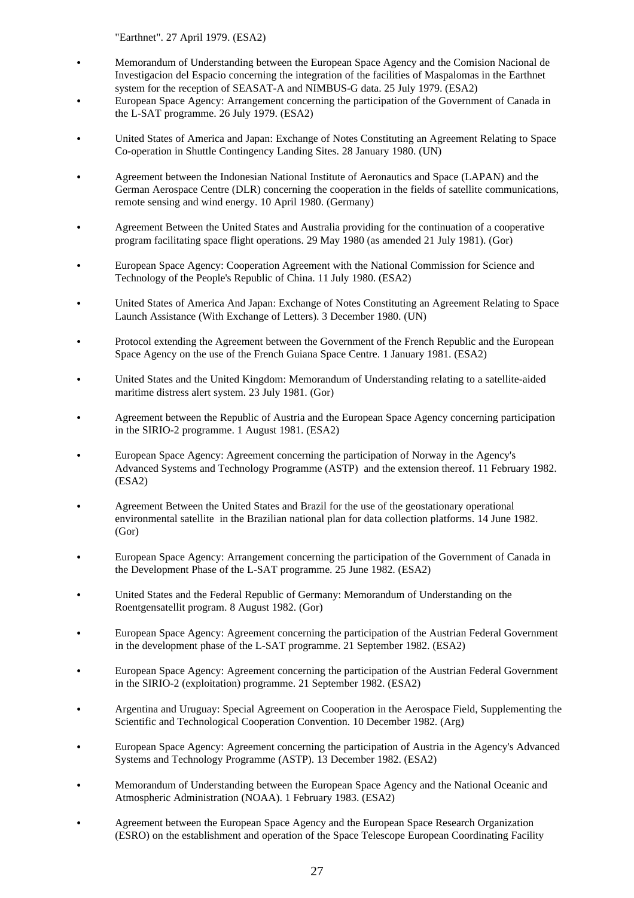"Earthnet". 27 April 1979. (ESA2)

- Memorandum of Understanding between the European Space Agency and the Comision Nacional de Investigacion del Espacio concerning the integration of the facilities of Maspalomas in the Earthnet system for the reception of SEASAT-A and NIMBUS-G data. 25 July 1979. (ESA2)
- European Space Agency: Arrangement concerning the participation of the Government of Canada in the L-SAT programme. 26 July 1979. (ESA2)
- United States of America and Japan: Exchange of Notes Constituting an Agreement Relating to Space Co-operation in Shuttle Contingency Landing Sites. 28 January 1980. (UN)
- Agreement between the Indonesian National Institute of Aeronautics and Space (LAPAN) and the German Aerospace Centre (DLR) concerning the cooperation in the fields of satellite communications, remote sensing and wind energy. 10 April 1980. (Germany)
- Agreement Between the United States and Australia providing for the continuation of a cooperative program facilitating space flight operations. 29 May 1980 (as amended 21 July 1981). (Gor)
- European Space Agency: Cooperation Agreement with the National Commission for Science and Technology of the People's Republic of China. 11 July 1980. (ESA2)
- United States of America And Japan: Exchange of Notes Constituting an Agreement Relating to Space Launch Assistance (With Exchange of Letters). 3 December 1980. (UN)
- Protocol extending the Agreement between the Government of the French Republic and the European Space Agency on the use of the French Guiana Space Centre. 1 January 1981. (ESA2)
- United States and the United Kingdom: Memorandum of Understanding relating to a satellite-aided maritime distress alert system. 23 July 1981. (Gor)
- Agreement between the Republic of Austria and the European Space Agency concerning participation in the SIRIO-2 programme. 1 August 1981. (ESA2)
- European Space Agency: Agreement concerning the participation of Norway in the Agency's Advanced Systems and Technology Programme (ASTP) and the extension thereof. 11 February 1982. (ESA2)
- Agreement Between the United States and Brazil for the use of the geostationary operational environmental satellite in the Brazilian national plan for data collection platforms. 14 June 1982. (Gor)
- European Space Agency: Arrangement concerning the participation of the Government of Canada in the Development Phase of the L-SAT programme. 25 June 1982. (ESA2)
- United States and the Federal Republic of Germany: Memorandum of Understanding on the Roentgensatellit program. 8 August 1982. (Gor)
- European Space Agency: Agreement concerning the participation of the Austrian Federal Government in the development phase of the L-SAT programme. 21 September 1982. (ESA2)
- European Space Agency: Agreement concerning the participation of the Austrian Federal Government in the SIRIO-2 (exploitation) programme. 21 September 1982. (ESA2)
- Argentina and Uruguay: Special Agreement on Cooperation in the Aerospace Field, Supplementing the Scientific and Technological Cooperation Convention. 10 December 1982. (Arg)
- European Space Agency: Agreement concerning the participation of Austria in the Agency's Advanced Systems and Technology Programme (ASTP). 13 December 1982. (ESA2)
- Memorandum of Understanding between the European Space Agency and the National Oceanic and Atmospheric Administration (NOAA). 1 February 1983. (ESA2)
- Agreement between the European Space Agency and the European Space Research Organization (ESRO) on the establishment and operation of the Space Telescope European Coordinating Facility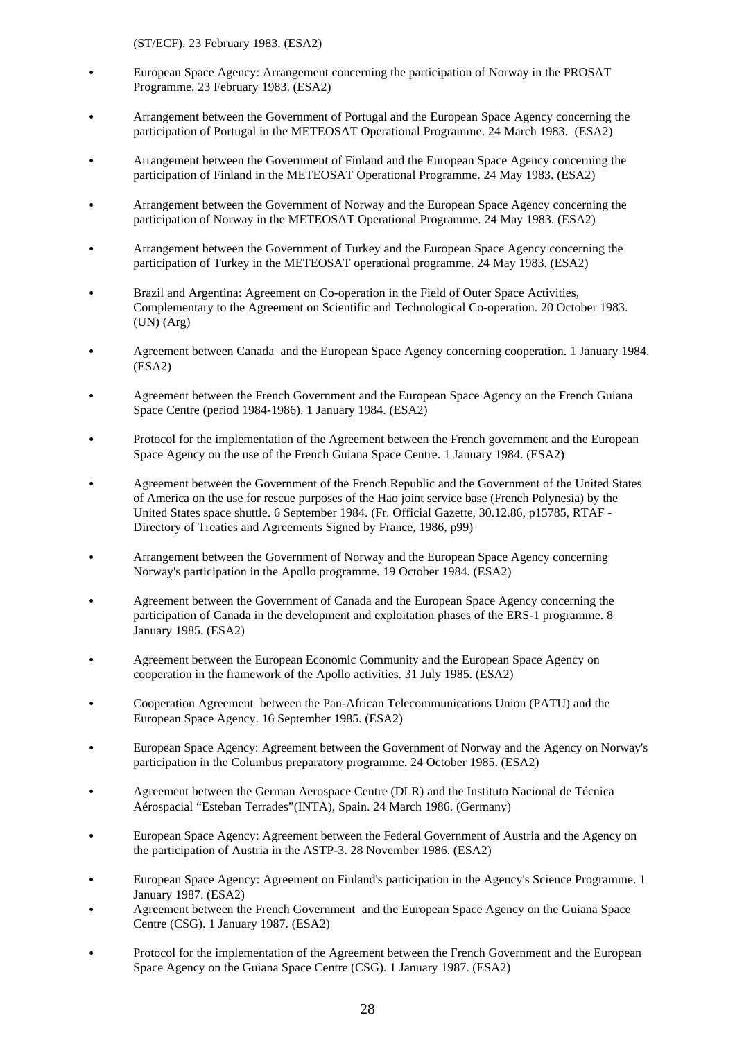(ST/ECF). 23 February 1983. (ESA2)

- European Space Agency: Arrangement concerning the participation of Norway in the PROSAT Programme. 23 February 1983. (ESA2)

- Arrangement between the Government of Portugal and the European Space Agency concerning the participation of Portugal in the METEOSAT Operational Programme. 24 March 1983. (ESA2)

- Arrangement between the Government of Finland and the European Space Agency concerning the participation of Finland in the METEOSAT Operational Programme. 24 May 1983. (ESA2)

- Arrangement between the Government of Norway and the European Space Agency concerning the participation of Norway in the METEOSAT Operational Programme. 24 May 1983. (ESA2)

- Arrangement between the Government of Turkey and the European Space Agency concerning the participation of Turkey in the METEOSAT operational programme. 24 May 1983. (ESA2)

- Brazil and Argentina: Agreement on Co-operation in the Field of Outer Space Activities, Complementary to the Agreement on Scientific and Technological Co-operation. 20 October 1983. (UN) (Arg)

- Agreement between Canada and the European Space Agency concerning cooperation. 1 January 1984. (ESA2)

- Agreement between the French Government and the European Space Agency on the French Guiana Space Centre (period 1984-1986). 1 January 1984. (ESA2)

- Protocol for the implementation of the Agreement between the French government and the European Space Agency on the use of the French Guiana Space Centre. 1 January 1984. (ESA2)

- Agreement between the Government of the French Republic and the Government of the United States of America on the use for rescue purposes of the Hao joint service base (French Polynesia) by the United States space shuttle. 6 September 1984. (Fr. Official Gazette, 30.12.86, p15785, RTAF - Directory of Treaties and Agreements Signed by France, 1986, p99)

- Arrangement between the Government of Norway and the European Space Agency concerning Norway's participation in the Apollo programme. 19 October 1984. (ESA2)

- Agreement between the Government of Canada and the European Space Agency concerning the participation of Canada in the development and exploitation phases of the ERS-1 programme. 8 January 1985. (ESA2)

- Agreement between the European Economic Community and the European Space Agency on cooperation in the framework of the Apollo activities. 31 July 1985. (ESA2)

- Cooperation Agreement between the Pan-African Telecommunications Union (PATU) and the European Space Agency. 16 September 1985. (ESA2)

- European Space Agency: Agreement between the Government of Norway and the Agency on Norway's participation in the Columbus preparatory programme. 24 October 1985. (ESA2)

- Agreement between the German Aerospace Centre (DLR) and the Instituto Nacional de Técnica Aérospacial “Esteban Terrades”(INTA), Spain. 24 March 1986. (Germany)

- European Space Agency: Agreement between the Federal Government of Austria and the Agency on the participation of Austria in the ASTP-3. 28 November 1986. (ESA2)

- European Space Agency: Agreement on Finland's participation in the Agency's Science Programme. 1 January 1987. (ESA2)
- Agreement between the French Government and the European Space Agency on the Guiana Space Centre (CSG). 1 January 1987. (ESA2)

- Protocol for the implementation of the Agreement between the French Government and the European Space Agency on the Guiana Space Centre (CSG). 1 January 1987. (ESA2)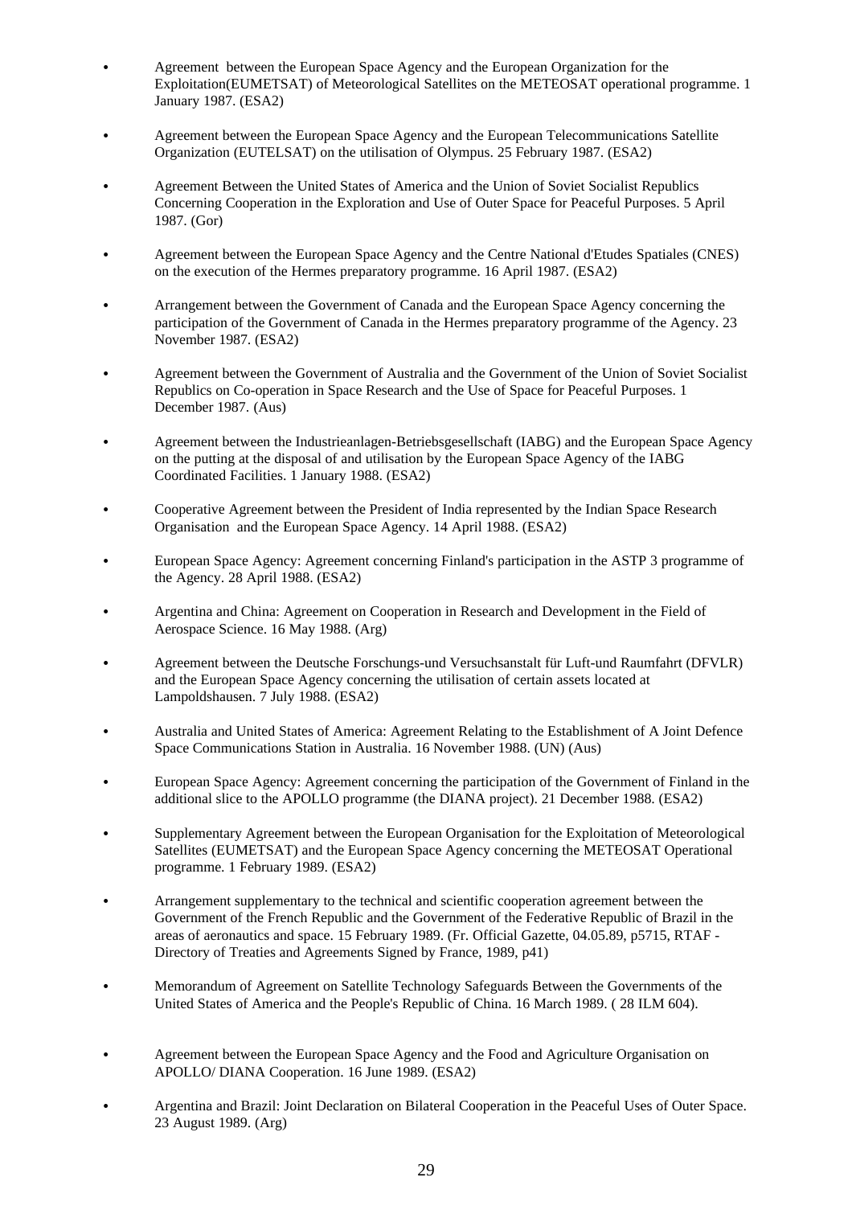- Agreement between the European Space Agency and the European Organization for the Exploitation(EUMETSAT) of Meteorological Satellites on the METEOSAT operational programme. 1 January 1987. (ESA2)

- Agreement between the European Space Agency and the European Telecommunications Satellite Organization (EUTELSAT) on the utilisation of Olympus. 25 February 1987. (ESA2)

- Agreement Between the United States of America and the Union of Soviet Socialist Republics Concerning Cooperation in the Exploration and Use of Outer Space for Peaceful Purposes. 5 April 1987. (Gor)

- Agreement between the European Space Agency and the Centre National d'Etudes Spatiales (CNES) on the execution of the Hermes preparatory programme. 16 April 1987. (ESA2)

- Arrangement between the Government of Canada and the European Space Agency concerning the participation of the Government of Canada in the Hermes preparatory programme of the Agency. 23 November 1987. (ESA2)

- Agreement between the Government of Australia and the Government of the Union of Soviet Socialist Republics on Co-operation in Space Research and the Use of Space for Peaceful Purposes. 1 December 1987. (Aus)

- Agreement between the Industrieanlagen-Betriebsgesellschaft (IABG) and the European Space Agency on the putting at the disposal of and utilisation by the European Space Agency of the IABG Coordinated Facilities. 1 January 1988. (ESA2)

- Cooperative Agreement between the President of India represented by the Indian Space Research Organisation and the European Space Agency. 14 April 1988. (ESA2)

- European Space Agency: Agreement concerning Finland's participation in the ASTP 3 programme of the Agency. 28 April 1988. (ESA2)

- Argentina and China: Agreement on Cooperation in Research and Development in the Field of Aerospace Science. 16 May 1988. (Arg)

- Agreement between the Deutsche Forschungs-und Versuchsanstalt für Luft-und Raumfahrt (DFVLR) and the European Space Agency concerning the utilisation of certain assets located at Lampoldshausen. 7 July 1988. (ESA2)

- Australia and United States of America: Agreement Relating to the Establishment of A Joint Defence Space Communications Station in Australia. 16 November 1988. (UN) (Aus)

- European Space Agency: Agreement concerning the participation of the Government of Finland in the additional slice to the APOLLO programme (the DIANA project). 21 December 1988. (ESA2)

- Supplementary Agreement between the European Organisation for the Exploitation of Meteorological Satellites (EUMETSAT) and the European Space Agency concerning the METEOSAT Operational programme. 1 February 1989. (ESA2)

- Arrangement supplementary to the technical and scientific cooperation agreement between the Government of the French Republic and the Government of the Federative Republic of Brazil in the areas of aeronautics and space. 15 February 1989. (Fr. Official Gazette, 04.05.89, p5715, RTAF - Directory of Treaties and Agreements Signed by France, 1989, p41)

- Memorandum of Agreement on Satellite Technology Safeguards Between the Governments of the United States of America and the People's Republic of China. 16 March 1989. ( 28 ILM 604).

- Agreement between the European Space Agency and the Food and Agriculture Organisation on APOLLO/ DIANA Cooperation. 16 June 1989. (ESA2)

- Argentina and Brazil: Joint Declaration on Bilateral Cooperation in the Peaceful Uses of Outer Space. 23 August 1989. (Arg)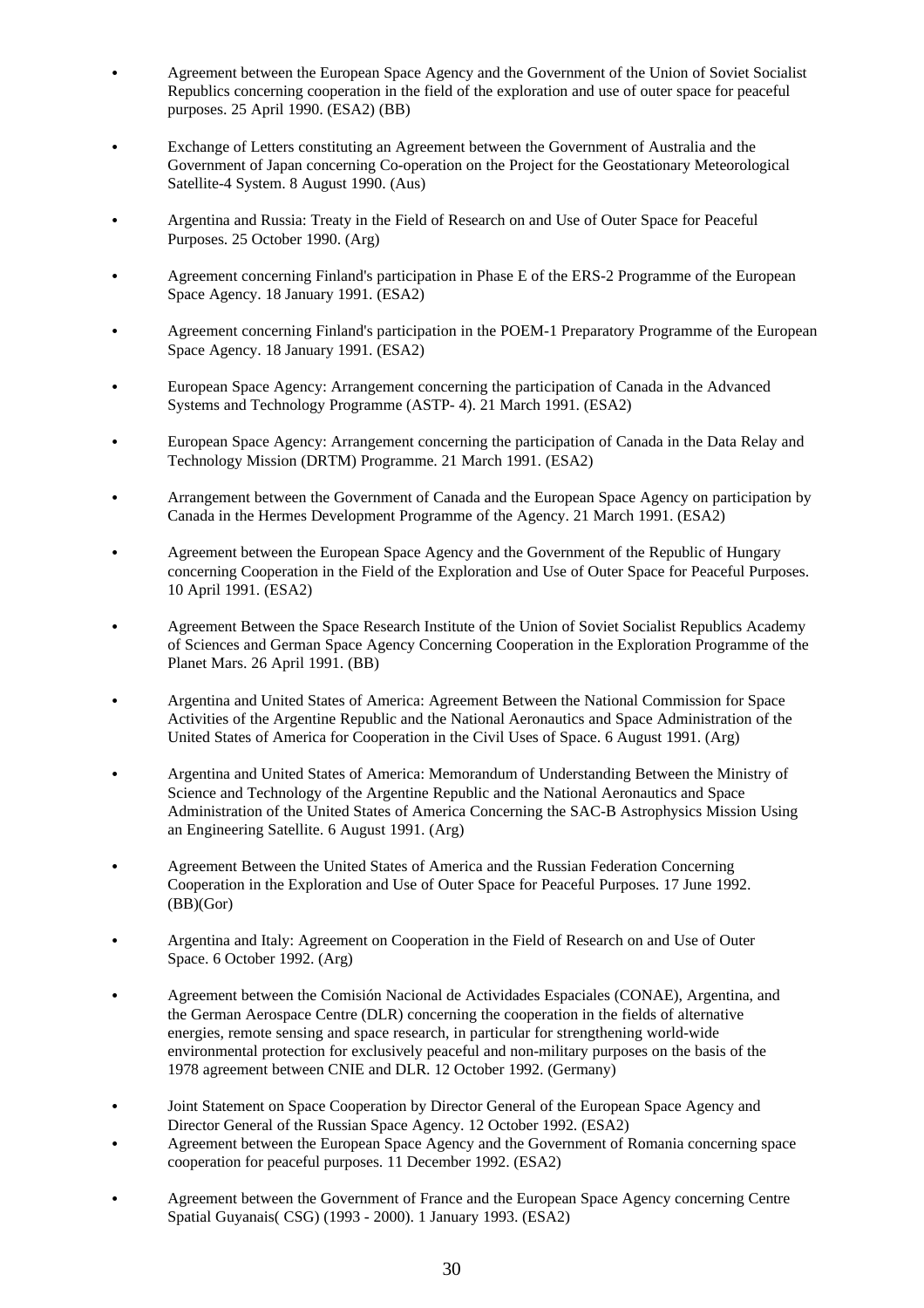- Agreement between the European Space Agency and the Government of the Union of Soviet Socialist Republics concerning cooperation in the field of the exploration and use of outer space for peaceful purposes. 25 April 1990. (ESA2) (BB)

- Exchange of Letters constituting an Agreement between the Government of Australia and the Government of Japan concerning Co-operation on the Project for the Geostationary Meteorological Satellite-4 System. 8 August 1990. (Aus)

- Argentina and Russia: Treaty in the Field of Research on and Use of Outer Space for Peaceful Purposes. 25 October 1990. (Arg)

- Agreement concerning Finland's participation in Phase E of the ERS-2 Programme of the European Space Agency. 18 January 1991. (ESA2)

- Agreement concerning Finland's participation in the POEM-1 Preparatory Programme of the European Space Agency. 18 January 1991. (ESA2)

- European Space Agency: Arrangement concerning the participation of Canada in the Advanced Systems and Technology Programme (ASTP- 4). 21 March 1991. (ESA2)

- European Space Agency: Arrangement concerning the participation of Canada in the Data Relay and Technology Mission (DRTM) Programme. 21 March 1991. (ESA2)

- Arrangement between the Government of Canada and the European Space Agency on participation by Canada in the Hermes Development Programme of the Agency. 21 March 1991. (ESA2)

- Agreement between the European Space Agency and the Government of the Republic of Hungary concerning Cooperation in the Field of the Exploration and Use of Outer Space for Peaceful Purposes. 10 April 1991. (ESA2)

- Agreement Between the Space Research Institute of the Union of Soviet Socialist Republics Academy of Sciences and German Space Agency Concerning Cooperation in the Exploration Programme of the Planet Mars. 26 April 1991. (BB)

- Argentina and United States of America: Agreement Between the National Commission for Space Activities of the Argentine Republic and the National Aeronautics and Space Administration of the United States of America for Cooperation in the Civil Uses of Space. 6 August 1991. (Arg)

- Argentina and United States of America: Memorandum of Understanding Between the Ministry of Science and Technology of the Argentine Republic and the National Aeronautics and Space Administration of the United States of America Concerning the SAC-B Astrophysics Mission Using an Engineering Satellite. 6 August 1991. (Arg)

- Agreement Between the United States of America and the Russian Federation Concerning Cooperation in the Exploration and Use of Outer Space for Peaceful Purposes. 17 June 1992. (BB)(Gor)

- Argentina and Italy: Agreement on Cooperation in the Field of Research on and Use of Outer Space. 6 October 1992. (Arg)

- Agreement between the Comisión Nacional de Actividades Espaciales (CONAE), Argentina, and the German Aerospace Centre (DLR) concerning the cooperation in the fields of alternative energies, remote sensing and space research, in particular for strengthening world-wide environmental protection for exclusively peaceful and non-military purposes on the basis of the 1978 agreement between CNIE and DLR. 12 October 1992. (Germany)

- Joint Statement on Space Cooperation by Director General of the European Space Agency and Director General of the Russian Space Agency. 12 October 1992. (ESA2)
- Agreement between the European Space Agency and the Government of Romania concerning space cooperation for peaceful purposes. 11 December 1992. (ESA2)

- Agreement between the Government of France and the European Space Agency concerning Centre Spatial Guyanais( CSG) (1993 - 2000). 1 January 1993. (ESA2)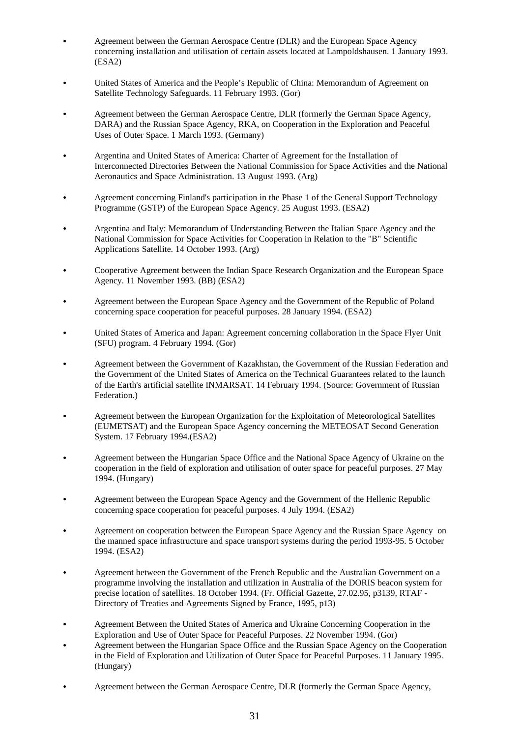- Agreement between the German Aerospace Centre (DLR) and the European Space Agency concerning installation and utilisation of certain assets located at Lampoldshausen. 1 January 1993. (ESA2)

- United States of America and the People's Republic of China: Memorandum of Agreement on Satellite Technology Safeguards. 11 February 1993. (Gor)

- Agreement between the German Aerospace Centre, DLR (formerly the German Space Agency, DARA) and the Russian Space Agency, RKA, on Cooperation in the Exploration and Peaceful Uses of Outer Space. 1 March 1993. (Germany)

- Argentina and United States of America: Charter of Agreement for the Installation of Interconnected Directories Between the National Commission for Space Activities and the National Aeronautics and Space Administration. 13 August 1993. (Arg)

- Agreement concerning Finland's participation in the Phase 1 of the General Support Technology Programme (GSTP) of the European Space Agency. 25 August 1993. (ESA2)

- Argentina and Italy: Memorandum of Understanding Between the Italian Space Agency and the National Commission for Space Activities for Cooperation in Relation to the "B" Scientific Applications Satellite. 14 October 1993. (Arg)

- Cooperative Agreement between the Indian Space Research Organization and the European Space Agency. 11 November 1993. (BB) (ESA2)

- Agreement between the European Space Agency and the Government of the Republic of Poland concerning space cooperation for peaceful purposes. 28 January 1994. (ESA2)

- United States of America and Japan: Agreement concerning collaboration in the Space Flyer Unit (SFU) program. 4 February 1994. (Gor)

- Agreement between the Government of Kazakhstan, the Government of the Russian Federation and the Government of the United States of America on the Technical Guarantees related to the launch of the Earth's artificial satellite INMARSAT. 14 February 1994. (Source: Government of Russian Federation.)

- Agreement between the European Organization for the Exploitation of Meteorological Satellites (EUMETSAT) and the European Space Agency concerning the METEOSAT Second Generation System. 17 February 1994.(ESA2)

- Agreement between the Hungarian Space Office and the National Space Agency of Ukraine on the cooperation in the field of exploration and utilisation of outer space for peaceful purposes. 27 May 1994. (Hungary)

- Agreement between the European Space Agency and the Government of the Hellenic Republic concerning space cooperation for peaceful purposes. 4 July 1994. (ESA2)

- Agreement on cooperation between the European Space Agency and the Russian Space Agency on the manned space infrastructure and space transport systems during the period 1993-95. 5 October 1994. (ESA2)

- Agreement between the Government of the French Republic and the Australian Government on a programme involving the installation and utilization in Australia of the DORIS beacon system for precise location of satellites. 18 October 1994. (Fr. Official Gazette, 27.02.95, p3139, RTAF - Directory of Treaties and Agreements Signed by France, 1995, p13)

- Agreement Between the United States of America and Ukraine Concerning Cooperation in the Exploration and Use of Outer Space for Peaceful Purposes. 22 November 1994. (Gor)
- Agreement between the Hungarian Space Office and the Russian Space Agency on the Cooperation in the Field of Exploration and Utilization of Outer Space for Peaceful Purposes. 11 January 1995. (Hungary)

- Agreement between the German Aerospace Centre, DLR (formerly the German Space Agency,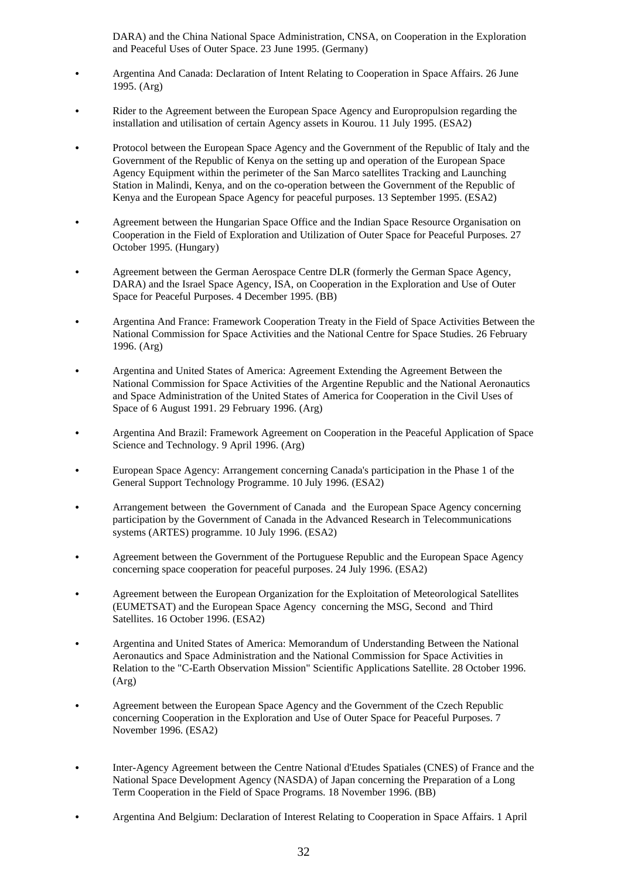DARA) and the China National Space Administration, CNSA, on Cooperation in the Exploration and Peaceful Uses of Outer Space. 23 June 1995. (Germany)

- Argentina And Canada: Declaration of Intent Relating to Cooperation in Space Affairs. 26 June 1995. (Arg)
- Rider to the Agreement between the European Space Agency and Europropulsion regarding the installation and utilisation of certain Agency assets in Kourou. 11 July 1995. (ESA2)
- Protocol between the European Space Agency and the Government of the Republic of Italy and the Government of the Republic of Kenya on the setting up and operation of the European Space Agency Equipment within the perimeter of the San Marco satellites Tracking and Launching Station in Malindi, Kenya, and on the co-operation between the Government of the Republic of Kenya and the European Space Agency for peaceful purposes. 13 September 1995. (ESA2)
- Agreement between the Hungarian Space Office and the Indian Space Resource Organisation on Cooperation in the Field of Exploration and Utilization of Outer Space for Peaceful Purposes. 27 October 1995. (Hungary)
- Agreement between the German Aerospace Centre DLR (formerly the German Space Agency, DARA) and the Israel Space Agency, ISA, on Cooperation in the Exploration and Use of Outer Space for Peaceful Purposes. 4 December 1995. (BB)
- Argentina And France: Framework Cooperation Treaty in the Field of Space Activities Between the National Commission for Space Activities and the National Centre for Space Studies. 26 February 1996. (Arg)
- Argentina and United States of America: Agreement Extending the Agreement Between the National Commission for Space Activities of the Argentine Republic and the National Aeronautics and Space Administration of the United States of America for Cooperation in the Civil Uses of Space of 6 August 1991. 29 February 1996. (Arg)
- Argentina And Brazil: Framework Agreement on Cooperation in the Peaceful Application of Space Science and Technology. 9 April 1996. (Arg)
- European Space Agency: Arrangement concerning Canada's participation in the Phase 1 of the General Support Technology Programme. 10 July 1996. (ESA2)
- Arrangement between the Government of Canada and the European Space Agency concerning participation by the Government of Canada in the Advanced Research in Telecommunications systems (ARTES) programme. 10 July 1996. (ESA2)
- Agreement between the Government of the Portuguese Republic and the European Space Agency concerning space cooperation for peaceful purposes. 24 July 1996. (ESA2)
- Agreement between the European Organization for the Exploitation of Meteorological Satellites (EUMETSAT) and the European Space Agency concerning the MSG, Second and Third Satellites. 16 October 1996. (ESA2)
- Argentina and United States of America: Memorandum of Understanding Between the National Aeronautics and Space Administration and the National Commission for Space Activities in Relation to the "C-Earth Observation Mission" Scientific Applications Satellite. 28 October 1996. (Arg)
- Agreement between the European Space Agency and the Government of the Czech Republic concerning Cooperation in the Exploration and Use of Outer Space for Peaceful Purposes. 7 November 1996. (ESA2)
- Inter-Agency Agreement between the Centre National d'Etudes Spatiales (CNES) of France and the National Space Development Agency (NASDA) of Japan concerning the Preparation of a Long Term Cooperation in the Field of Space Programs. 18 November 1996. (BB)
- Argentina And Belgium: Declaration of Interest Relating to Cooperation in Space Affairs. 1 April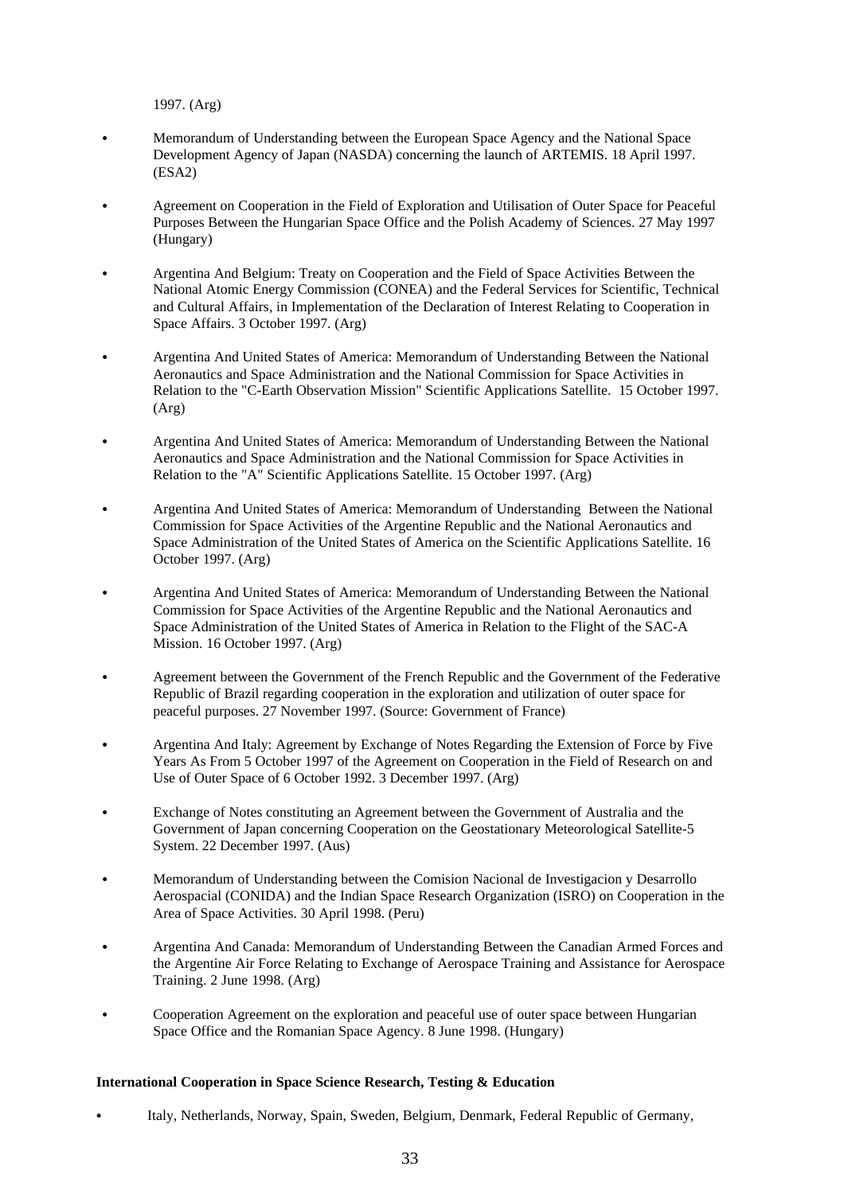1997. (Arg)

- Memorandum of Understanding between the European Space Agency and the National Space Development Agency of Japan (NASDA) concerning the launch of ARTEMIS. 18 April 1997. (ESA2)

- Agreement on Cooperation in the Field of Exploration and Utilisation of Outer Space for Peaceful Purposes Between the Hungarian Space Office and the Polish Academy of Sciences. 27 May 1997 (Hungary)

- Argentina And Belgium: Treaty on Cooperation and the Field of Space Activities Between the National Atomic Energy Commission (CONEA) and the Federal Services for Scientific, Technical and Cultural Affairs, in Implementation of the Declaration of Interest Relating to Cooperation in Space Affairs. 3 October 1997. (Arg)

- Argentina And United States of America: Memorandum of Understanding Between the National Aeronautics and Space Administration and the National Commission for Space Activities in Relation to the "C-Earth Observation Mission" Scientific Applications Satellite. 15 October 1997. (Arg)

- Argentina And United States of America: Memorandum of Understanding Between the National Aeronautics and Space Administration and the National Commission for Space Activities in Relation to the "A" Scientific Applications Satellite. 15 October 1997. (Arg)

- Argentina And United States of America: Memorandum of Understanding Between the National Commission for Space Activities of the Argentine Republic and the National Aeronautics and Space Administration of the United States of America on the Scientific Applications Satellite. 16 October 1997. (Arg)

- Argentina And United States of America: Memorandum of Understanding Between the National Commission for Space Activities of the Argentine Republic and the National Aeronautics and Space Administration of the United States of America in Relation to the Flight of the SAC-A Mission. 16 October 1997. (Arg)

- Agreement between the Government of the French Republic and the Government of the Federative Republic of Brazil regarding cooperation in the exploration and utilization of outer space for peaceful purposes. 27 November 1997. (Source: Government of France)

- Argentina And Italy: Agreement by Exchange of Notes Regarding the Extension of Force by Five Years As From 5 October 1997 of the Agreement on Cooperation in the Field of Research on and Use of Outer Space of 6 October 1992. 3 December 1997. (Arg)

- Exchange of Notes constituting an Agreement between the Government of Australia and the Government of Japan concerning Cooperation on the Geostationary Meteorological Satellite-5 System. 22 December 1997. (Aus)

- Memorandum of Understanding between the Comision Nacional de Investigacion y Desarrollo Aerospacial (CONIDA) and the Indian Space Research Organization (ISRO) on Cooperation in the Area of Space Activities. 30 April 1998. (Peru)

- Argentina And Canada: Memorandum of Understanding Between the Canadian Armed Forces and the Argentine Air Force Relating to Exchange of Aerospace Training and Assistance for Aerospace Training. 2 June 1998. (Arg)

- Cooperation Agreement on the exploration and peaceful use of outer space between Hungarian Space Office and the Romanian Space Agency. 8 June 1998. (Hungary)

**International Cooperation in Space Science Research, Testing & Education**

- Italy, Netherlands, Norway, Spain, Sweden, Belgium, Denmark, Federal Republic of Germany,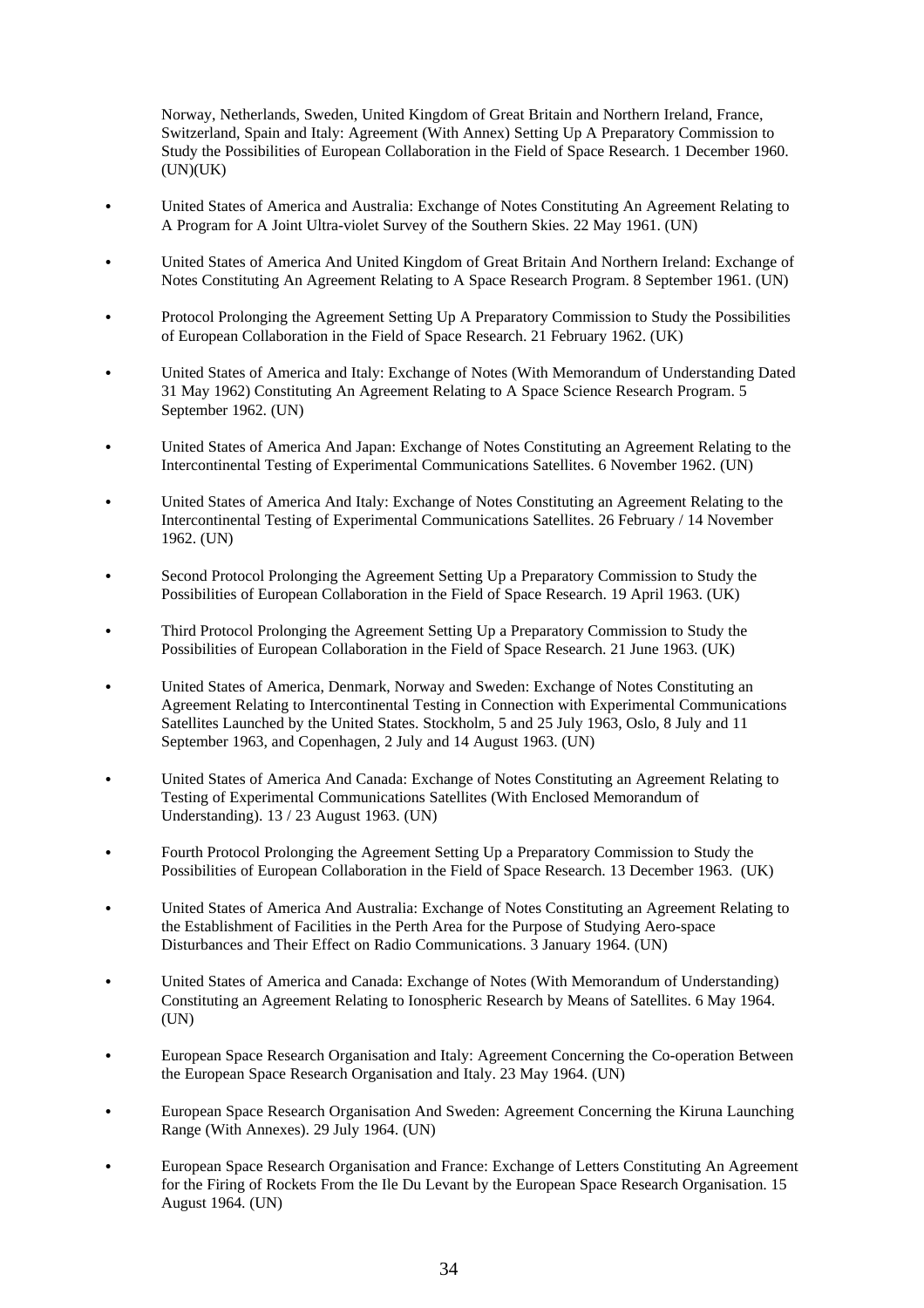Norway, Netherlands, Sweden, United Kingdom of Great Britain and Northern Ireland, France, Switzerland, Spain and Italy: Agreement (With Annex) Setting Up A Preparatory Commission to Study the Possibilities of European Collaboration in the Field of Space Research. 1 December 1960. (UN)(UK)

- United States of America and Australia: Exchange of Notes Constituting An Agreement Relating to A Program for A Joint Ultra-violet Survey of the Southern Skies. 22 May 1961. (UN)
- United States of America And United Kingdom of Great Britain And Northern Ireland: Exchange of Notes Constituting An Agreement Relating to A Space Research Program. 8 September 1961. (UN)
- Protocol Prolonging the Agreement Setting Up A Preparatory Commission to Study the Possibilities of European Collaboration in the Field of Space Research. 21 February 1962. (UK)
- United States of America and Italy: Exchange of Notes (With Memorandum of Understanding Dated 31 May 1962) Constituting An Agreement Relating to A Space Science Research Program. 5 September 1962. (UN)
- United States of America And Japan: Exchange of Notes Constituting an Agreement Relating to the Intercontinental Testing of Experimental Communications Satellites. 6 November 1962. (UN)
- United States of America And Italy: Exchange of Notes Constituting an Agreement Relating to the Intercontinental Testing of Experimental Communications Satellites. 26 February / 14 November 1962. (UN)
- Second Protocol Prolonging the Agreement Setting Up a Preparatory Commission to Study the Possibilities of European Collaboration in the Field of Space Research. 19 April 1963. (UK)
- Third Protocol Prolonging the Agreement Setting Up a Preparatory Commission to Study the Possibilities of European Collaboration in the Field of Space Research. 21 June 1963. (UK)
- United States of America, Denmark, Norway and Sweden: Exchange of Notes Constituting an Agreement Relating to Intercontinental Testing in Connection with Experimental Communications Satellites Launched by the United States. Stockholm, 5 and 25 July 1963, Oslo, 8 July and 11 September 1963, and Copenhagen, 2 July and 14 August 1963. (UN)
- United States of America And Canada: Exchange of Notes Constituting an Agreement Relating to Testing of Experimental Communications Satellites (With Enclosed Memorandum of Understanding). 13 / 23 August 1963. (UN)
- Fourth Protocol Prolonging the Agreement Setting Up a Preparatory Commission to Study the Possibilities of European Collaboration in the Field of Space Research. 13 December 1963. (UK)
- United States of America And Australia: Exchange of Notes Constituting an Agreement Relating to the Establishment of Facilities in the Perth Area for the Purpose of Studying Aero-space Disturbances and Their Effect on Radio Communications. 3 January 1964. (UN)
- United States of America and Canada: Exchange of Notes (With Memorandum of Understanding) Constituting an Agreement Relating to Ionospheric Research by Means of Satellites. 6 May 1964. (UN)
- European Space Research Organisation and Italy: Agreement Concerning the Co-operation Between the European Space Research Organisation and Italy. 23 May 1964. (UN)
- European Space Research Organisation And Sweden: Agreement Concerning the Kiruna Launching Range (With Annexes). 29 July 1964. (UN)
- European Space Research Organisation and France: Exchange of Letters Constituting An Agreement for the Firing of Rockets From the Ile Du Levant by the European Space Research Organisation. 15 August 1964. (UN)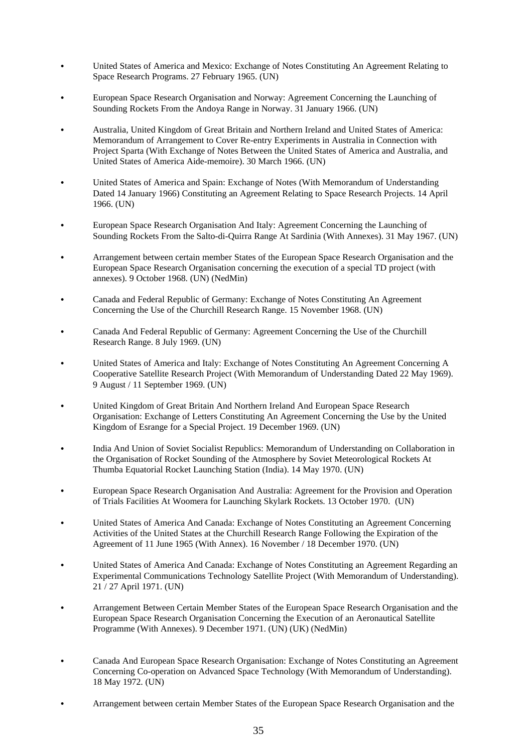- United States of America and Mexico: Exchange of Notes Constituting An Agreement Relating to Space Research Programs. 27 February 1965. (UN)

- European Space Research Organisation and Norway: Agreement Concerning the Launching of Sounding Rockets From the Andoya Range in Norway. 31 January 1966. (UN)

- Australia, United Kingdom of Great Britain and Northern Ireland and United States of America: Memorandum of Arrangement to Cover Re-entry Experiments in Australia in Connection with Project Sparta (With Exchange of Notes Between the United States of America and Australia, and United States of America Aide-memoire). 30 March 1966. (UN)

- United States of America and Spain: Exchange of Notes (With Memorandum of Understanding Dated 14 January 1966) Constituting an Agreement Relating to Space Research Projects. 14 April 1966. (UN)

- European Space Research Organisation And Italy: Agreement Concerning the Launching of Sounding Rockets From the Salto-di-Quirra Range At Sardinia (With Annexes). 31 May 1967. (UN)

- Arrangement between certain member States of the European Space Research Organisation and the European Space Research Organisation concerning the execution of a special TD project (with annexes). 9 October 1968. (UN) (NedMin)

- Canada and Federal Republic of Germany: Exchange of Notes Constituting An Agreement Concerning the Use of the Churchill Research Range. 15 November 1968. (UN)

- Canada And Federal Republic of Germany: Agreement Concerning the Use of the Churchill Research Range. 8 July 1969. (UN)

- United States of America and Italy: Exchange of Notes Constituting An Agreement Concerning A Cooperative Satellite Research Project (With Memorandum of Understanding Dated 22 May 1969). 9 August / 11 September 1969. (UN)

- United Kingdom of Great Britain And Northern Ireland And European Space Research Organisation: Exchange of Letters Constituting An Agreement Concerning the Use by the United Kingdom of Esrange for a Special Project. 19 December 1969. (UN)

- India And Union of Soviet Socialist Republics: Memorandum of Understanding on Collaboration in the Organisation of Rocket Sounding of the Atmosphere by Soviet Meteorological Rockets At Thumba Equatorial Rocket Launching Station (India). 14 May 1970. (UN)

- European Space Research Organisation And Australia: Agreement for the Provision and Operation of Trials Facilities At Woomera for Launching Skylark Rockets. 13 October 1970. (UN)

- United States of America And Canada: Exchange of Notes Constituting an Agreement Concerning Activities of the United States at the Churchill Research Range Following the Expiration of the Agreement of 11 June 1965 (With Annex). 16 November / 18 December 1970. (UN)

- United States of America And Canada: Exchange of Notes Constituting an Agreement Regarding an Experimental Communications Technology Satellite Project (With Memorandum of Understanding). 21 / 27 April 1971. (UN)

- Arrangement Between Certain Member States of the European Space Research Organisation and the European Space Research Organisation Concerning the Execution of an Aeronautical Satellite Programme (With Annexes). 9 December 1971. (UN) (UK) (NedMin)

- Canada And European Space Research Organisation: Exchange of Notes Constituting an Agreement Concerning Co-operation on Advanced Space Technology (With Memorandum of Understanding). 18 May 1972. (UN)

- Arrangement between certain Member States of the European Space Research Organisation and the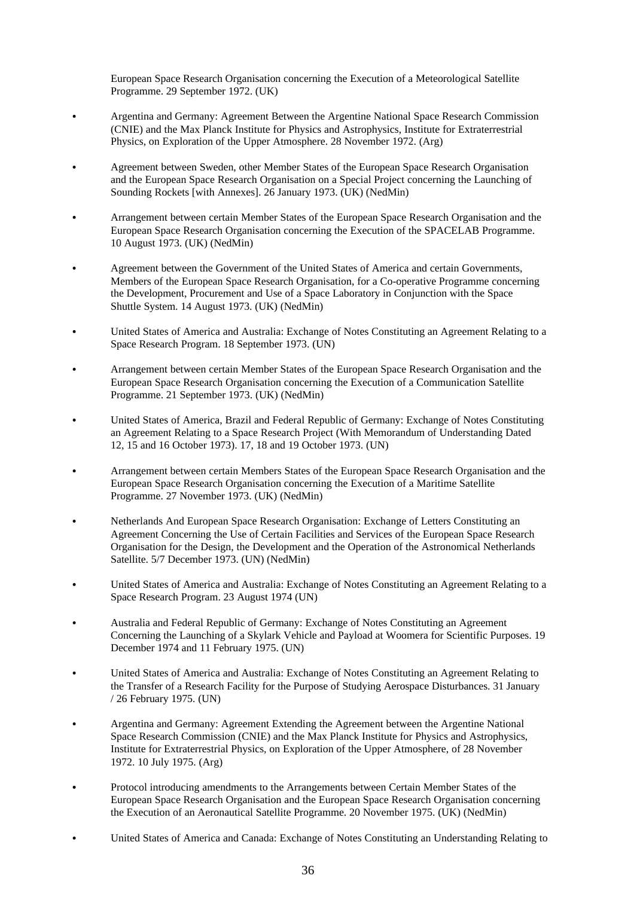European Space Research Organisation concerning the Execution of a Meteorological Satellite Programme. 29 September 1972. (UK)

- Argentina and Germany: Agreement Between the Argentine National Space Research Commission (CNIE) and the Max Planck Institute for Physics and Astrophysics, Institute for Extraterrestrial Physics, on Exploration of the Upper Atmosphere. 28 November 1972. (Arg)
- Agreement between Sweden, other Member States of the European Space Research Organisation and the European Space Research Organisation on a Special Project concerning the Launching of Sounding Rockets [with Annexes]. 26 January 1973. (UK) (NedMin)
- Arrangement between certain Member States of the European Space Research Organisation and the European Space Research Organisation concerning the Execution of the SPACELAB Programme. 10 August 1973. (UK) (NedMin)
- Agreement between the Government of the United States of America and certain Governments, Members of the European Space Research Organisation, for a Co-operative Programme concerning the Development, Procurement and Use of a Space Laboratory in Conjunction with the Space Shuttle System. 14 August 1973. (UK) (NedMin)
- United States of America and Australia: Exchange of Notes Constituting an Agreement Relating to a Space Research Program. 18 September 1973. (UN)
- Arrangement between certain Member States of the European Space Research Organisation and the European Space Research Organisation concerning the Execution of a Communication Satellite Programme. 21 September 1973. (UK) (NedMin)
- United States of America, Brazil and Federal Republic of Germany: Exchange of Notes Constituting an Agreement Relating to a Space Research Project (With Memorandum of Understanding Dated 12, 15 and 16 October 1973). 17, 18 and 19 October 1973. (UN)
- Arrangement between certain Members States of the European Space Research Organisation and the European Space Research Organisation concerning the Execution of a Maritime Satellite Programme. 27 November 1973. (UK) (NedMin)
- Netherlands And European Space Research Organisation: Exchange of Letters Constituting an Agreement Concerning the Use of Certain Facilities and Services of the European Space Research Organisation for the Design, the Development and the Operation of the Astronomical Netherlands Satellite. 5/7 December 1973. (UN) (NedMin)
- United States of America and Australia: Exchange of Notes Constituting an Agreement Relating to a Space Research Program. 23 August 1974 (UN)
- Australia and Federal Republic of Germany: Exchange of Notes Constituting an Agreement Concerning the Launching of a Skylark Vehicle and Payload at Woomera for Scientific Purposes. 19 December 1974 and 11 February 1975. (UN)
- United States of America and Australia: Exchange of Notes Constituting an Agreement Relating to the Transfer of a Research Facility for the Purpose of Studying Aerospace Disturbances. 31 January / 26 February 1975. (UN)
- Argentina and Germany: Agreement Extending the Agreement between the Argentine National Space Research Commission (CNIE) and the Max Planck Institute for Physics and Astrophysics, Institute for Extraterrestrial Physics, on Exploration of the Upper Atmosphere, of 28 November 1972. 10 July 1975. (Arg)
- Protocol introducing amendments to the Arrangements between Certain Member States of the European Space Research Organisation and the European Space Research Organisation concerning the Execution of an Aeronautical Satellite Programme. 20 November 1975. (UK) (NedMin)
- United States of America and Canada: Exchange of Notes Constituting an Understanding Relating to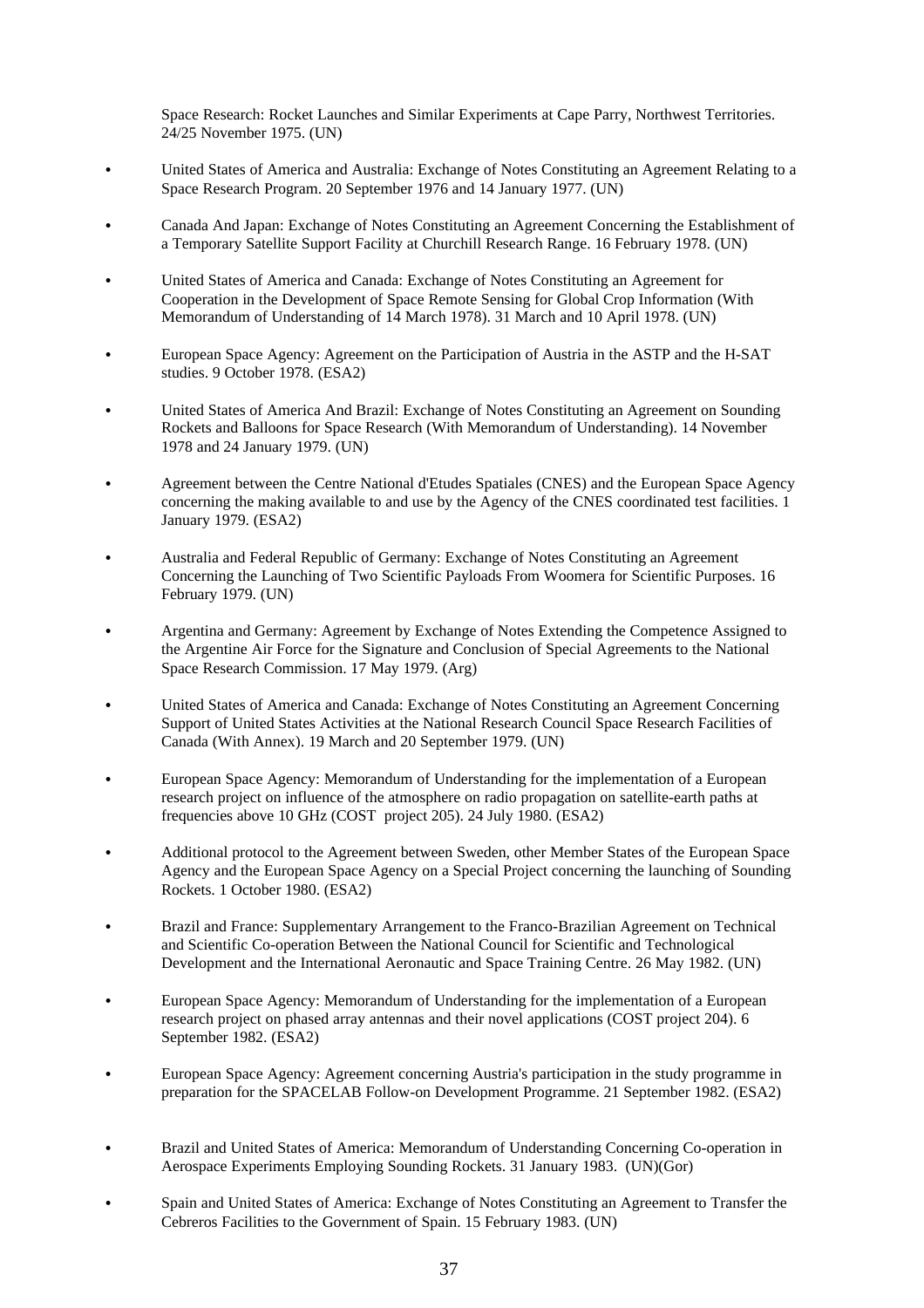Space Research: Rocket Launches and Similar Experiments at Cape Parry, Northwest Territories. 24/25 November 1975. (UN)

- United States of America and Australia: Exchange of Notes Constituting an Agreement Relating to a Space Research Program. 20 September 1976 and 14 January 1977. (UN)

- Canada And Japan: Exchange of Notes Constituting an Agreement Concerning the Establishment of a Temporary Satellite Support Facility at Churchill Research Range. 16 February 1978. (UN)

- United States of America and Canada: Exchange of Notes Constituting an Agreement for Cooperation in the Development of Space Remote Sensing for Global Crop Information (With Memorandum of Understanding of 14 March 1978). 31 March and 10 April 1978. (UN)

- European Space Agency: Agreement on the Participation of Austria in the ASTP and the H-SAT studies. 9 October 1978. (ESA2)

- United States of America And Brazil: Exchange of Notes Constituting an Agreement on Sounding Rockets and Balloons for Space Research (With Memorandum of Understanding). 14 November 1978 and 24 January 1979. (UN)

- Agreement between the Centre National d'Etudes Spatiales (CNES) and the European Space Agency concerning the making available to and use by the Agency of the CNES coordinated test facilities. 1 January 1979. (ESA2)

- Australia and Federal Republic of Germany: Exchange of Notes Constituting an Agreement Concerning the Launching of Two Scientific Payloads From Woomera for Scientific Purposes. 16 February 1979. (UN)

- Argentina and Germany: Agreement by Exchange of Notes Extending the Competence Assigned to the Argentine Air Force for the Signature and Conclusion of Special Agreements to the National Space Research Commission. 17 May 1979. (Arg)

- United States of America and Canada: Exchange of Notes Constituting an Agreement Concerning Support of United States Activities at the National Research Council Space Research Facilities of Canada (With Annex). 19 March and 20 September 1979. (UN)

- European Space Agency: Memorandum of Understanding for the implementation of a European research project on influence of the atmosphere on radio propagation on satellite-earth paths at frequencies above 10 GHz (COST project 205). 24 July 1980. (ESA2)

- Additional protocol to the Agreement between Sweden, other Member States of the European Space Agency and the European Space Agency on a Special Project concerning the launching of Sounding Rockets. 1 October 1980. (ESA2)

- Brazil and France: Supplementary Arrangement to the Franco-Brazilian Agreement on Technical and Scientific Co-operation Between the National Council for Scientific and Technological Development and the International Aeronautic and Space Training Centre. 26 May 1982. (UN)

- European Space Agency: Memorandum of Understanding for the implementation of a European research project on phased array antennas and their novel applications (COST project 204). 6 September 1982. (ESA2)

- European Space Agency: Agreement concerning Austria's participation in the study programme in preparation for the SPACELAB Follow-on Development Programme. 21 September 1982. (ESA2)

- Brazil and United States of America: Memorandum of Understanding Concerning Co-operation in Aerospace Experiments Employing Sounding Rockets. 31 January 1983. (UN)(Gor)

- Spain and United States of America: Exchange of Notes Constituting an Agreement to Transfer the Cebreros Facilities to the Government of Spain. 15 February 1983. (UN)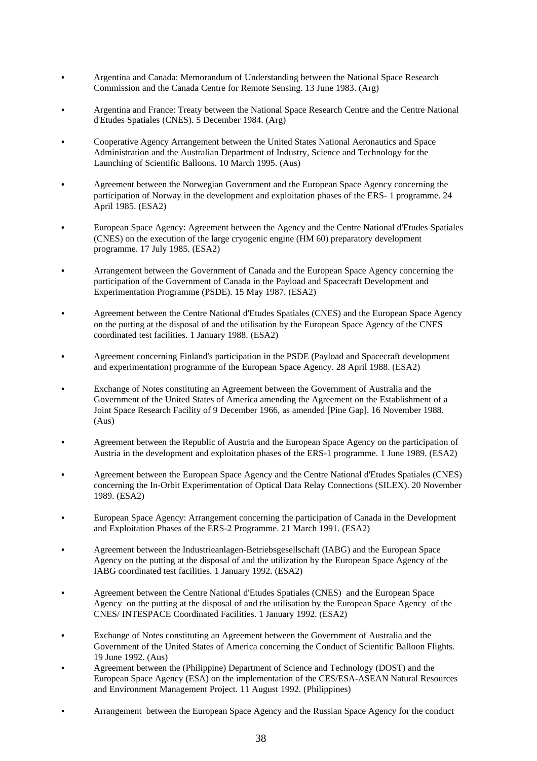- Argentina and Canada: Memorandum of Understanding between the National Space Research Commission and the Canada Centre for Remote Sensing. 13 June 1983. (Arg)

- Argentina and France: Treaty between the National Space Research Centre and the Centre National d'Etudes Spatiales (CNES). 5 December 1984. (Arg)

- Cooperative Agency Arrangement between the United States National Aeronautics and Space Administration and the Australian Department of Industry, Science and Technology for the Launching of Scientific Balloons. 10 March 1995. (Aus)

- Agreement between the Norwegian Government and the European Space Agency concerning the participation of Norway in the development and exploitation phases of the ERS- 1 programme. 24 April 1985. (ESA2)

- European Space Agency: Agreement between the Agency and the Centre National d'Etudes Spatiales (CNES) on the execution of the large cryogenic engine (HM 60) preparatory development programme. 17 July 1985. (ESA2)

- Arrangement between the Government of Canada and the European Space Agency concerning the participation of the Government of Canada in the Payload and Spacecraft Development and Experimentation Programme (PSDE). 15 May 1987. (ESA2)

- Agreement between the Centre National d'Etudes Spatiales (CNES) and the European Space Agency on the putting at the disposal of and the utilisation by the European Space Agency of the CNES coordinated test facilities. 1 January 1988. (ESA2)

- Agreement concerning Finland's participation in the PSDE (Payload and Spacecraft development and experimentation) programme of the European Space Agency. 28 April 1988. (ESA2)

- Exchange of Notes constituting an Agreement between the Government of Australia and the Government of the United States of America amending the Agreement on the Establishment of a Joint Space Research Facility of 9 December 1966, as amended [Pine Gap]. 16 November 1988. (Aus)

- Agreement between the Republic of Austria and the European Space Agency on the participation of Austria in the development and exploitation phases of the ERS-1 programme. 1 June 1989. (ESA2)

- Agreement between the European Space Agency and the Centre National d'Etudes Spatiales (CNES) concerning the In-Orbit Experimentation of Optical Data Relay Connections (SILEX). 20 November 1989. (ESA2)

- European Space Agency: Arrangement concerning the participation of Canada in the Development and Exploitation Phases of the ERS-2 Programme. 21 March 1991. (ESA2)

- Agreement between the Industrieanlagen-Betriebsgesellschaft (IABG) and the European Space Agency on the putting at the disposal of and the utilization by the European Space Agency of the IABG coordinated test facilities. 1 January 1992. (ESA2)

- Agreement between the Centre National d'Etudes Spatiales (CNES) and the European Space Agency on the putting at the disposal of and the utilisation by the European Space Agency of the CNES/ INTESPACE Coordinated Facilities. 1 January 1992. (ESA2)

- Exchange of Notes constituting an Agreement between the Government of Australia and the Government of the United States of America concerning the Conduct of Scientific Balloon Flights. 19 June 1992. (Aus)

- Agreement between the (Philippine) Department of Science and Technology (DOST) and the European Space Agency (ESA) on the implementation of the CES/ESA-ASEAN Natural Resources and Environment Management Project. 11 August 1992. (Philippines)

- Arrangement between the European Space Agency and the Russian Space Agency for the conduct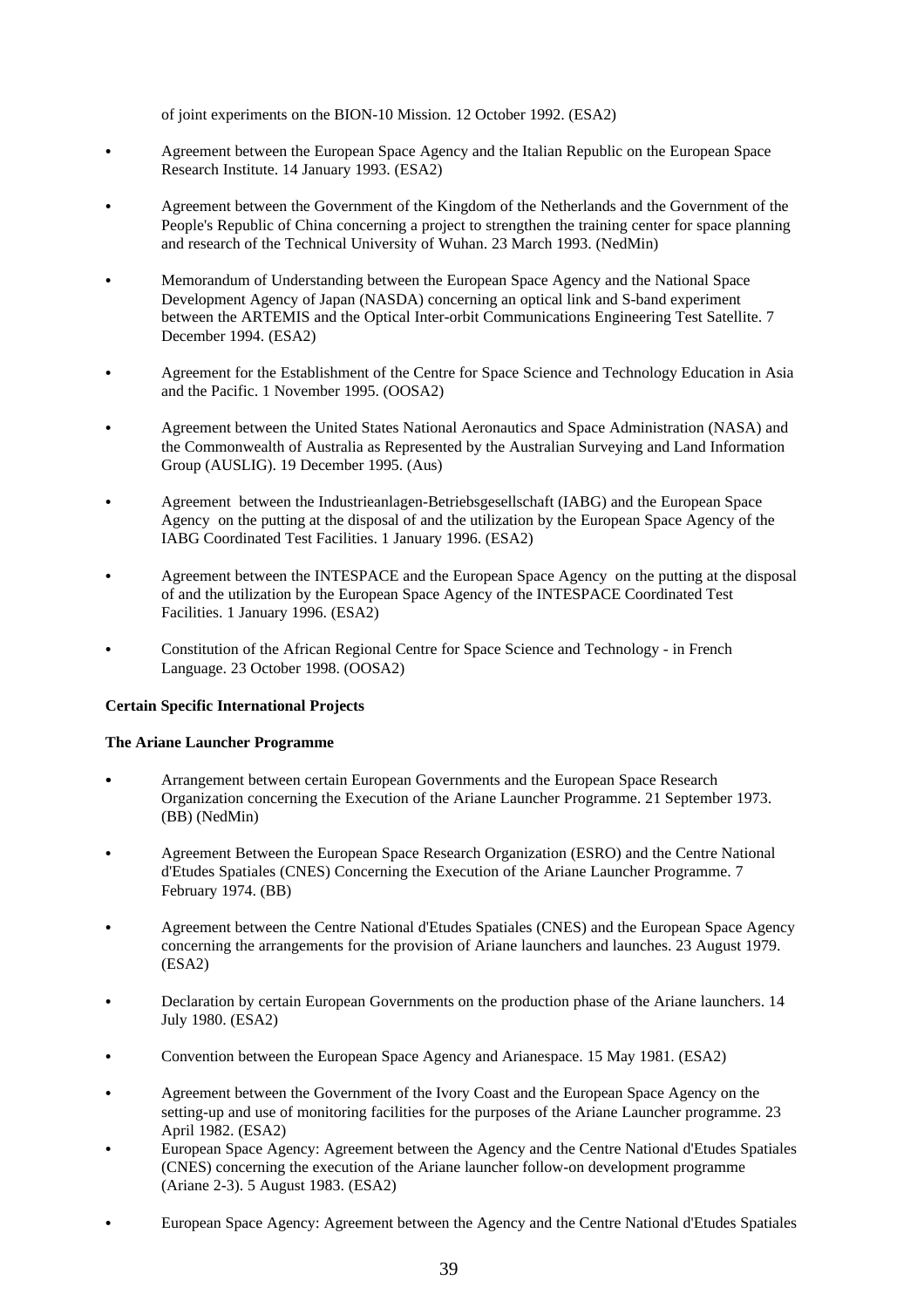of joint experiments on the BION-10 Mission. 12 October 1992. (ESA2)

- Agreement between the European Space Agency and the Italian Republic on the European Space Research Institute. 14 January 1993. (ESA2)
- Agreement between the Government of the Kingdom of the Netherlands and the Government of the People's Republic of China concerning a project to strengthen the training center for space planning and research of the Technical University of Wuhan. 23 March 1993. (NedMin)
- Memorandum of Understanding between the European Space Agency and the National Space Development Agency of Japan (NASDA) concerning an optical link and S-band experiment between the ARTEMIS and the Optical Inter-orbit Communications Engineering Test Satellite. 7 December 1994. (ESA2)
- Agreement for the Establishment of the Centre for Space Science and Technology Education in Asia and the Pacific. 1 November 1995. (OOSA2)
- Agreement between the United States National Aeronautics and Space Administration (NASA) and the Commonwealth of Australia as Represented by the Australian Surveying and Land Information Group (AUSLIG). 19 December 1995. (Aus)
- Agreement between the Industrieanlagen-Betriebsgesellschaft (IABG) and the European Space Agency on the putting at the disposal of and the utilization by the European Space Agency of the IABG Coordinated Test Facilities. 1 January 1996. (ESA2)
- Agreement between the INTESPACE and the European Space Agency on the putting at the disposal of and the utilization by the European Space Agency of the INTESPACE Coordinated Test Facilities. 1 January 1996. (ESA2)
- Constitution of the African Regional Centre for Space Science and Technology - in French Language. 23 October 1998. (OOSA2)

**Certain Specific International Projects**

**The Ariane Launcher Programme**

- Arrangement between certain European Governments and the European Space Research Organization concerning the Execution of the Ariane Launcher Programme. 21 September 1973. (BB) (NedMin)
- Agreement Between the European Space Research Organization (ESRO) and the Centre National d'Etudes Spatiales (CNES) Concerning the Execution of the Ariane Launcher Programme. 7 February 1974. (BB)
- Agreement between the Centre National d'Etudes Spatiales (CNES) and the European Space Agency concerning the arrangements for the provision of Ariane launchers and launches. 23 August 1979. (ESA2)
- Declaration by certain European Governments on the production phase of the Ariane launchers. 14 July 1980. (ESA2)
- Convention between the European Space Agency and Arianespace. 15 May 1981. (ESA2)
- Agreement between the Government of the Ivory Coast and the European Space Agency on the setting-up and use of monitoring facilities for the purposes of the Ariane Launcher programme. 23 April 1982. (ESA2)
- European Space Agency: Agreement between the Agency and the Centre National d'Etudes Spatiales (CNES) concerning the execution of the Ariane launcher follow-on development programme (Ariane 2-3). 5 August 1983. (ESA2)
- European Space Agency: Agreement between the Agency and the Centre National d'Etudes Spatiales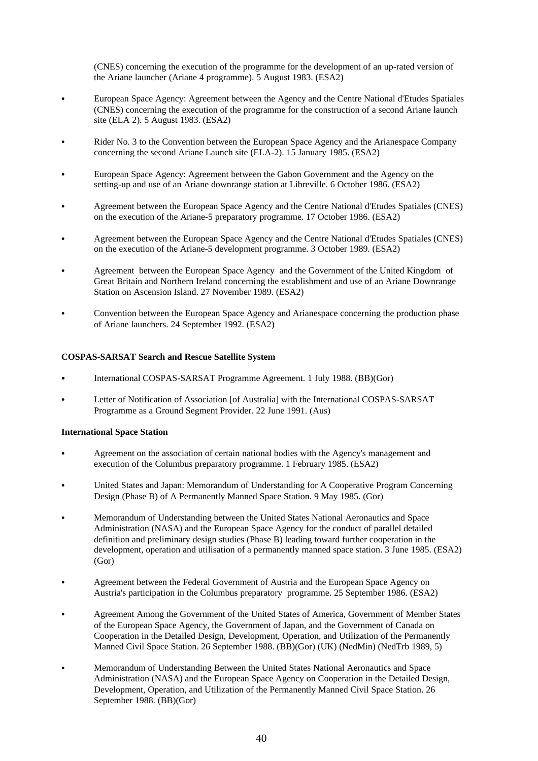(CNES) concerning the execution of the programme for the development of an up-rated version of the Ariane launcher (Ariane 4 programme). 5 August 1983. (ESA2)

- European Space Agency: Agreement between the Agency and the Centre National d'Etudes Spatiales (CNES) concerning the execution of the programme for the construction of a second Ariane launch site (ELA 2). 5 August 1983. (ESA2)
- Rider No. 3 to the Convention between the European Space Agency and the Arianespace Company concerning the second Ariane Launch site (ELA-2). 15 January 1985. (ESA2)
- European Space Agency: Agreement between the Gabon Government and the Agency on the setting-up and use of an Ariane downrange station at Libreville. 6 October 1986. (ESA2)
- Agreement between the European Space Agency and the Centre National d'Etudes Spatiales (CNES) on the execution of the Ariane-5 preparatory programme. 17 October 1986. (ESA2)
- Agreement between the European Space Agency and the Centre National d'Etudes Spatiales (CNES) on the execution of the Ariane-5 development programme. 3 October 1989. (ESA2)
- Agreement between the European Space Agency and the Government of the United Kingdom of Great Britain and Northern Ireland concerning the establishment and use of an Ariane Downrange Station on Ascension Island. 27 November 1989. (ESA2)
- Convention between the European Space Agency and Arianespace concerning the production phase of Ariane launchers. 24 September 1992. (ESA2)

**COSPAS-SARSAT Search and Rescue Satellite System**

- International COSPAS-SARSAT Programme Agreement. 1 July 1988. (BB)(Gor)
- Letter of Notification of Association [of Australia] with the International COSPAS-SARSAT Programme as a Ground Segment Provider. 22 June 1991. (Aus)

**International Space Station**

- Agreement on the association of certain national bodies with the Agency's management and execution of the Columbus preparatory programme. 1 February 1985. (ESA2)
- United States and Japan: Memorandum of Understanding for A Cooperative Program Concerning Design (Phase B) of A Permanently Manned Space Station. 9 May 1985. (Gor)
- Memorandum of Understanding between the United States National Aeronautics and Space Administration (NASA) and the European Space Agency for the conduct of parallel detailed definition and preliminary design studies (Phase B) leading toward further cooperation in the development, operation and utilisation of a permanently manned space station. 3 June 1985. (ESA2) (Gor)
- Agreement between the Federal Government of Austria and the European Space Agency on Austria's participation in the Columbus preparatory programme. 25 September 1986. (ESA2)
- Agreement Among the Government of the United States of America, Government of Member States of the European Space Agency, the Government of Japan, and the Government of Canada on Cooperation in the Detailed Design, Development, Operation, and Utilization of the Permanently Manned Civil Space Station. 26 September 1988. (BB)(Gor) (UK) (NedMin) (NedTrb 1989, 5)
- Memorandum of Understanding Between the United States National Aeronautics and Space Administration (NASA) and the European Space Agency on Cooperation in the Detailed Design, Development, Operation, and Utilization of the Permanently Manned Civil Space Station. 26 September 1988. (BB)(Gor)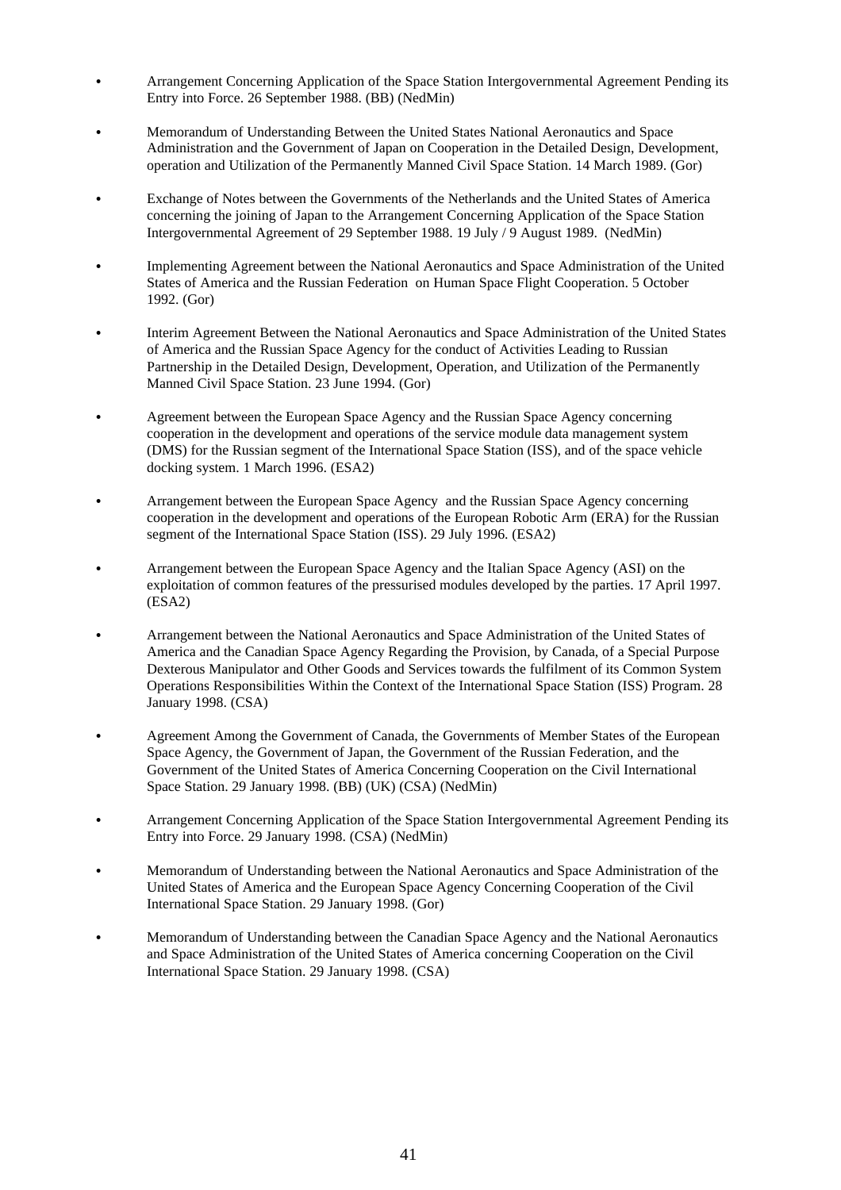- Arrangement Concerning Application of the Space Station Intergovernmental Agreement Pending its Entry into Force. 26 September 1988. (BB) (NedMin)

- Memorandum of Understanding Between the United States National Aeronautics and Space Administration and the Government of Japan on Cooperation in the Detailed Design, Development, operation and Utilization of the Permanently Manned Civil Space Station. 14 March 1989. (Gor)

- Exchange of Notes between the Governments of the Netherlands and the United States of America concerning the joining of Japan to the Arrangement Concerning Application of the Space Station Intergovernmental Agreement of 29 September 1988. 19 July / 9 August 1989. (NedMin)

- Implementing Agreement between the National Aeronautics and Space Administration of the United States of America and the Russian Federation on Human Space Flight Cooperation. 5 October 1992. (Gor)

- Interim Agreement Between the National Aeronautics and Space Administration of the United States of America and the Russian Space Agency for the conduct of Activities Leading to Russian Partnership in the Detailed Design, Development, Operation, and Utilization of the Permanently Manned Civil Space Station. 23 June 1994. (Gor)

- Agreement between the European Space Agency and the Russian Space Agency concerning cooperation in the development and operations of the service module data management system (DMS) for the Russian segment of the International Space Station (ISS), and of the space vehicle docking system. 1 March 1996. (ESA2)

- Arrangement between the European Space Agency and the Russian Space Agency concerning cooperation in the development and operations of the European Robotic Arm (ERA) for the Russian segment of the International Space Station (ISS). 29 July 1996. (ESA2)

- Arrangement between the European Space Agency and the Italian Space Agency (ASI) on the exploitation of common features of the pressurised modules developed by the parties. 17 April 1997. (ESA2)

- Arrangement between the National Aeronautics and Space Administration of the United States of America and the Canadian Space Agency Regarding the Provision, by Canada, of a Special Purpose Dexterous Manipulator and Other Goods and Services towards the fulfilment of its Common System Operations Responsibilities Within the Context of the International Space Station (ISS) Program. 28 January 1998. (CSA)

- Agreement Among the Government of Canada, the Governments of Member States of the European Space Agency, the Government of Japan, the Government of the Russian Federation, and the Government of the United States of America Concerning Cooperation on the Civil International Space Station. 29 January 1998. (BB) (UK) (CSA) (NedMin)

- Arrangement Concerning Application of the Space Station Intergovernmental Agreement Pending its Entry into Force. 29 January 1998. (CSA) (NedMin)

- Memorandum of Understanding between the National Aeronautics and Space Administration of the United States of America and the European Space Agency Concerning Cooperation of the Civil International Space Station. 29 January 1998. (Gor)

- Memorandum of Understanding between the Canadian Space Agency and the National Aeronautics and Space Administration of the United States of America concerning Cooperation on the Civil International Space Station. 29 January 1998. (CSA)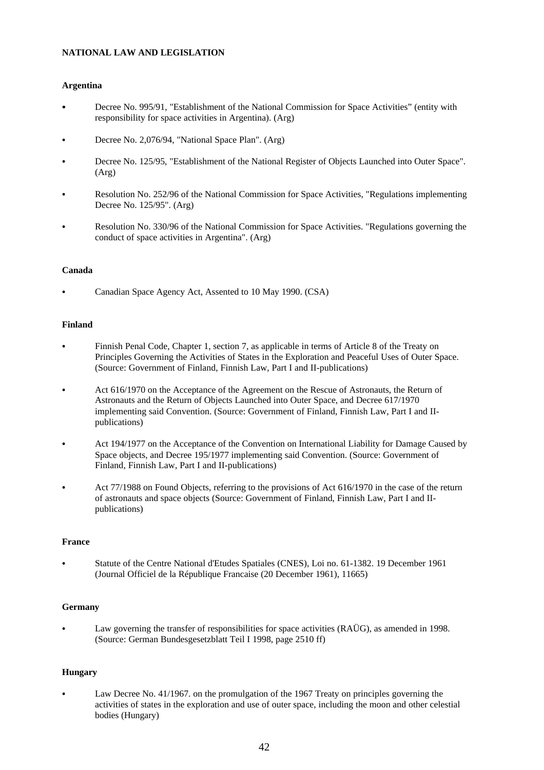## NATIONAL LAW AND LEGISLATION

### Argentina

- Decree No. 995/91, "Establishment of the National Commission for Space Activities” (entity with responsibility for space activities in Argentina). (Arg)
- Decree No. 2,076/94, "National Space Plan". (Arg)
- Decree No. 125/95, "Establishment of the National Register of Objects Launched into Outer Space". (Arg)
- Resolution No. 252/96 of the National Commission for Space Activities, "Regulations implementing Decree No. 125/95". (Arg)
- Resolution No. 330/96 of the National Commission for Space Activities. "Regulations governing the conduct of space activities in Argentina". (Arg)

### Canada

- Canadian Space Agency Act, Assented to 10 May 1990. (CSA)

### Finland

- Finnish Penal Code, Chapter 1, section 7, as applicable in terms of Article 8 of the Treaty on Principles Governing the Activities of States in the Exploration and Peaceful Uses of Outer Space. (Source: Government of Finland, Finnish Law, Part I and II-publications)
- Act 616/1970 on the Acceptance of the Agreement on the Rescue of Astronauts, the Return of Astronauts and the Return of Objects Launched into Outer Space, and Decree 617/1970 implementing said Convention. (Source: Government of Finland, Finnish Law, Part I and II-publications)
- Act 194/1977 on the Acceptance of the Convention on International Liability for Damage Caused by Space objects, and Decree 195/1977 implementing said Convention. (Source: Government of Finland, Finnish Law, Part I and II-publications)
- Act 77/1988 on Found Objects, referring to the provisions of Act 616/1970 in the case of the return of astronauts and space objects (Source: Government of Finland, Finnish Law, Part I and II-publications)

### France

- Statute of the Centre National d'Etudes Spatiales (CNES), Loi no. 61-1382. 19 December 1961 (Journal Officiel de la République Francaise (20 December 1961), 11665)

### Germany

- Law governing the transfer of responsibilities for space activities (RAÜG), as amended in 1998. (Source: German Bundesgesetzblatt Teil I 1998, page 2510 ff)

### Hungary

- Law Decree No. 41/1967. on the promulgation of the 1967 Treaty on principles governing the activities of states in the exploration and use of outer space, including the moon and other celestial bodies (Hungary)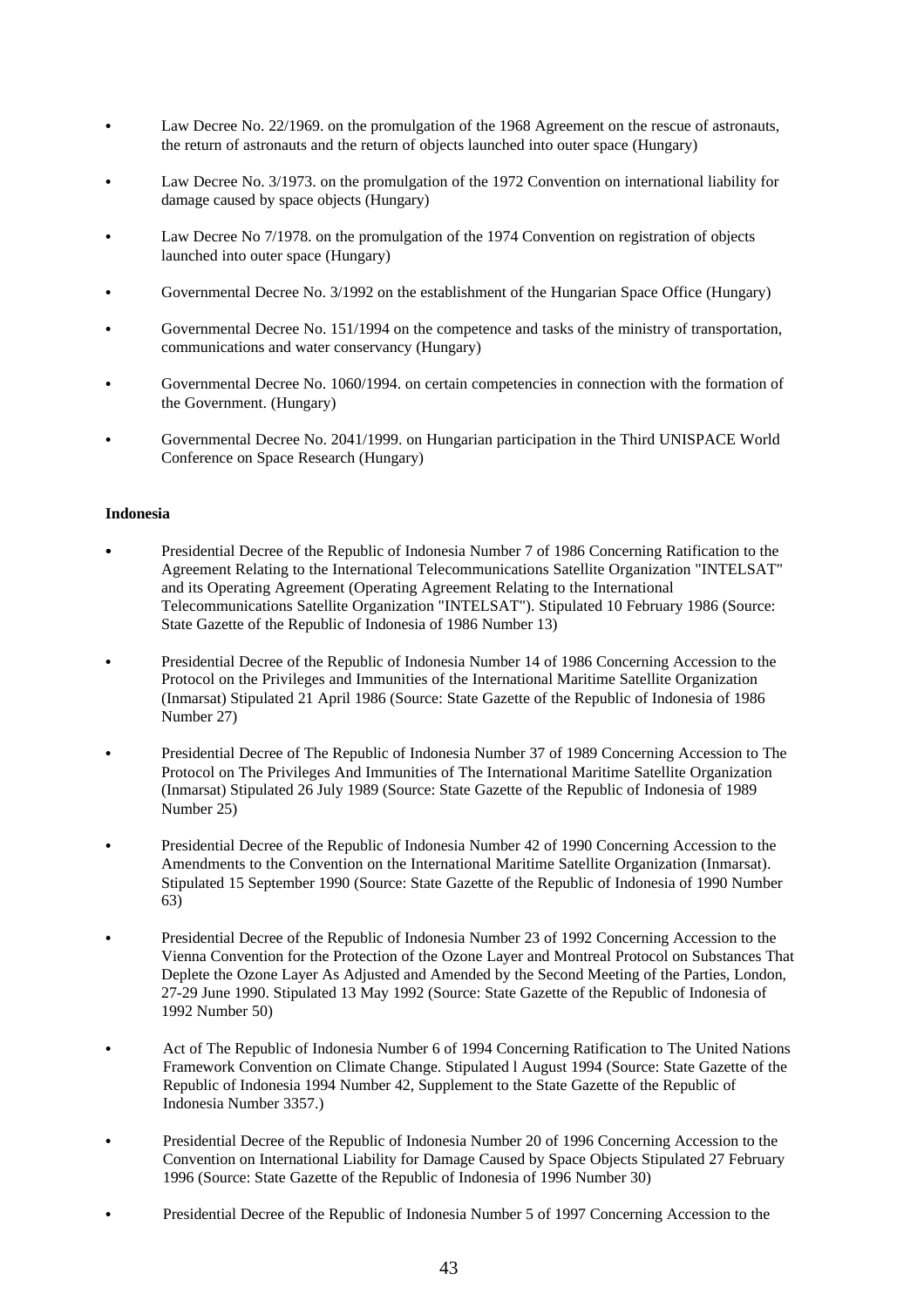- Law Decree No. 22/1969. on the promulgation of the 1968 Agreement on the rescue of astronauts, the return of astronauts and the return of objects launched into outer space (Hungary)
- Law Decree No. 3/1973. on the promulgation of the 1972 Convention on international liability for damage caused by space objects (Hungary)
- Law Decree No 7/1978. on the promulgation of the 1974 Convention on registration of objects launched into outer space (Hungary)
- Governmental Decree No. 3/1992 on the establishment of the Hungarian Space Office (Hungary)
- Governmental Decree No. 151/1994 on the competence and tasks of the ministry of transportation, communications and water conservancy (Hungary)
- Governmental Decree No. 1060/1994. on certain competencies in connection with the formation of the Government. (Hungary)
- Governmental Decree No. 2041/1999. on Hungarian participation in the Third UNISPACE World Conference on Space Research (Hungary)

**Indonesia**

- Presidential Decree of the Republic of Indonesia Number 7 of 1986 Concerning Ratification to the Agreement Relating to the International Telecommunications Satellite Organization "INTELSAT" and its Operating Agreement (Operating Agreement Relating to the International Telecommunications Satellite Organization "INTELSAT"). Stipulated 10 February 1986 (Source: State Gazette of the Republic of Indonesia of 1986 Number 13)
- Presidential Decree of the Republic of Indonesia Number 14 of 1986 Concerning Accession to the Protocol on the Privileges and Immunities of the International Maritime Satellite Organization (Inmarsat) Stipulated 21 April 1986 (Source: State Gazette of the Republic of Indonesia of 1986 Number 27)
- Presidential Decree of The Republic of Indonesia Number 37 of 1989 Concerning Accession to The Protocol on The Privileges And Immunities of The International Maritime Satellite Organization (Inmarsat) Stipulated 26 July 1989 (Source: State Gazette of the Republic of Indonesia of 1989 Number 25)
- Presidential Decree of the Republic of Indonesia Number 42 of 1990 Concerning Accession to the Amendments to the Convention on the International Maritime Satellite Organization (Inmarsat). Stipulated 15 September 1990 (Source: State Gazette of the Republic of Indonesia of 1990 Number 63)
- Presidential Decree of the Republic of Indonesia Number 23 of 1992 Concerning Accession to the Vienna Convention for the Protection of the Ozone Layer and Montreal Protocol on Substances That Deplete the Ozone Layer As Adjusted and Amended by the Second Meeting of the Parties, London, 27-29 June 1990. Stipulated 13 May 1992 (Source: State Gazette of the Republic of Indonesia of 1992 Number 50)
- Act of The Republic of Indonesia Number 6 of 1994 Concerning Ratification to The United Nations Framework Convention on Climate Change. Stipulated l August 1994 (Source: State Gazette of the Republic of Indonesia 1994 Number 42, Supplement to the State Gazette of the Republic of Indonesia Number 3357.)
- Presidential Decree of the Republic of Indonesia Number 20 of 1996 Concerning Accession to the Convention on International Liability for Damage Caused by Space Objects Stipulated 27 February 1996 (Source: State Gazette of the Republic of Indonesia of 1996 Number 30)
- Presidential Decree of the Republic of Indonesia Number 5 of 1997 Concerning Accession to the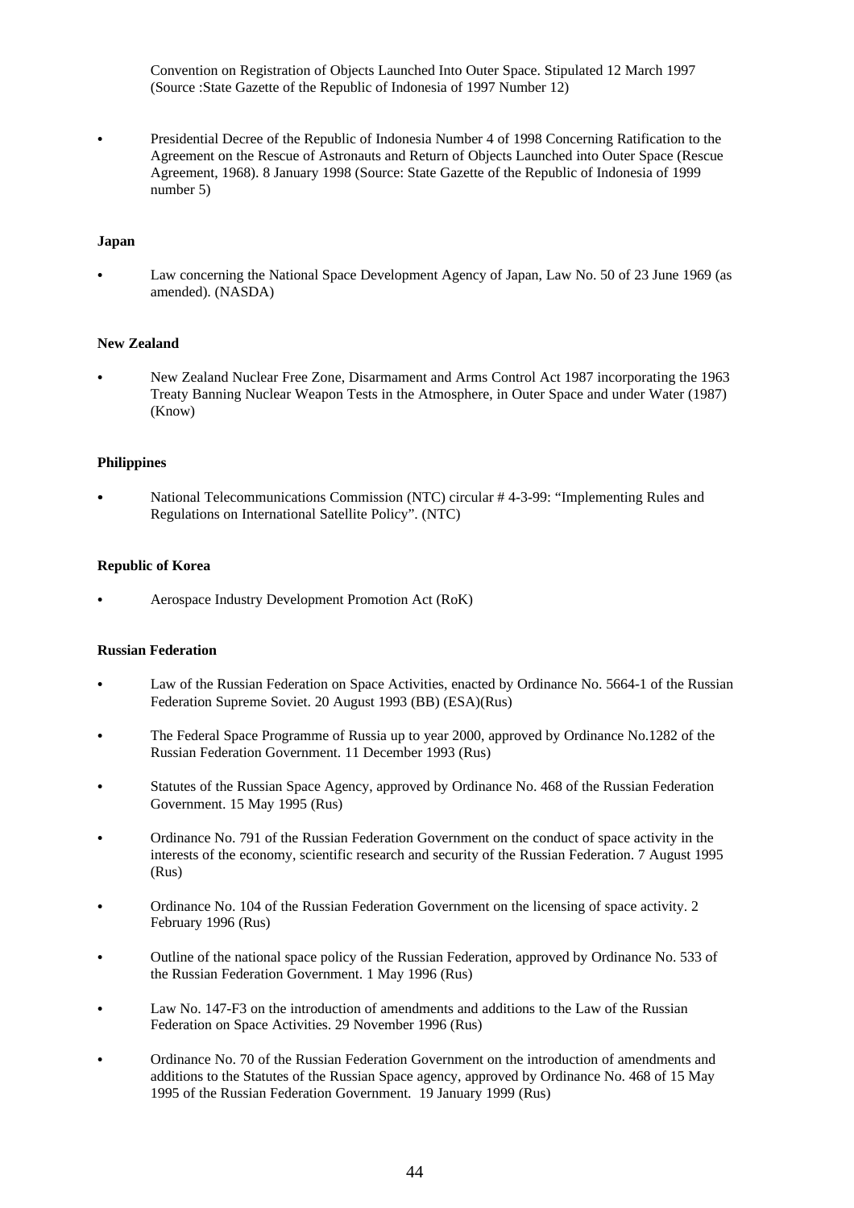Convention on Registration of Objects Launched Into Outer Space. Stipulated 12 March 1997 (Source :State Gazette of the Republic of Indonesia of 1997 Number 12)

- Presidential Decree of the Republic of Indonesia Number 4 of 1998 Concerning Ratification to the Agreement on the Rescue of Astronauts and Return of Objects Launched into Outer Space (Rescue Agreement, 1968). 8 January 1998 (Source: State Gazette of the Republic of Indonesia of 1999 number 5)

**Japan**

- Law concerning the National Space Development Agency of Japan, Law No. 50 of 23 June 1969 (as amended). (NASDA)

**New Zealand**

- New Zealand Nuclear Free Zone, Disarmament and Arms Control Act 1987 incorporating the 1963 Treaty Banning Nuclear Weapon Tests in the Atmosphere, in Outer Space and under Water (1987) (Know)

**Philippines**

- National Telecommunications Commission (NTC) circular # 4-3-99: "Implementing Rules and Regulations on International Satellite Policy". (NTC)

**Republic of Korea**

- Aerospace Industry Development Promotion Act (RoK)

**Russian Federation**

- Law of the Russian Federation on Space Activities, enacted by Ordinance No. 5664-1 of the Russian Federation Supreme Soviet. 20 August 1993 (BB) (ESA)(Rus)
- The Federal Space Programme of Russia up to year 2000, approved by Ordinance No.1282 of the Russian Federation Government. 11 December 1993 (Rus)
- Statutes of the Russian Space Agency, approved by Ordinance No. 468 of the Russian Federation Government. 15 May 1995 (Rus)
- Ordinance No. 791 of the Russian Federation Government on the conduct of space activity in the interests of the economy, scientific research and security of the Russian Federation. 7 August 1995 (Rus)
- Ordinance No. 104 of the Russian Federation Government on the licensing of space activity. 2 February 1996 (Rus)
- Outline of the national space policy of the Russian Federation, approved by Ordinance No. 533 of the Russian Federation Government. 1 May 1996 (Rus)
- Law No. 147-F3 on the introduction of amendments and additions to the Law of the Russian Federation on Space Activities. 29 November 1996 (Rus)
- Ordinance No. 70 of the Russian Federation Government on the introduction of amendments and additions to the Statutes of the Russian Space agency, approved by Ordinance No. 468 of 15 May 1995 of the Russian Federation Government. 19 January 1999 (Rus)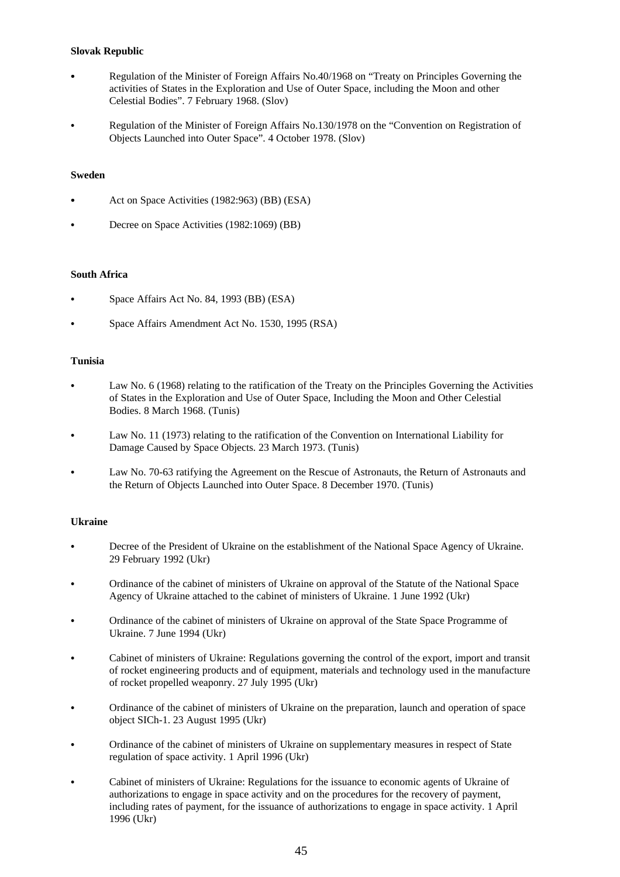**Slovak Republic**

- Regulation of the Minister of Foreign Affairs No.40/1968 on "Treaty on Principles Governing the activities of States in the Exploration and Use of Outer Space, including the Moon and other Celestial Bodies". 7 February 1968. (Slov)
- Regulation of the Minister of Foreign Affairs No.130/1978 on the "Convention on Registration of Objects Launched into Outer Space". 4 October 1978. (Slov)

**Sweden**

- Act on Space Activities (1982:963) (BB) (ESA)
- Decree on Space Activities (1982:1069) (BB)

**South Africa**

- Space Affairs Act No. 84, 1993 (BB) (ESA)
- Space Affairs Amendment Act No. 1530, 1995 (RSA)

**Tunisia**

- Law No. 6 (1968) relating to the ratification of the Treaty on the Principles Governing the Activities of States in the Exploration and Use of Outer Space, Including the Moon and Other Celestial Bodies. 8 March 1968. (Tunis)
- Law No. 11 (1973) relating to the ratification of the Convention on International Liability for Damage Caused by Space Objects. 23 March 1973. (Tunis)
- Law No. 70-63 ratifying the Agreement on the Rescue of Astronauts, the Return of Astronauts and the Return of Objects Launched into Outer Space. 8 December 1970. (Tunis)

**Ukraine**

- Decree of the President of Ukraine on the establishment of the National Space Agency of Ukraine. 29 February 1992 (Ukr)
- Ordinance of the cabinet of ministers of Ukraine on approval of the Statute of the National Space Agency of Ukraine attached to the cabinet of ministers of Ukraine. 1 June 1992 (Ukr)
- Ordinance of the cabinet of ministers of Ukraine on approval of the State Space Programme of Ukraine. 7 June 1994 (Ukr)
- Cabinet of ministers of Ukraine: Regulations governing the control of the export, import and transit of rocket engineering products and of equipment, materials and technology used in the manufacture of rocket propelled weaponry. 27 July 1995 (Ukr)
- Ordinance of the cabinet of ministers of Ukraine on the preparation, launch and operation of space object SICh-1. 23 August 1995 (Ukr)
- Ordinance of the cabinet of ministers of Ukraine on supplementary measures in respect of State regulation of space activity. 1 April 1996 (Ukr)
- Cabinet of ministers of Ukraine: Regulations for the issuance to economic agents of Ukraine of authorizations to engage in space activity and on the procedures for the recovery of payment, including rates of payment, for the issuance of authorizations to engage in space activity. 1 April 1996 (Ukr)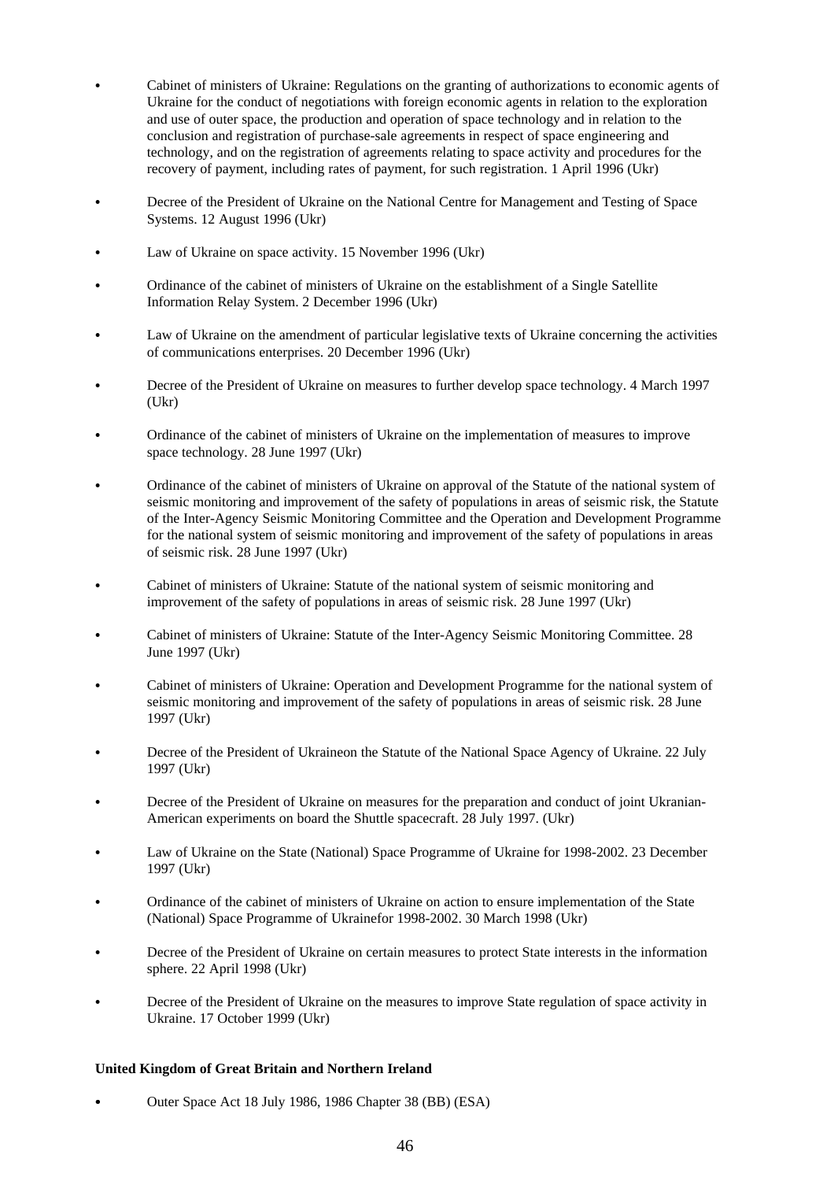- Cabinet of ministers of Ukraine: Regulations on the granting of authorizations to economic agents of Ukraine for the conduct of negotiations with foreign economic agents in relation to the exploration and use of outer space, the production and operation of space technology and in relation to the conclusion and registration of purchase-sale agreements in respect of space engineering and technology, and on the registration of agreements relating to space activity and procedures for the recovery of payment, including rates of payment, for such registration. 1 April 1996 (Ukr)

- Decree of the President of Ukraine on the National Centre for Management and Testing of Space Systems. 12 August 1996 (Ukr)

- Law of Ukraine on space activity. 15 November 1996 (Ukr)

- Ordinance of the cabinet of ministers of Ukraine on the establishment of a Single Satellite Information Relay System. 2 December 1996 (Ukr)

- Law of Ukraine on the amendment of particular legislative texts of Ukraine concerning the activities of communications enterprises. 20 December 1996 (Ukr)

- Decree of the President of Ukraine on measures to further develop space technology. 4 March 1997 (Ukr)

- Ordinance of the cabinet of ministers of Ukraine on the implementation of measures to improve space technology. 28 June 1997 (Ukr)

- Ordinance of the cabinet of ministers of Ukraine on approval of the Statute of the national system of seismic monitoring and improvement of the safety of populations in areas of seismic risk, the Statute of the Inter-Agency Seismic Monitoring Committee and the Operation and Development Programme for the national system of seismic monitoring and improvement of the safety of populations in areas of seismic risk. 28 June 1997 (Ukr)

- Cabinet of ministers of Ukraine: Statute of the national system of seismic monitoring and improvement of the safety of populations in areas of seismic risk. 28 June 1997 (Ukr)

- Cabinet of ministers of Ukraine: Statute of the Inter-Agency Seismic Monitoring Committee. 28 June 1997 (Ukr)

- Cabinet of ministers of Ukraine: Operation and Development Programme for the national system of seismic monitoring and improvement of the safety of populations in areas of seismic risk. 28 June 1997 (Ukr)

- Decree of the President of Ukraineon the Statute of the National Space Agency of Ukraine. 22 July 1997 (Ukr)

- Decree of the President of Ukraine on measures for the preparation and conduct of joint Ukranian-American experiments on board the Shuttle spacecraft. 28 July 1997. (Ukr)

- Law of Ukraine on the State (National) Space Programme of Ukraine for 1998-2002. 23 December 1997 (Ukr)

- Ordinance of the cabinet of ministers of Ukraine on action to ensure implementation of the State (National) Space Programme of Ukrainefor 1998-2002. 30 March 1998 (Ukr)

- Decree of the President of Ukraine on certain measures to protect State interests in the information sphere. 22 April 1998 (Ukr)

- Decree of the President of Ukraine on the measures to improve State regulation of space activity in Ukraine. 17 October 1999 (Ukr)

**United Kingdom of Great Britain and Northern Ireland**

- Outer Space Act 18 July 1986, 1986 Chapter 38 (BB) (ESA)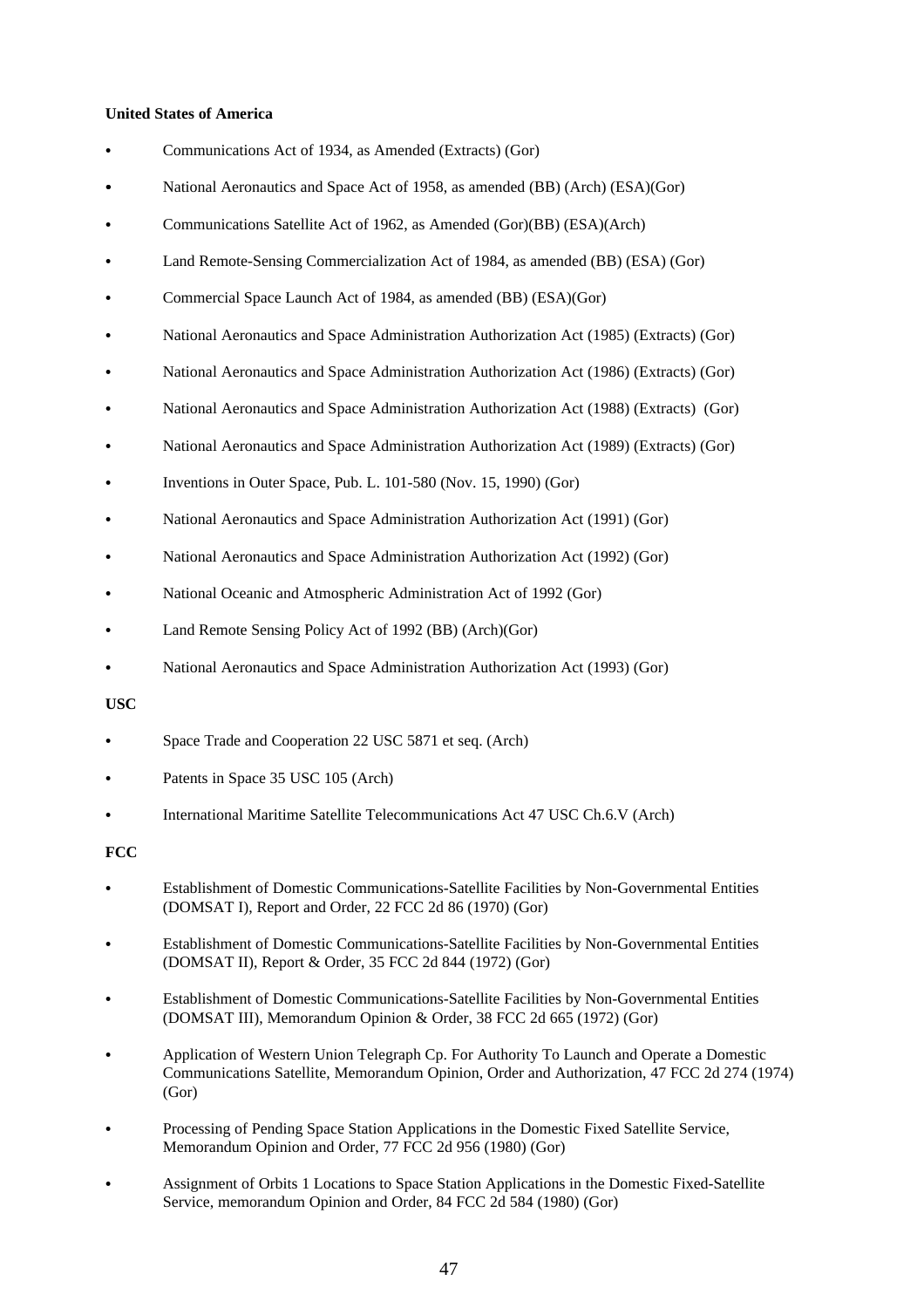**United States of America**

- Communications Act of 1934, as Amended (Extracts) (Gor)
- National Aeronautics and Space Act of 1958, as amended (BB) (Arch) (ESA)(Gor)
- Communications Satellite Act of 1962, as Amended (Gor)(BB) (ESA)(Arch)
- Land Remote-Sensing Commercialization Act of 1984, as amended (BB) (ESA) (Gor)
- Commercial Space Launch Act of 1984, as amended (BB) (ESA)(Gor)
- National Aeronautics and Space Administration Authorization Act (1985) (Extracts) (Gor)
- National Aeronautics and Space Administration Authorization Act (1986) (Extracts) (Gor)
- National Aeronautics and Space Administration Authorization Act (1988) (Extracts) (Gor)
- National Aeronautics and Space Administration Authorization Act (1989) (Extracts) (Gor)
- Inventions in Outer Space, Pub. L. 101-580 (Nov. 15, 1990) (Gor)
- National Aeronautics and Space Administration Authorization Act (1991) (Gor)
- National Aeronautics and Space Administration Authorization Act (1992) (Gor)
- National Oceanic and Atmospheric Administration Act of 1992 (Gor)
- Land Remote Sensing Policy Act of 1992 (BB) (Arch)(Gor)
- National Aeronautics and Space Administration Authorization Act (1993) (Gor)

**USC**

- Space Trade and Cooperation 22 USC 5871 et seq. (Arch)
- Patents in Space 35 USC 105 (Arch)
- International Maritime Satellite Telecommunications Act 47 USC Ch.6.V (Arch)

**FCC**

- Establishment of Domestic Communications-Satellite Facilities by Non-Governmental Entities (DOMSAT I), Report and Order, 22 FCC 2d 86 (1970) (Gor)
- Establishment of Domestic Communications-Satellite Facilities by Non-Governmental Entities (DOMSAT II), Report & Order, 35 FCC 2d 844 (1972) (Gor)
- Establishment of Domestic Communications-Satellite Facilities by Non-Governmental Entities (DOMSAT III), Memorandum Opinion & Order, 38 FCC 2d 665 (1972) (Gor)
- Application of Western Union Telegraph Cp. For Authority To Launch and Operate a Domestic Communications Satellite, Memorandum Opinion, Order and Authorization, 47 FCC 2d 274 (1974) (Gor)
- Processing of Pending Space Station Applications in the Domestic Fixed Satellite Service, Memorandum Opinion and Order, 77 FCC 2d 956 (1980) (Gor)
- Assignment of Orbits 1 Locations to Space Station Applications in the Domestic Fixed-Satellite Service, memorandum Opinion and Order, 84 FCC 2d 584 (1980) (Gor)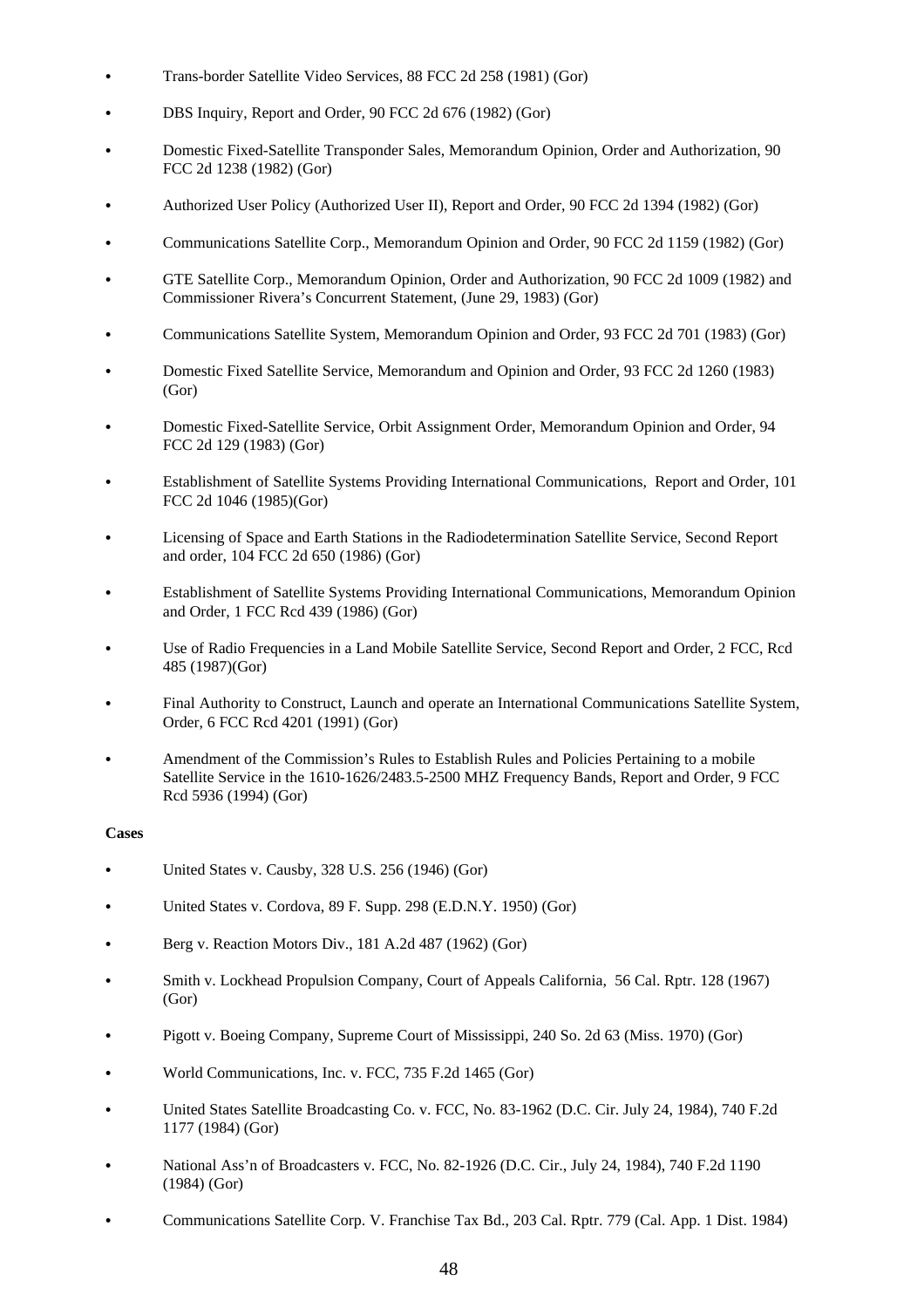- Trans-border Satellite Video Services, 88 FCC 2d 258 (1981) (Gor)
- DBS Inquiry, Report and Order, 90 FCC 2d 676 (1982) (Gor)
- Domestic Fixed-Satellite Transponder Sales, Memorandum Opinion, Order and Authorization, 90 FCC 2d 1238 (1982) (Gor)
- Authorized User Policy (Authorized User II), Report and Order, 90 FCC 2d 1394 (1982) (Gor)
- Communications Satellite Corp., Memorandum Opinion and Order, 90 FCC 2d 1159 (1982) (Gor)
- GTE Satellite Corp., Memorandum Opinion, Order and Authorization, 90 FCC 2d 1009 (1982) and Commissioner Rivera's Concurrent Statement, (June 29, 1983) (Gor)
- Communications Satellite System, Memorandum Opinion and Order, 93 FCC 2d 701 (1983) (Gor)
- Domestic Fixed Satellite Service, Memorandum and Opinion and Order, 93 FCC 2d 1260 (1983) (Gor)
- Domestic Fixed-Satellite Service, Orbit Assignment Order, Memorandum Opinion and Order, 94 FCC 2d 129 (1983) (Gor)
- Establishment of Satellite Systems Providing International Communications, Report and Order, 101 FCC 2d 1046 (1985)(Gor)
- Licensing of Space and Earth Stations in the Radiodetermination Satellite Service, Second Report and order, 104 FCC 2d 650 (1986) (Gor)
- Establishment of Satellite Systems Providing International Communications, Memorandum Opinion and Order, 1 FCC Rcd 439 (1986) (Gor)
- Use of Radio Frequencies in a Land Mobile Satellite Service, Second Report and Order, 2 FCC, Rcd 485 (1987)(Gor)
- Final Authority to Construct, Launch and operate an International Communications Satellite System, Order, 6 FCC Rcd 4201 (1991) (Gor)
- Amendment of the Commission's Rules to Establish Rules and Policies Pertaining to a mobile Satellite Service in the 1610-1626/2483.5-2500 MHZ Frequency Bands, Report and Order, 9 FCC Rcd 5936 (1994) (Gor)

**Cases**

- United States v. Causby, 328 U.S. 256 (1946) (Gor)
- United States v. Cordova, 89 F. Supp. 298 (E.D.N.Y. 1950) (Gor)
- Berg v. Reaction Motors Div., 181 A.2d 487 (1962) (Gor)
- Smith v. Lockhead Propulsion Company, Court of Appeals California, 56 Cal. Rptr. 128 (1967) (Gor)
- Pigott v. Boeing Company, Supreme Court of Mississippi, 240 So. 2d 63 (Miss. 1970) (Gor)
- World Communications, Inc. v. FCC, 735 F.2d 1465 (Gor)
- United States Satellite Broadcasting Co. v. FCC, No. 83-1962 (D.C. Cir. July 24, 1984), 740 F.2d 1177 (1984) (Gor)
- National Ass'n of Broadcasters v. FCC, No. 82-1926 (D.C. Cir., July 24, 1984), 740 F.2d 1190 (1984) (Gor)
- Communications Satellite Corp. V. Franchise Tax Bd., 203 Cal. Rptr. 779 (Cal. App. 1 Dist. 1984)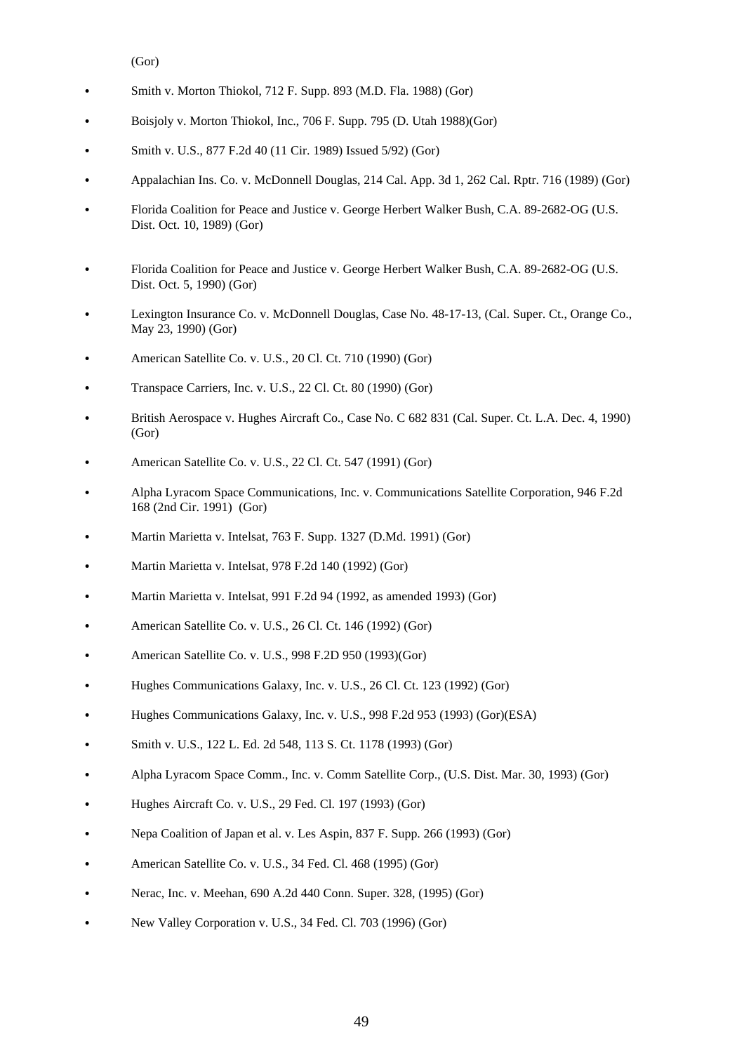(Gor)

- Smith v. Morton Thiokol, 712 F. Supp. 893 (M.D. Fla. 1988) (Gor)
- Boisjoly v. Morton Thiokol, Inc., 706 F. Supp. 795 (D. Utah 1988)(Gor)
- Smith v. U.S., 877 F.2d 40 (11 Cir. 1989) Issued 5/92) (Gor)
- Appalachian Ins. Co. v. McDonnell Douglas, 214 Cal. App. 3d 1, 262 Cal. Rptr. 716 (1989) (Gor)
- Florida Coalition for Peace and Justice v. George Herbert Walker Bush, C.A. 89-2682-OG (U.S. Dist. Oct. 10, 1989) (Gor)
- Florida Coalition for Peace and Justice v. George Herbert Walker Bush, C.A. 89-2682-OG (U.S. Dist. Oct. 5, 1990) (Gor)
- Lexington Insurance Co. v. McDonnell Douglas, Case No. 48-17-13, (Cal. Super. Ct., Orange Co., May 23, 1990) (Gor)
- American Satellite Co. v. U.S., 20 Cl. Ct. 710 (1990) (Gor)
- Transpace Carriers, Inc. v. U.S., 22 Cl. Ct. 80 (1990) (Gor)
- British Aerospace v. Hughes Aircraft Co., Case No. C 682 831 (Cal. Super. Ct. L.A. Dec. 4, 1990) (Gor)
- American Satellite Co. v. U.S., 22 Cl. Ct. 547 (1991) (Gor)
- Alpha Lyracom Space Communications, Inc. v. Communications Satellite Corporation, 946 F.2d 168 (2nd Cir. 1991) (Gor)
- Martin Marietta v. Intelsat, 763 F. Supp. 1327 (D.Md. 1991) (Gor)
- Martin Marietta v. Intelsat, 978 F.2d 140 (1992) (Gor)
- Martin Marietta v. Intelsat, 991 F.2d 94 (1992, as amended 1993) (Gor)
- American Satellite Co. v. U.S., 26 Cl. Ct. 146 (1992) (Gor)
- American Satellite Co. v. U.S., 998 F.2D 950 (1993)(Gor)
- Hughes Communications Galaxy, Inc. v. U.S., 26 Cl. Ct. 123 (1992) (Gor)
- Hughes Communications Galaxy, Inc. v. U.S., 998 F.2d 953 (1993) (Gor)(ESA)
- Smith v. U.S., 122 L. Ed. 2d 548, 113 S. Ct. 1178 (1993) (Gor)
- Alpha Lyracom Space Comm., Inc. v. Comm Satellite Corp., (U.S. Dist. Mar. 30, 1993) (Gor)
- Hughes Aircraft Co. v. U.S., 29 Fed. Cl. 197 (1993) (Gor)
- Nepa Coalition of Japan et al. v. Les Aspin, 837 F. Supp. 266 (1993) (Gor)
- American Satellite Co. v. U.S., 34 Fed. Cl. 468 (1995) (Gor)
- Nerac, Inc. v. Meehan, 690 A.2d 440 Conn. Super. 328, (1995) (Gor)
- New Valley Corporation v. U.S., 34 Fed. Cl. 703 (1996) (Gor)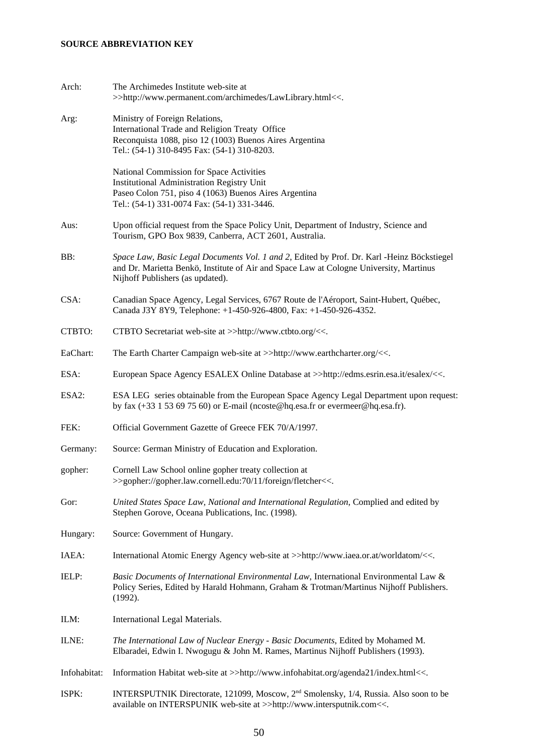**SOURCE ABBREVIATION KEY**

Arch: The Archimedes Institute web-site at >>http://www.permanent.com/archimedes/LawLibrary.html<<.

Arg: Ministry of Foreign Relations,
International Trade and Religion Treaty Office
Reconquista 1088, piso 12 (1003) Buenos Aires Argentina
Tel.: (54-1) 310-8495 Fax: (54-1) 310-8203.

National Commission for Space Activities
Institutional Administration Registry Unit
Paseo Colon 751, piso 4 (1063) Buenos Aires Argentina
Tel.: (54-1) 331-0074 Fax: (54-1) 331-3446.

Aus: Upon official request from the Space Policy Unit, Department of Industry, Science and Tourism, GPO Box 9839, Canberra, ACT 2601, Australia.

BB: *Space Law, Basic Legal Documents Vol. 1 and 2*, Edited by Prof. Dr. Karl -Heinz Böckstiegel and Dr. Marietta Benkö, Institute of Air and Space Law at Cologne University, Martinus Nijhoff Publishers (as updated).

CSA: Canadian Space Agency, Legal Services, 6767 Route de l'Aéroport, Saint-Hubert, Québec, Canada J3Y 8Y9, Telephone: +1-450-926-4800, Fax: +1-450-926-4352.

CTBTO: CTBTO Secretariat web-site at >>http://www.ctbto.org/<<.

EaChart: The Earth Charter Campaign web-site at >>http://www.earthcharter.org/<<.

ESA: European Space Agency ESALEX Online Database at >>http://edms.esrin.esa.it/esalex/<<.

ESA2: ESA LEG series obtainable from the European Space Agency Legal Department upon request: by fax (+33 1 53 69 75 60) or E-mail (ncoste@hq.esa.fr or evermeer@hq.esa.fr).

FEK: Official Government Gazette of Greece FEK 70/A/1997.

Germany: Source: German Ministry of Education and Exploration.

gopher: Cornell Law School online gopher treaty collection at >>gopher://gopher.law.cornell.edu:70/11/foreign/fletcher<<.

Gor: *United States Space Law, National and International Regulation*, Complied and edited by Stephen Gorove, Oceana Publications, Inc. (1998).

Hungary: Source: Government of Hungary.

IAEA: International Atomic Energy Agency web-site at >>http://www.iaea.or.at/worldatom/<<.

IELP: *Basic Documents of International Environmental Law*, International Environmental Law & Policy Series, Edited by Harald Hohmann, Graham & Trotman/Martinus Nijhoff Publishers. (1992).

ILM: International Legal Materials.

ILNE: *The International Law of Nuclear Energy - Basic Documents*, Edited by Mohamed M. Elbaradei, Edwin I. Nwogugu & John M. Rames, Martinus Nijhoff Publishers (1993).

Infohabitat: Information Habitat web-site at >>http://www.infohabitat.org/agenda21/index.html<<.

ISPK: INTERSPUTNIK Directorate, 121099, Moscow, 2nd Smolensky, 1/4, Russia. Also soon to be available on INTERSPUNIK web-site at >>http://www.intersputnik.com<<.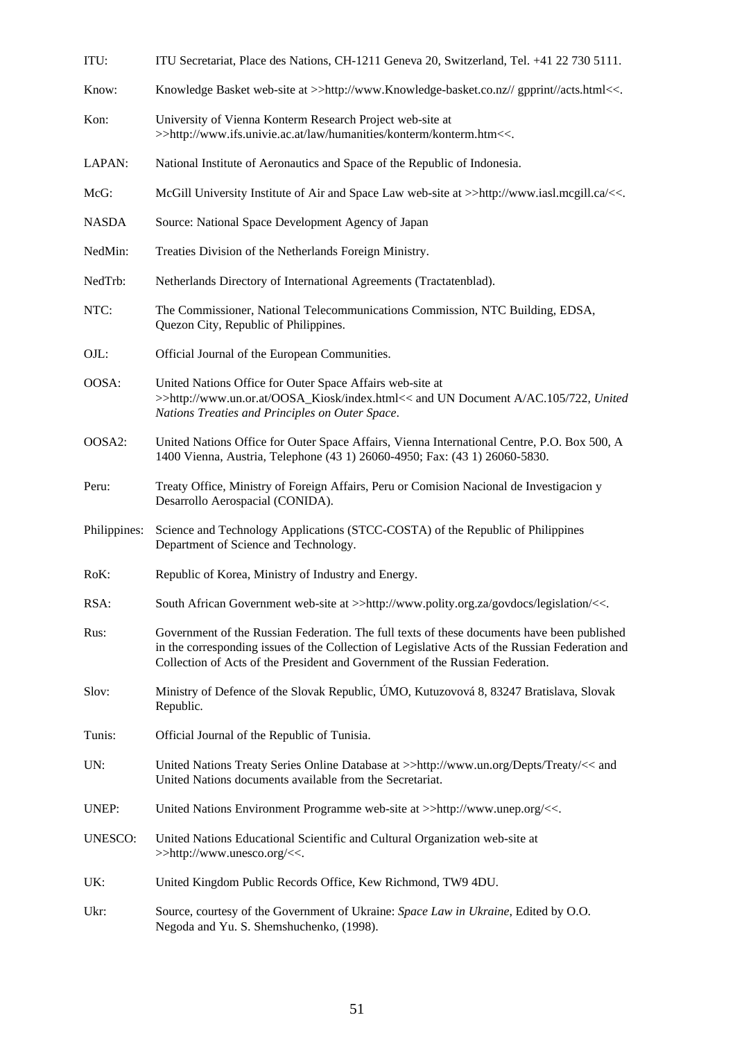ITU: ITU Secretariat, Place des Nations, CH-1211 Geneva 20, Switzerland, Tel. +41 22 730 5111.

Know: Knowledge Basket web-site at >>http://www.Knowledge-basket.co.nz// gpprint//acts.html<<.

Kon: University of Vienna Konterm Research Project web-site at >>http://www.ifs.univie.ac.at/law/humanities/konterm/konterm.htm<<.

LAPAN: National Institute of Aeronautics and Space of the Republic of Indonesia.

McG: McGill University Institute of Air and Space Law web-site at >>http://www.iasl.mcgill.ca/<<.

NASDA Source: National Space Development Agency of Japan

NedMin: Treaties Division of the Netherlands Foreign Ministry.

NedTrb: Netherlands Directory of International Agreements (Tractatenblad).

NTC: The Commissioner, National Telecommunications Commission, NTC Building, EDSA, Quezon City, Republic of Philippines.

OJL: Official Journal of the European Communities.

OOSA: United Nations Office for Outer Space Affairs web-site at >>http://www.un.or.at/OOSA_Kiosk/index.html<< and UN Document A/AC.105/722, *United Nations Treaties and Principles on Outer Space*.

OOSA2: United Nations Office for Outer Space Affairs, Vienna International Centre, P.O. Box 500, A 1400 Vienna, Austria, Telephone (43 1) 26060-4950; Fax: (43 1) 26060-5830.

Peru: Treaty Office, Ministry of Foreign Affairs, Peru or Comision Nacional de Investigacion y Desarrollo Aerospacial (CONIDA).

Philippines: Science and Technology Applications (STCC-COSTA) of the Republic of Philippines Department of Science and Technology.

RoK: Republic of Korea, Ministry of Industry and Energy.

RSA: South African Government web-site at >>http://www.polity.org.za/govdocs/legislation/<<.

Rus: Government of the Russian Federation. The full texts of these documents have been published in the corresponding issues of the Collection of Legislative Acts of the Russian Federation and Collection of Acts of the President and Government of the Russian Federation.

Slov: Ministry of Defence of the Slovak Republic, ÚMO, Kutuzovová 8, 83247 Bratislava, Slovak Republic.

Tunis: Official Journal of the Republic of Tunisia.

UN: United Nations Treaty Series Online Database at >>http://www.un.org/Depts/Treaty/<< and United Nations documents available from the Secretariat.

UNEP: United Nations Environment Programme web-site at >>http://www.unep.org/<<.

UNESCO: United Nations Educational Scientific and Cultural Organization web-site at >>http://www.unesco.org/<<.

UK: United Kingdom Public Records Office, Kew Richmond, TW9 4DU.

Ukr: Source, courtesy of the Government of Ukraine: *Space Law in Ukraine*, Edited by O.O. Negoda and Yu. S. Shemshuchenko, (1998).